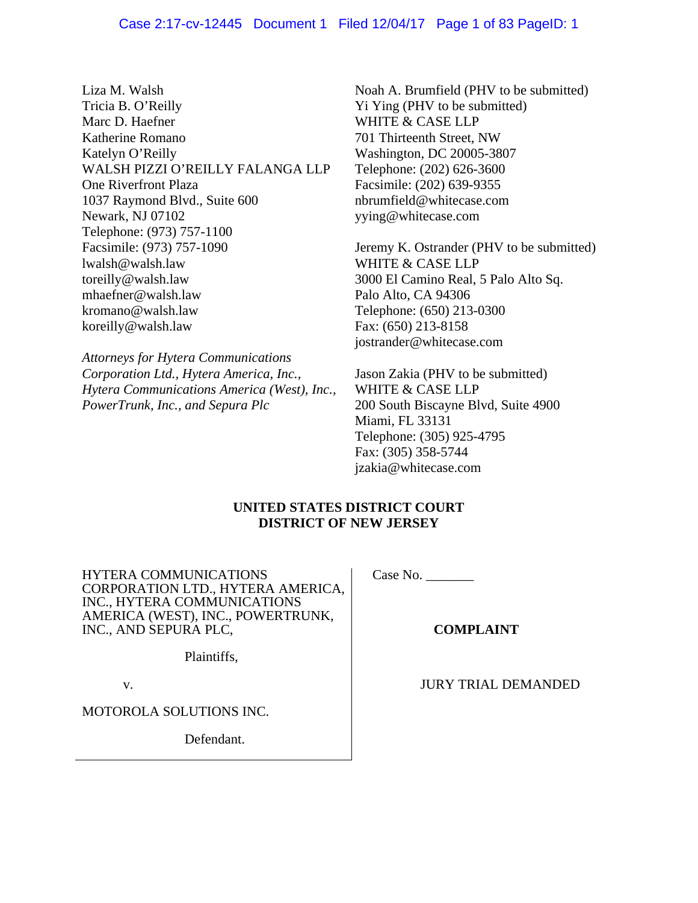Liza M. Walsh
Tricia B. O'Reilly
Marc D. Haefner
Katherine Romano
Katelyn O'Reilly
WALSH PIZZI O'REILLY FALANGA LLP
One Riverfront Plaza
1037 Raymond Blvd., Suite 600
Newark, NJ 07102
Telephone: (973) 757-1100
Facsimile: (973) 757-1090
lwalsh@walsh.law
toreilly@walsh.law
mhaefner@walsh.law
kromano@walsh.law
koreilly@walsh.law

*Attorneys for Hytera Communications Corporation Ltd., Hytera America, Inc., Hytera Communications America (West), Inc., PowerTrunk, Inc., and Sepura Plc*

Noah A. Brumfield (PHV to be submitted)
Yi Ying (PHV to be submitted)
WHITE & CASE LLP
701 Thirteenth Street, NW
Washington, DC 20005-3807
Telephone: (202) 626-3600
Facsimile: (202) 639-9355
nbrumfield@whitecase.com
yying@whitecase.com

Jeremy K. Ostrander (PHV to be submitted)
WHITE & CASE LLP
3000 El Camino Real, 5 Palo Alto Sq.
Palo Alto, CA 94306
Telephone: (650) 213-0300
Fax: (650) 213-8158
jostrander@whitecase.com

Jason Zakia (PHV to be submitted)
WHITE & CASE LLP
200 South Biscayne Blvd, Suite 4900
Miami, FL 33131
Telephone: (305) 925-4795
Fax: (305) 358-5744
jzakia@whitecase.com

**UNITED STATES DISTRICT COURT**
**DISTRICT OF NEW JERSEY**

HYTERA COMMUNICATIONS CORPORATION LTD., HYTERA AMERICA, INC., HYTERA COMMUNICATIONS AMERICA (WEST), INC., POWERTRUNK, INC., AND SEPURA PLC,

Plaintiffs,

v.

MOTOROLA SOLUTIONS INC.

Defendant.

Case No. _______

**COMPLAINT**

JURY TRIAL DEMANDED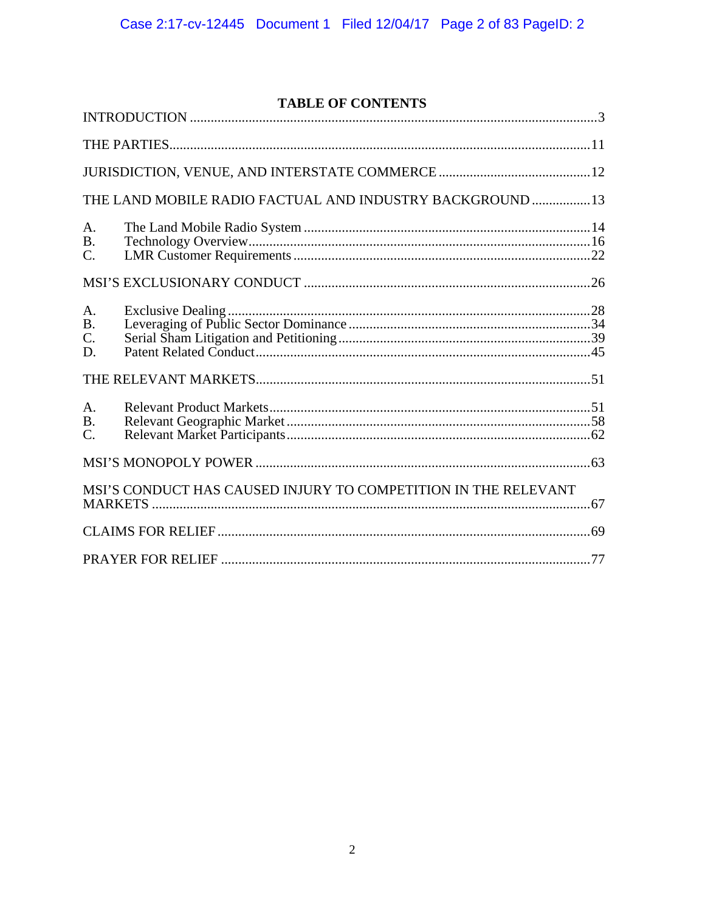## TABLE OF CONTENTS

INTRODUCTION ..... 3

THE PARTIES ..... 11

JURISDICTION, VENUE, AND INTERSTATE COMMERCE ..... 12

THE LAND MOBILE RADIO FACTUAL AND INDUSTRY BACKGROUND ..... 13

A. The Land Mobile Radio System ..... 14
B. Technology Overview ..... 16
C. LMR Customer Requirements ..... 22

MSI'S EXCLUSIONARY CONDUCT ..... 26

A. Exclusive Dealing ..... 28
B. Leveraging of Public Sector Dominance ..... 34
C. Serial Sham Litigation and Petitioning ..... 39
D. Patent Related Conduct ..... 45

THE RELEVANT MARKETS ..... 51

A. Relevant Product Markets ..... 51
B. Relevant Geographic Market ..... 58
C. Relevant Market Participants ..... 62

MSI'S MONOPOLY POWER ..... 63

MSI'S CONDUCT HAS CAUSED INJURY TO COMPETITION IN THE RELEVANT MARKETS ..... 67

CLAIMS FOR RELIEF ..... 69

PRAYER FOR RELIEF ..... 77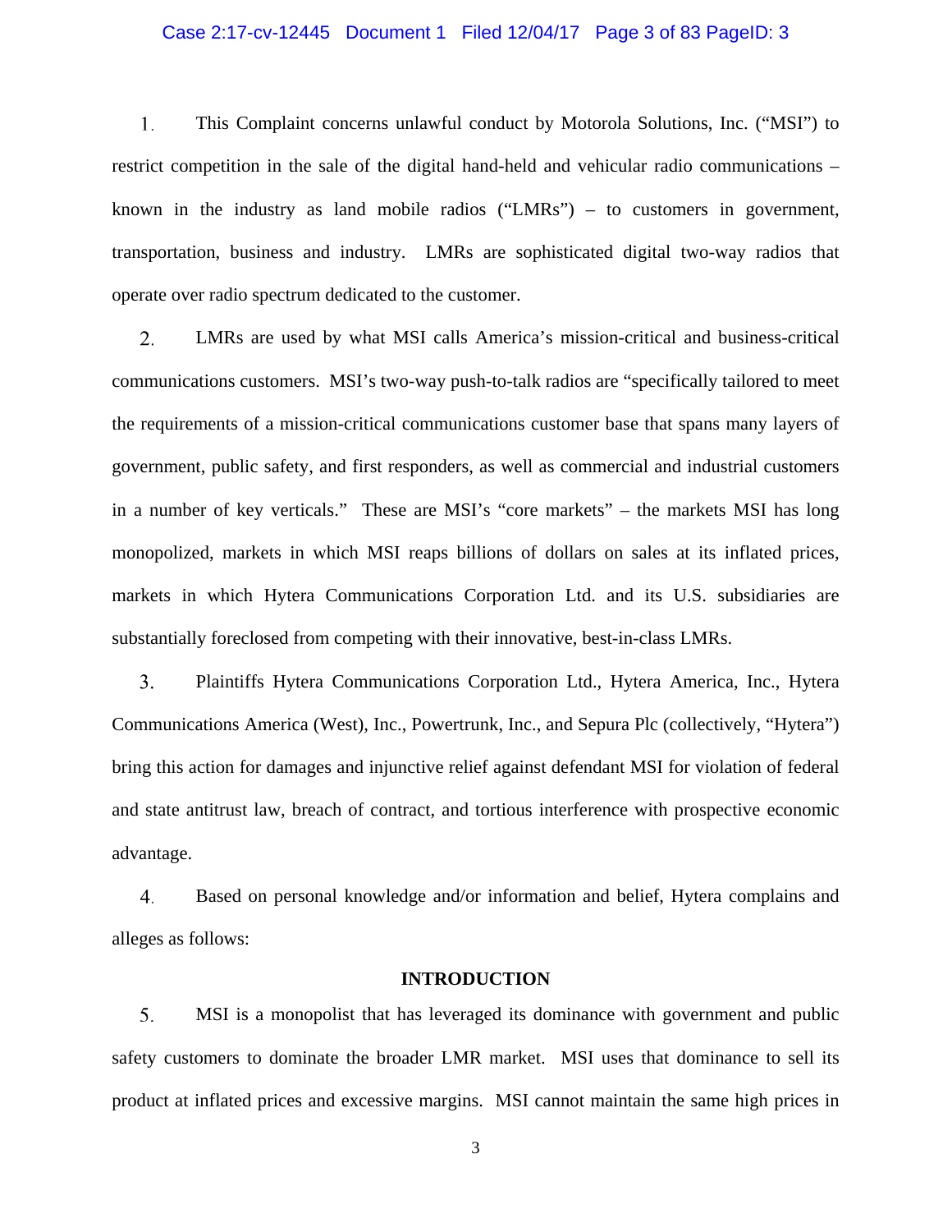1. This Complaint concerns unlawful conduct by Motorola Solutions, Inc. ("MSI") to restrict competition in the sale of the digital hand-held and vehicular radio communications – known in the industry as land mobile radios ("LMRs") – to customers in government, transportation, business and industry. LMRs are sophisticated digital two-way radios that operate over radio spectrum dedicated to the customer.

2. LMRs are used by what MSI calls America's mission-critical and business-critical communications customers. MSI's two-way push-to-talk radios are "specifically tailored to meet the requirements of a mission-critical communications customer base that spans many layers of government, public safety, and first responders, as well as commercial and industrial customers in a number of key verticals." These are MSI's "core markets" – the markets MSI has long monopolized, markets in which MSI reaps billions of dollars on sales at its inflated prices, markets in which Hytera Communications Corporation Ltd. and its U.S. subsidiaries are substantially foreclosed from competing with their innovative, best-in-class LMRs.

3. Plaintiffs Hytera Communications Corporation Ltd., Hytera America, Inc., Hytera Communications America (West), Inc., Powertrunk, Inc., and Sepura Plc (collectively, "Hytera") bring this action for damages and injunctive relief against defendant MSI for violation of federal and state antitrust law, breach of contract, and tortious interference with prospective economic advantage.

4. Based on personal knowledge and/or information and belief, Hytera complains and alleges as follows:

## INTRODUCTION

5. MSI is a monopolist that has leveraged its dominance with government and public safety customers to dominate the broader LMR market. MSI uses that dominance to sell its product at inflated prices and excessive margins. MSI cannot maintain the same high prices in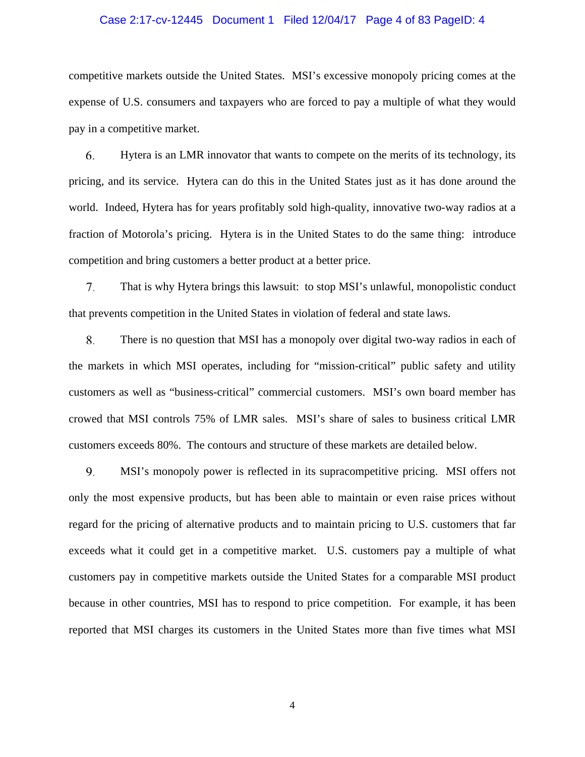competitive markets outside the United States. MSI's excessive monopoly pricing comes at the expense of U.S. consumers and taxpayers who are forced to pay a multiple of what they would pay in a competitive market.

6. Hytera is an LMR innovator that wants to compete on the merits of its technology, its pricing, and its service. Hytera can do this in the United States just as it has done around the world. Indeed, Hytera has for years profitably sold high-quality, innovative two-way radios at a fraction of Motorola's pricing. Hytera is in the United States to do the same thing: introduce competition and bring customers a better product at a better price.

7. That is why Hytera brings this lawsuit: to stop MSI's unlawful, monopolistic conduct that prevents competition in the United States in violation of federal and state laws.

8. There is no question that MSI has a monopoly over digital two-way radios in each of the markets in which MSI operates, including for "mission-critical" public safety and utility customers as well as "business-critical" commercial customers. MSI's own board member has crowed that MSI controls 75% of LMR sales. MSI's share of sales to business critical LMR customers exceeds 80%. The contours and structure of these markets are detailed below.

9. MSI's monopoly power is reflected in its supracompetitive pricing. MSI offers not only the most expensive products, but has been able to maintain or even raise prices without regard for the pricing of alternative products and to maintain pricing to U.S. customers that far exceeds what it could get in a competitive market. U.S. customers pay a multiple of what customers pay in competitive markets outside the United States for a comparable MSI product because in other countries, MSI has to respond to price competition. For example, it has been reported that MSI charges its customers in the United States more than five times what MSI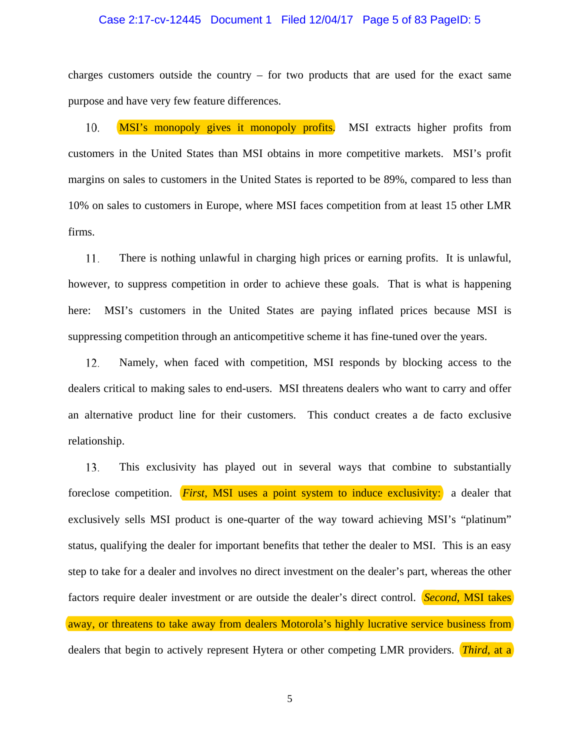charges customers outside the country – for two products that are used for the exact same purpose and have very few feature differences.

10. MSI's monopoly gives it monopoly profits. MSI extracts higher profits from customers in the United States than MSI obtains in more competitive markets. MSI's profit margins on sales to customers in the United States is reported to be 89%, compared to less than 10% on sales to customers in Europe, where MSI faces competition from at least 15 other LMR firms.

11. There is nothing unlawful in charging high prices or earning profits. It is unlawful, however, to suppress competition in order to achieve these goals. That is what is happening here: MSI's customers in the United States are paying inflated prices because MSI is suppressing competition through an anticompetitive scheme it has fine-tuned over the years.

12. Namely, when faced with competition, MSI responds by blocking access to the dealers critical to making sales to end-users. MSI threatens dealers who want to carry and offer an alternative product line for their customers. This conduct creates a de facto exclusive relationship.

13. This exclusivity has played out in several ways that combine to substantially foreclose competition. *First*, MSI uses a point system to induce exclusivity: a dealer that exclusively sells MSI product is one-quarter of the way toward achieving MSI's "platinum" status, qualifying the dealer for important benefits that tether the dealer to MSI. This is an easy step to take for a dealer and involves no direct investment on the dealer's part, whereas the other factors require dealer investment or are outside the dealer's direct control. *Second*, MSI takes away, or threatens to take away from dealers Motorola's highly lucrative service business from dealers that begin to actively represent Hytera or other competing LMR providers. *Third*, at a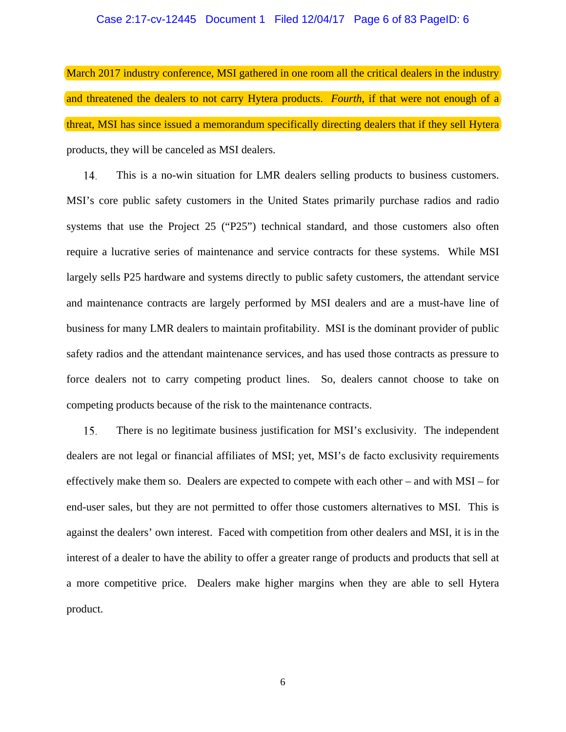March 2017 industry conference, MSI gathered in one room all the critical dealers in the industry and threatened the dealers to not carry Hytera products. *Fourth*, if that were not enough of a threat, MSI has since issued a memorandum specifically directing dealers that if they sell Hytera products, they will be canceled as MSI dealers.

14. This is a no-win situation for LMR dealers selling products to business customers. MSI's core public safety customers in the United States primarily purchase radios and radio systems that use the Project 25 ("P25") technical standard, and those customers also often require a lucrative series of maintenance and service contracts for these systems. While MSI largely sells P25 hardware and systems directly to public safety customers, the attendant service and maintenance contracts are largely performed by MSI dealers and are a must-have line of business for many LMR dealers to maintain profitability. MSI is the dominant provider of public safety radios and the attendant maintenance services, and has used those contracts as pressure to force dealers not to carry competing product lines. So, dealers cannot choose to take on competing products because of the risk to the maintenance contracts.

15. There is no legitimate business justification for MSI's exclusivity. The independent dealers are not legal or financial affiliates of MSI; yet, MSI's de facto exclusivity requirements effectively make them so. Dealers are expected to compete with each other – and with MSI – for end-user sales, but they are not permitted to offer those customers alternatives to MSI. This is against the dealers' own interest. Faced with competition from other dealers and MSI, it is in the interest of a dealer to have the ability to offer a greater range of products and products that sell at a more competitive price. Dealers make higher margins when they are able to sell Hytera product.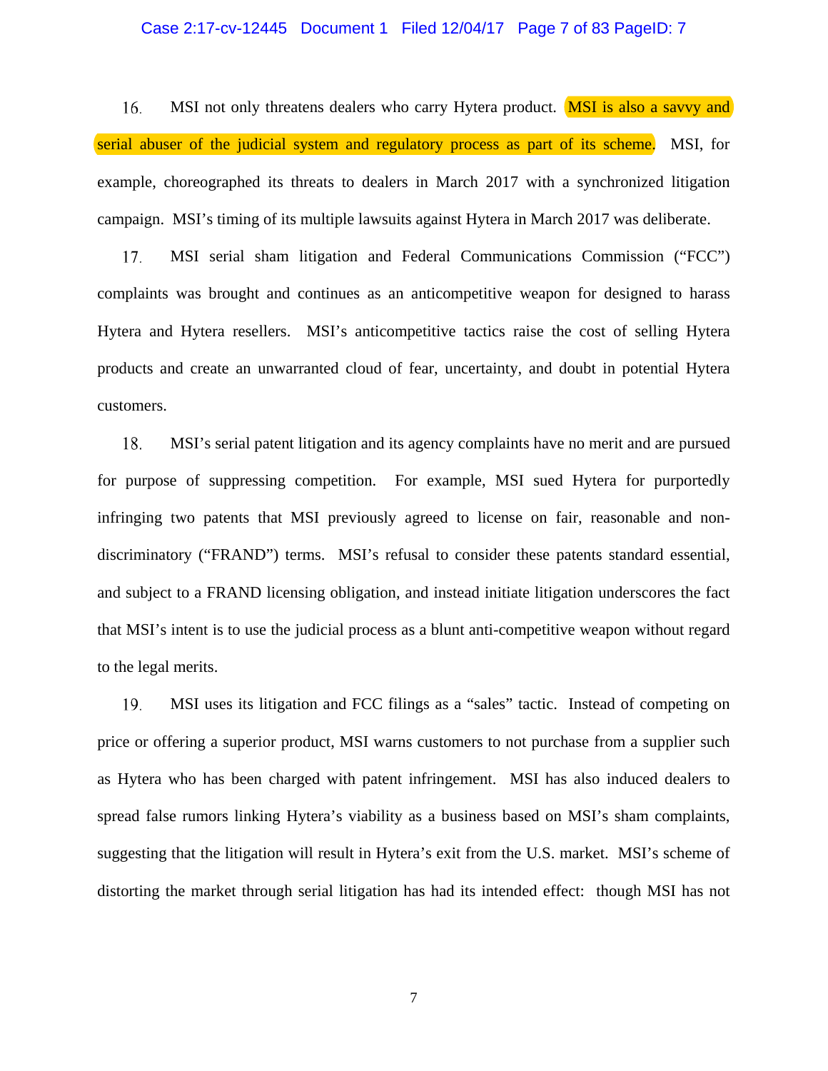16. MSI not only threatens dealers who carry Hytera product. MSI is also a savvy and serial abuser of the judicial system and regulatory process as part of its scheme. MSI, for example, choreographed its threats to dealers in March 2017 with a synchronized litigation campaign. MSI's timing of its multiple lawsuits against Hytera in March 2017 was deliberate.

17. MSI serial sham litigation and Federal Communications Commission ("FCC") complaints was brought and continues as an anticompetitive weapon for designed to harass Hytera and Hytera resellers. MSI's anticompetitive tactics raise the cost of selling Hytera products and create an unwarranted cloud of fear, uncertainty, and doubt in potential Hytera customers.

18. MSI's serial patent litigation and its agency complaints have no merit and are pursued for purpose of suppressing competition. For example, MSI sued Hytera for purportedly infringing two patents that MSI previously agreed to license on fair, reasonable and non-discriminatory ("FRAND") terms. MSI's refusal to consider these patents standard essential, and subject to a FRAND licensing obligation, and instead initiate litigation underscores the fact that MSI's intent is to use the judicial process as a blunt anti-competitive weapon without regard to the legal merits.

19. MSI uses its litigation and FCC filings as a "sales" tactic. Instead of competing on price or offering a superior product, MSI warns customers to not purchase from a supplier such as Hytera who has been charged with patent infringement. MSI has also induced dealers to spread false rumors linking Hytera's viability as a business based on MSI's sham complaints, suggesting that the litigation will result in Hytera's exit from the U.S. market. MSI's scheme of distorting the market through serial litigation has had its intended effect: though MSI has not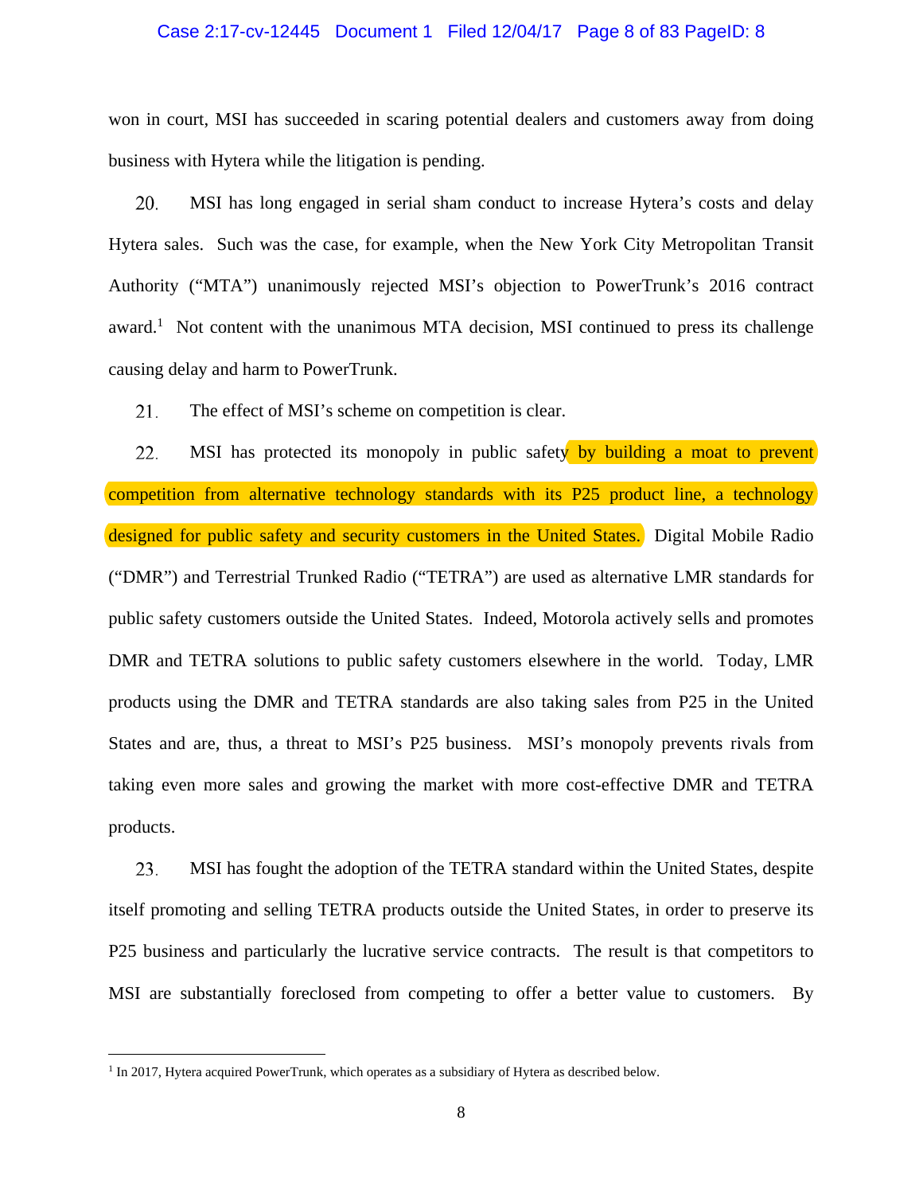won in court, MSI has succeeded in scaring potential dealers and customers away from doing business with Hytera while the litigation is pending.

20. MSI has long engaged in serial sham conduct to increase Hytera's costs and delay Hytera sales. Such was the case, for example, when the New York City Metropolitan Transit Authority ("MTA") unanimously rejected MSI's objection to PowerTrunk's 2016 contract award.[1] Not content with the unanimous MTA decision, MSI continued to press its challenge causing delay and harm to PowerTrunk.

21. The effect of MSI's scheme on competition is clear.

22. MSI has protected its monopoly in public safety by building a moat to prevent competition from alternative technology standards with its P25 product line, a technology designed for public safety and security customers in the United States. Digital Mobile Radio ("DMR") and Terrestrial Trunked Radio ("TETRA") are used as alternative LMR standards for public safety customers outside the United States. Indeed, Motorola actively sells and promotes DMR and TETRA solutions to public safety customers elsewhere in the world. Today, LMR products using the DMR and TETRA standards are also taking sales from P25 in the United States and are, thus, a threat to MSI's P25 business. MSI's monopoly prevents rivals from taking even more sales and growing the market with more cost-effective DMR and TETRA products.

23. MSI has fought the adoption of the TETRA standard within the United States, despite itself promoting and selling TETRA products outside the United States, in order to preserve its P25 business and particularly the lucrative service contracts. The result is that competitors to MSI are substantially foreclosed from competing to offer a better value to customers. By

---

[1] In 2017, Hytera acquired PowerTrunk, which operates as a subsidiary of Hytera as described below.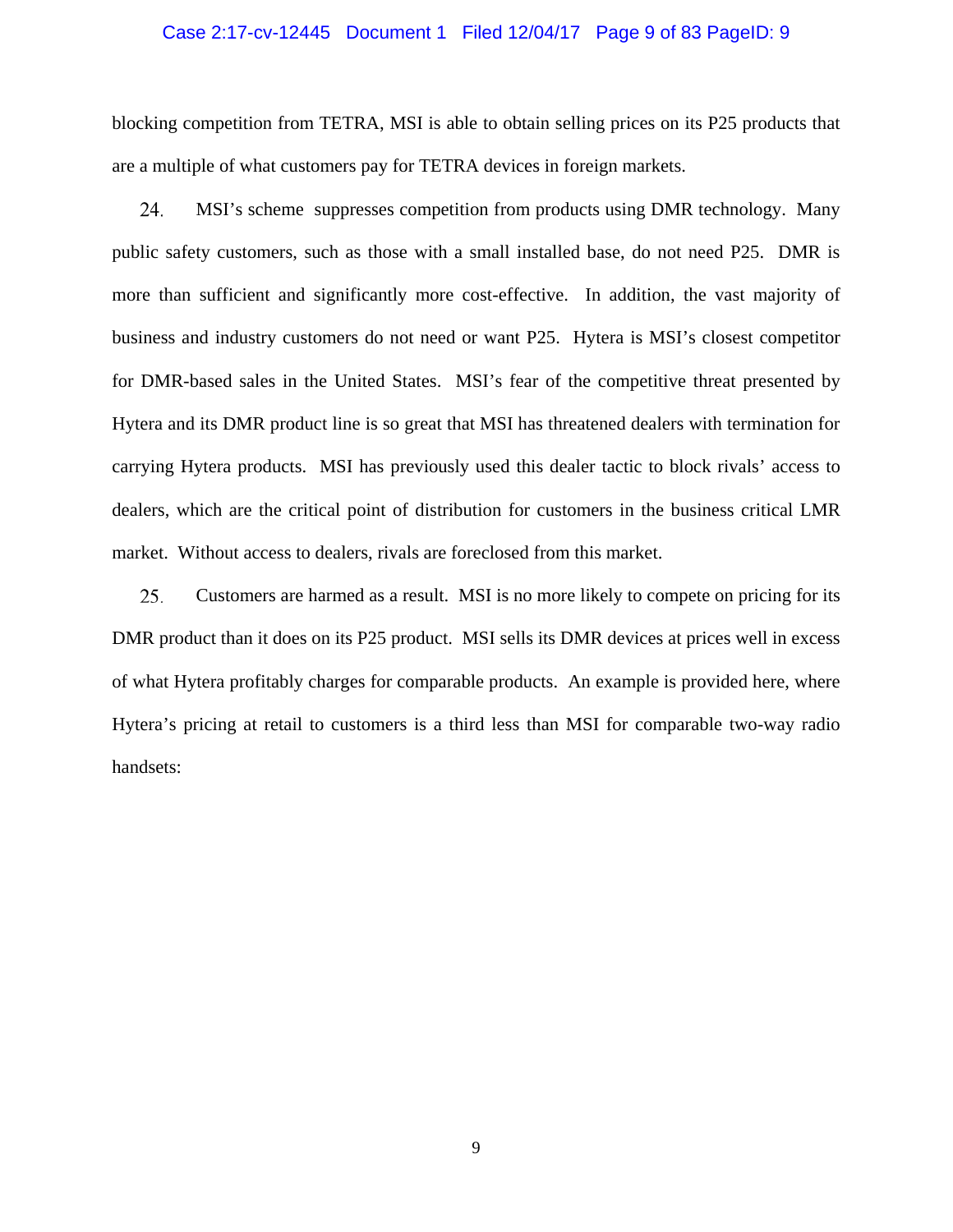blocking competition from TETRA, MSI is able to obtain selling prices on its P25 products that are a multiple of what customers pay for TETRA devices in foreign markets.

24. MSI's scheme suppresses competition from products using DMR technology. Many public safety customers, such as those with a small installed base, do not need P25. DMR is more than sufficient and significantly more cost-effective. In addition, the vast majority of business and industry customers do not need or want P25. Hytera is MSI's closest competitor for DMR-based sales in the United States. MSI's fear of the competitive threat presented by Hytera and its DMR product line is so great that MSI has threatened dealers with termination for carrying Hytera products. MSI has previously used this dealer tactic to block rivals' access to dealers, which are the critical point of distribution for customers in the business critical LMR market. Without access to dealers, rivals are foreclosed from this market.

25. Customers are harmed as a result. MSI is no more likely to compete on pricing for its DMR product than it does on its P25 product. MSI sells its DMR devices at prices well in excess of what Hytera profitably charges for comparable products. An example is provided here, where Hytera's pricing at retail to customers is a third less than MSI for comparable two-way radio handsets: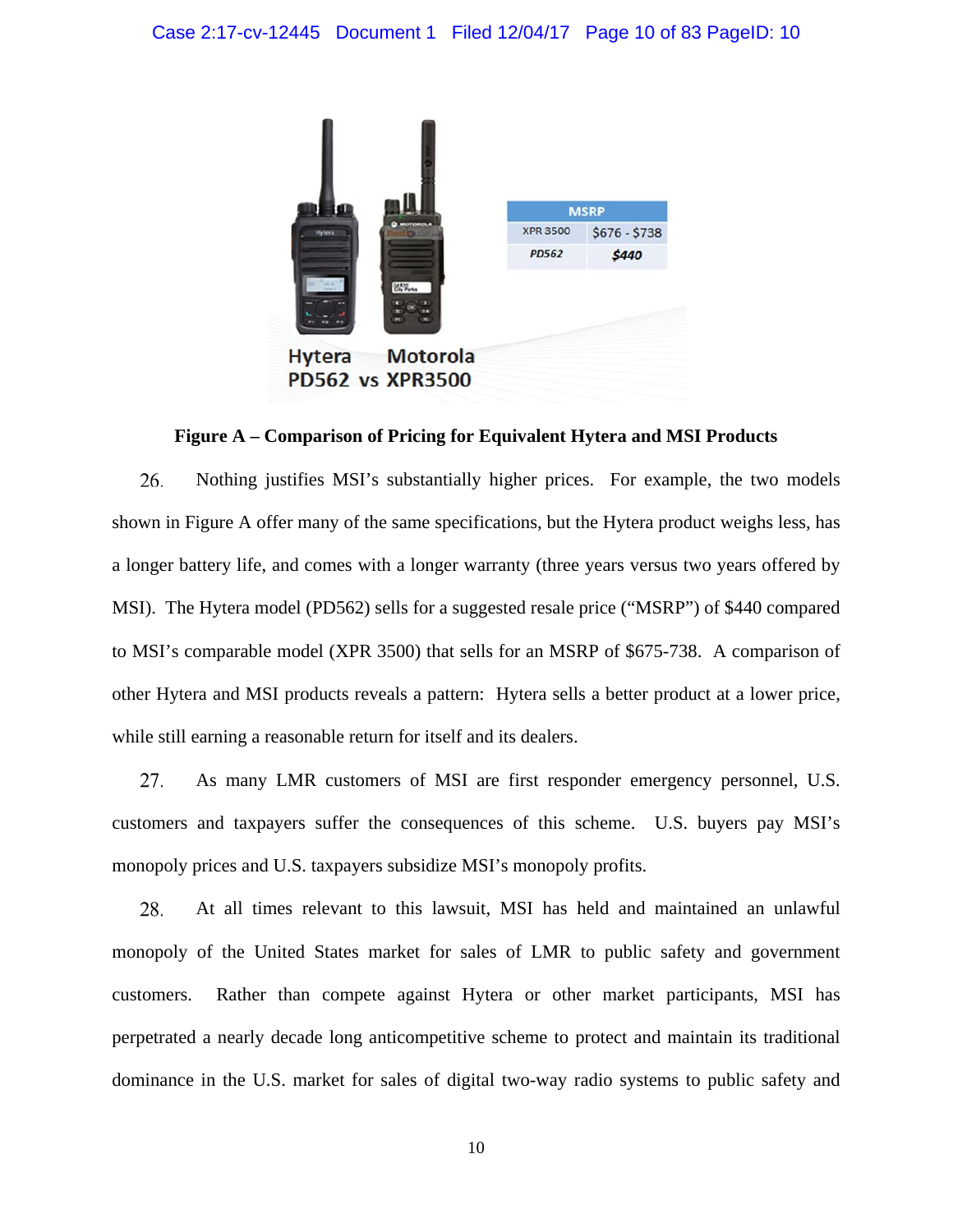| MSRP | |
|---|---|
| XPR 3500 | $676 - $738 |
| *PD562* | ***$440*** |

Hytera PD562 vs Motorola XPR3500

**Figure A – Comparison of Pricing for Equivalent Hytera and MSI Products**

26. Nothing justifies MSI's substantially higher prices. For example, the two models shown in Figure A offer many of the same specifications, but the Hytera product weighs less, has a longer battery life, and comes with a longer warranty (three years versus two years offered by MSI). The Hytera model (PD562) sells for a suggested resale price ("MSRP") of $440 compared to MSI's comparable model (XPR 3500) that sells for an MSRP of $675-738. A comparison of other Hytera and MSI products reveals a pattern: Hytera sells a better product at a lower price, while still earning a reasonable return for itself and its dealers.

27. As many LMR customers of MSI are first responder emergency personnel, U.S. customers and taxpayers suffer the consequences of this scheme. U.S. buyers pay MSI's monopoly prices and U.S. taxpayers subsidize MSI's monopoly profits.

28. At all times relevant to this lawsuit, MSI has held and maintained an unlawful monopoly of the United States market for sales of LMR to public safety and government customers. Rather than compete against Hytera or other market participants, MSI has perpetrated a nearly decade long anticompetitive scheme to protect and maintain its traditional dominance in the U.S. market for sales of digital two-way radio systems to public safety and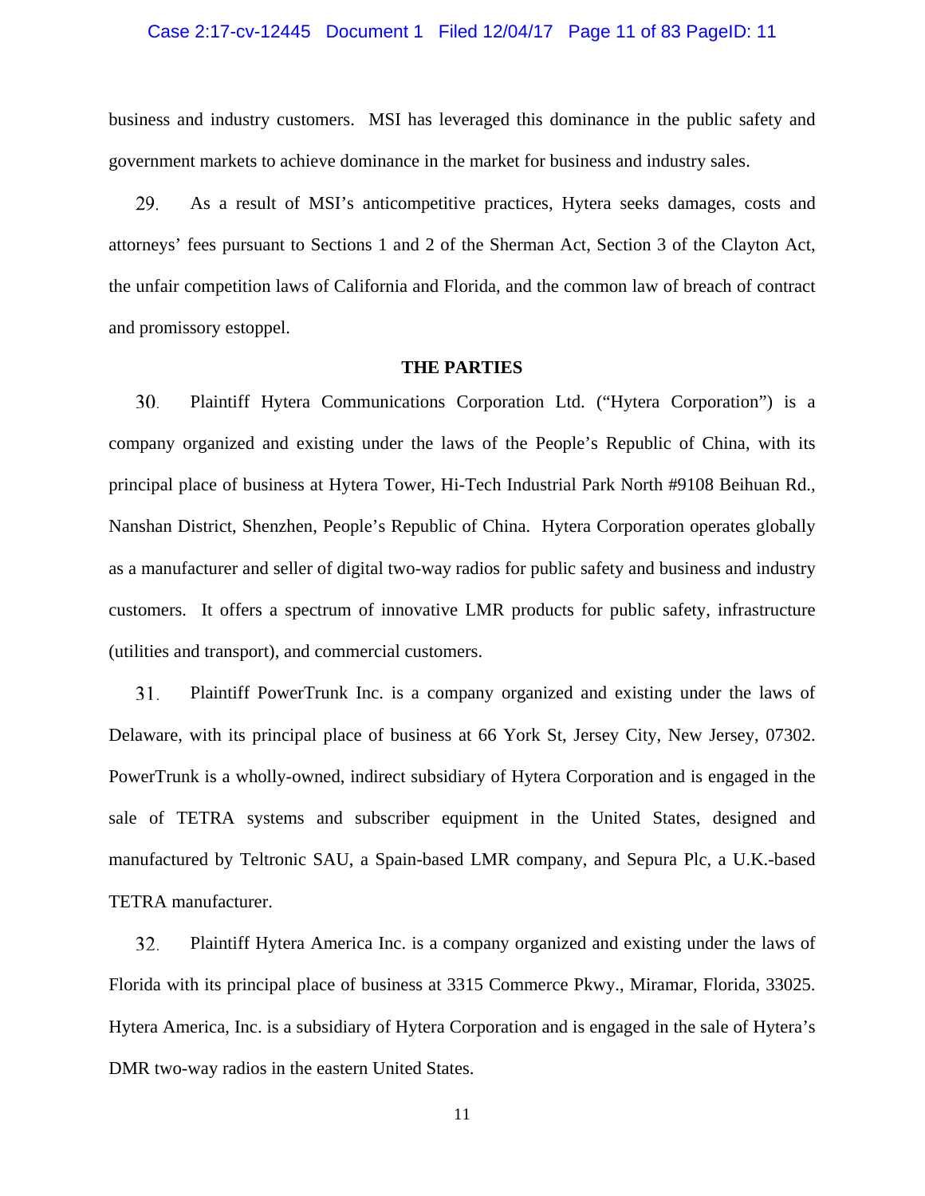business and industry customers. MSI has leveraged this dominance in the public safety and government markets to achieve dominance in the market for business and industry sales.

29. As a result of MSI's anticompetitive practices, Hytera seeks damages, costs and attorneys' fees pursuant to Sections 1 and 2 of the Sherman Act, Section 3 of the Clayton Act, the unfair competition laws of California and Florida, and the common law of breach of contract and promissory estoppel.

## THE PARTIES

30. Plaintiff Hytera Communications Corporation Ltd. ("Hytera Corporation") is a company organized and existing under the laws of the People's Republic of China, with its principal place of business at Hytera Tower, Hi-Tech Industrial Park North #9108 Beihuan Rd., Nanshan District, Shenzhen, People's Republic of China. Hytera Corporation operates globally as a manufacturer and seller of digital two-way radios for public safety and business and industry customers. It offers a spectrum of innovative LMR products for public safety, infrastructure (utilities and transport), and commercial customers.

31. Plaintiff PowerTrunk Inc. is a company organized and existing under the laws of Delaware, with its principal place of business at 66 York St, Jersey City, New Jersey, 07302. PowerTrunk is a wholly-owned, indirect subsidiary of Hytera Corporation and is engaged in the sale of TETRA systems and subscriber equipment in the United States, designed and manufactured by Teltronic SAU, a Spain-based LMR company, and Sepura Plc, a U.K.-based TETRA manufacturer.

32. Plaintiff Hytera America Inc. is a company organized and existing under the laws of Florida with its principal place of business at 3315 Commerce Pkwy., Miramar, Florida, 33025. Hytera America, Inc. is a subsidiary of Hytera Corporation and is engaged in the sale of Hytera's DMR two-way radios in the eastern United States.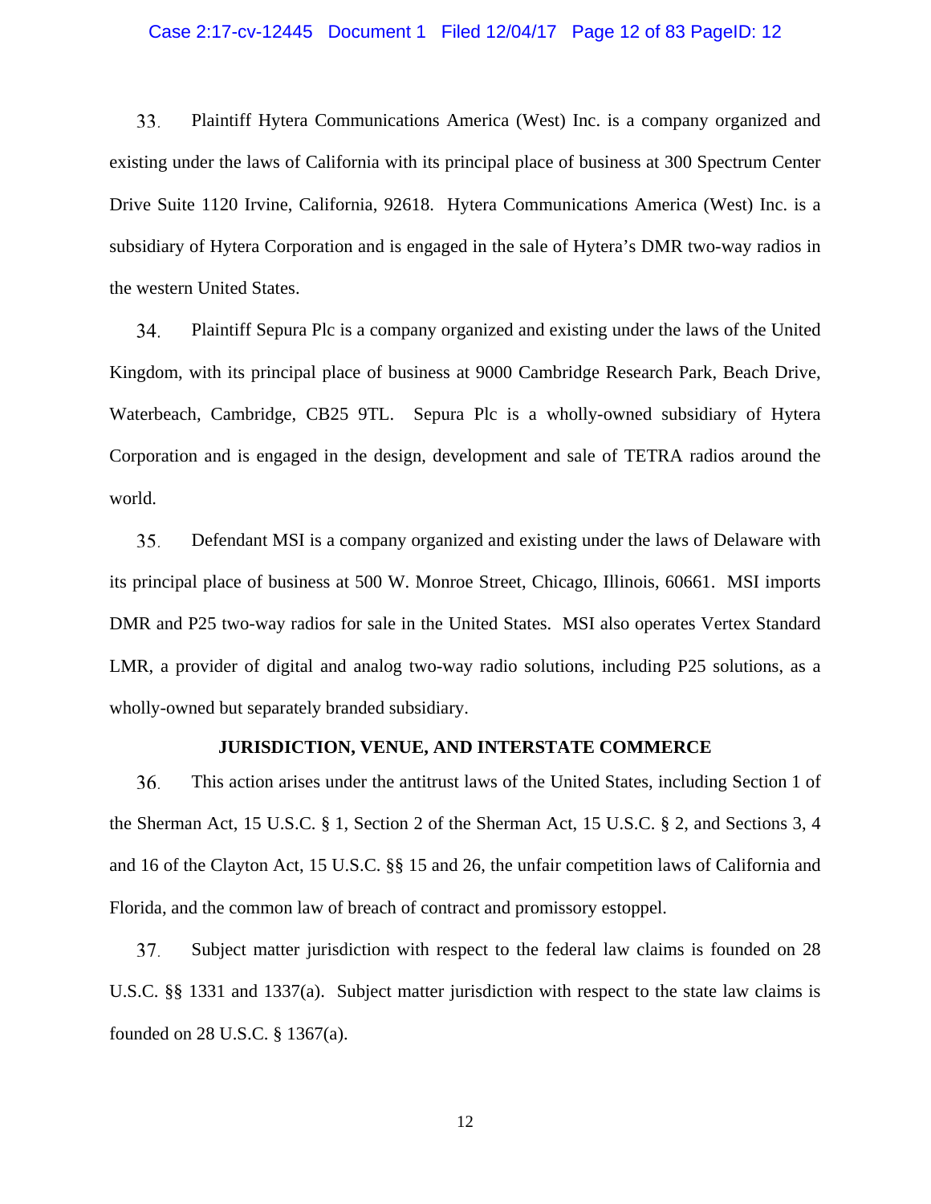33. Plaintiff Hytera Communications America (West) Inc. is a company organized and existing under the laws of California with its principal place of business at 300 Spectrum Center Drive Suite 1120 Irvine, California, 92618. Hytera Communications America (West) Inc. is a subsidiary of Hytera Corporation and is engaged in the sale of Hytera's DMR two-way radios in the western United States.

34. Plaintiff Sepura Plc is a company organized and existing under the laws of the United Kingdom, with its principal place of business at 9000 Cambridge Research Park, Beach Drive, Waterbeach, Cambridge, CB25 9TL. Sepura Plc is a wholly-owned subsidiary of Hytera Corporation and is engaged in the design, development and sale of TETRA radios around the world.

35. Defendant MSI is a company organized and existing under the laws of Delaware with its principal place of business at 500 W. Monroe Street, Chicago, Illinois, 60661. MSI imports DMR and P25 two-way radios for sale in the United States. MSI also operates Vertex Standard LMR, a provider of digital and analog two-way radio solutions, including P25 solutions, as a wholly-owned but separately branded subsidiary.

**JURISDICTION, VENUE, AND INTERSTATE COMMERCE**

36. This action arises under the antitrust laws of the United States, including Section 1 of the Sherman Act, 15 U.S.C. § 1, Section 2 of the Sherman Act, 15 U.S.C. § 2, and Sections 3, 4 and 16 of the Clayton Act, 15 U.S.C. §§ 15 and 26, the unfair competition laws of California and Florida, and the common law of breach of contract and promissory estoppel.

37. Subject matter jurisdiction with respect to the federal law claims is founded on 28 U.S.C. §§ 1331 and 1337(a). Subject matter jurisdiction with respect to the state law claims is founded on 28 U.S.C. § 1367(a).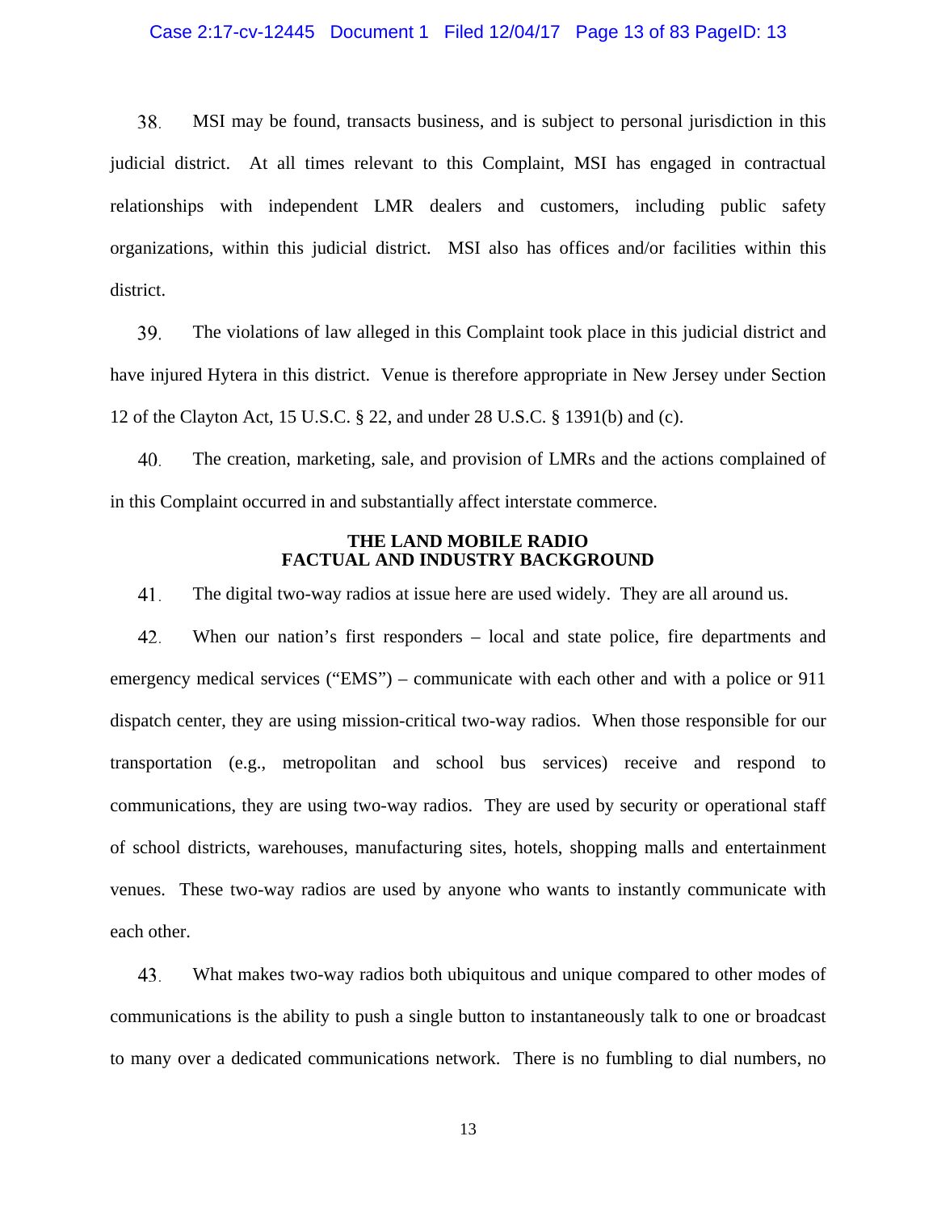38. MSI may be found, transacts business, and is subject to personal jurisdiction in this judicial district. At all times relevant to this Complaint, MSI has engaged in contractual relationships with independent LMR dealers and customers, including public safety organizations, within this judicial district. MSI also has offices and/or facilities within this district.

39. The violations of law alleged in this Complaint took place in this judicial district and have injured Hytera in this district. Venue is therefore appropriate in New Jersey under Section 12 of the Clayton Act, 15 U.S.C. § 22, and under 28 U.S.C. § 1391(b) and (c).

40. The creation, marketing, sale, and provision of LMRs and the actions complained of in this Complaint occurred in and substantially affect interstate commerce.

## THE LAND MOBILE RADIO FACTUAL AND INDUSTRY BACKGROUND

41. The digital two-way radios at issue here are used widely. They are all around us.

42. When our nation's first responders – local and state police, fire departments and emergency medical services ("EMS") – communicate with each other and with a police or 911 dispatch center, they are using mission-critical two-way radios. When those responsible for our transportation (e.g., metropolitan and school bus services) receive and respond to communications, they are using two-way radios. They are used by security or operational staff of school districts, warehouses, manufacturing sites, hotels, shopping malls and entertainment venues. These two-way radios are used by anyone who wants to instantly communicate with each other.

43. What makes two-way radios both ubiquitous and unique compared to other modes of communications is the ability to push a single button to instantaneously talk to one or broadcast to many over a dedicated communications network. There is no fumbling to dial numbers, no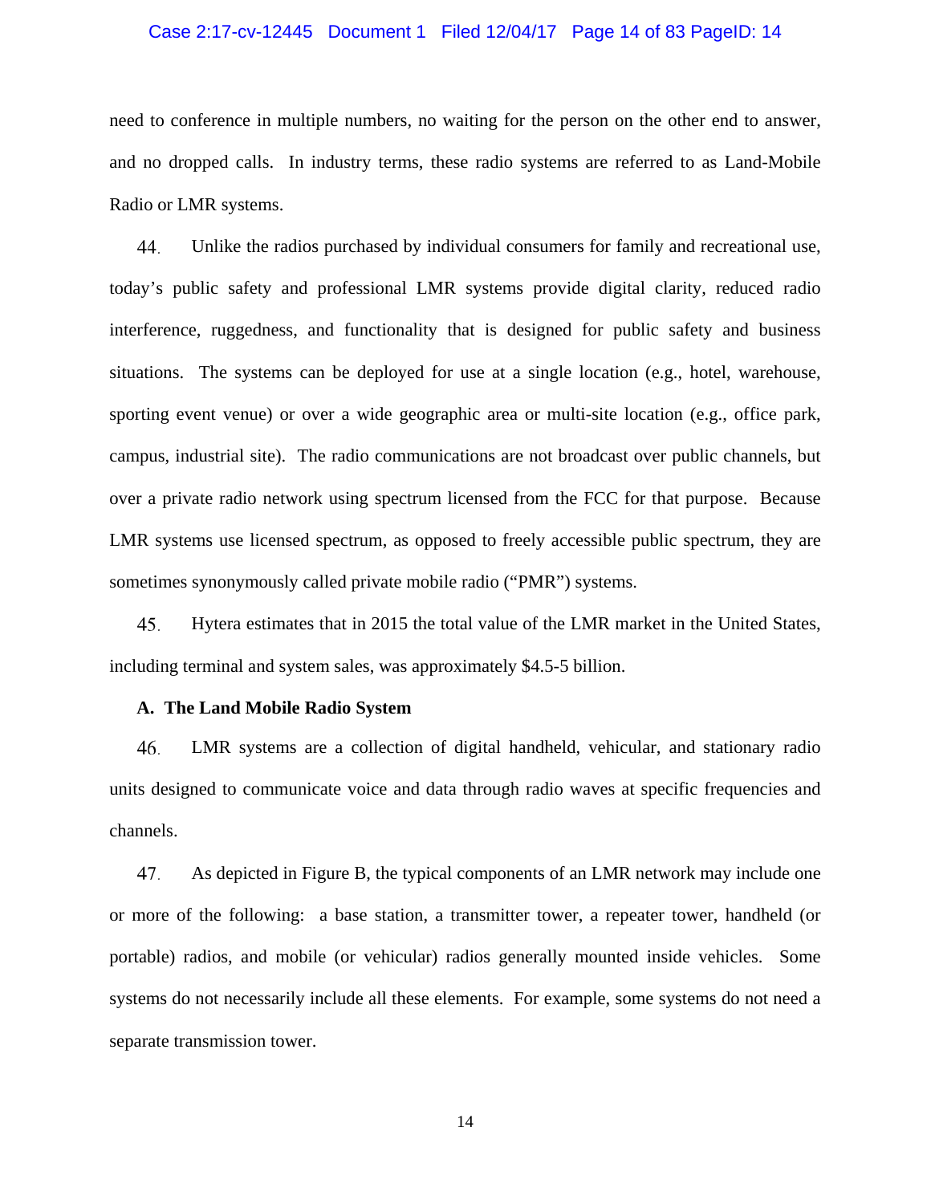need to conference in multiple numbers, no waiting for the person on the other end to answer, and no dropped calls. In industry terms, these radio systems are referred to as Land-Mobile Radio or LMR systems.

44. Unlike the radios purchased by individual consumers for family and recreational use, today's public safety and professional LMR systems provide digital clarity, reduced radio interference, ruggedness, and functionality that is designed for public safety and business situations. The systems can be deployed for use at a single location (e.g., hotel, warehouse, sporting event venue) or over a wide geographic area or multi-site location (e.g., office park, campus, industrial site). The radio communications are not broadcast over public channels, but over a private radio network using spectrum licensed from the FCC for that purpose. Because LMR systems use licensed spectrum, as opposed to freely accessible public spectrum, they are sometimes synonymously called private mobile radio ("PMR") systems.

45. Hytera estimates that in 2015 the total value of the LMR market in the United States, including terminal and system sales, was approximately $4.5-5 billion.

**A. The Land Mobile Radio System**

46. LMR systems are a collection of digital handheld, vehicular, and stationary radio units designed to communicate voice and data through radio waves at specific frequencies and channels.

47. As depicted in Figure B, the typical components of an LMR network may include one or more of the following: a base station, a transmitter tower, a repeater tower, handheld (or portable) radios, and mobile (or vehicular) radios generally mounted inside vehicles. Some systems do not necessarily include all these elements. For example, some systems do not need a separate transmission tower.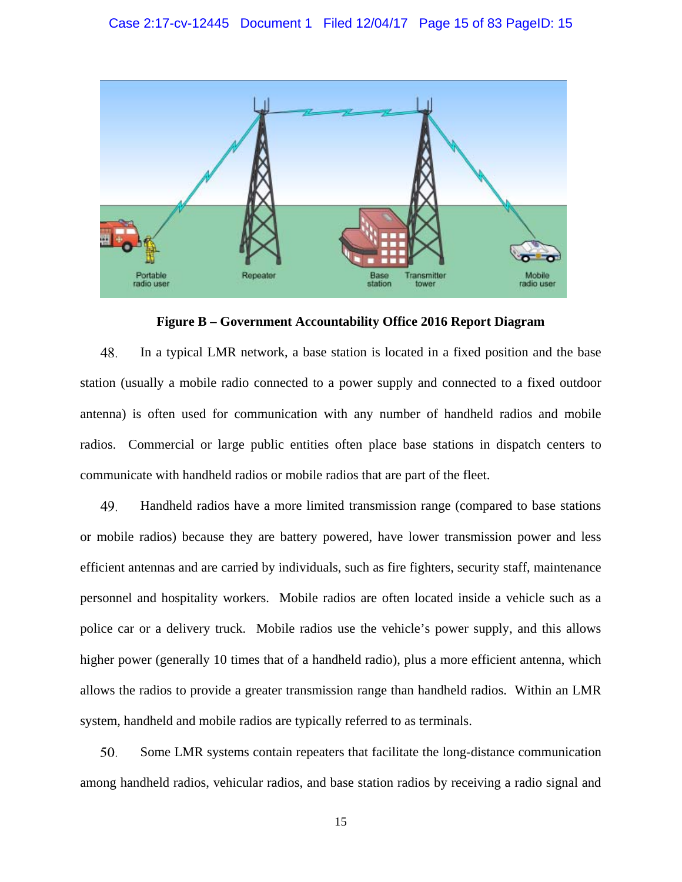Portable radio user

Repeater

Base station

Transmitter tower

Mobile radio user

**Figure B – Government Accountability Office 2016 Report Diagram**

48. In a typical LMR network, a base station is located in a fixed position and the base station (usually a mobile radio connected to a power supply and connected to a fixed outdoor antenna) is often used for communication with any number of handheld radios and mobile radios. Commercial or large public entities often place base stations in dispatch centers to communicate with handheld radios or mobile radios that are part of the fleet.

49. Handheld radios have a more limited transmission range (compared to base stations or mobile radios) because they are battery powered, have lower transmission power and less efficient antennas and are carried by individuals, such as fire fighters, security staff, maintenance personnel and hospitality workers. Mobile radios are often located inside a vehicle such as a police car or a delivery truck. Mobile radios use the vehicle's power supply, and this allows higher power (generally 10 times that of a handheld radio), plus a more efficient antenna, which allows the radios to provide a greater transmission range than handheld radios. Within an LMR system, handheld and mobile radios are typically referred to as terminals.

50. Some LMR systems contain repeaters that facilitate the long-distance communication among handheld radios, vehicular radios, and base station radios by receiving a radio signal and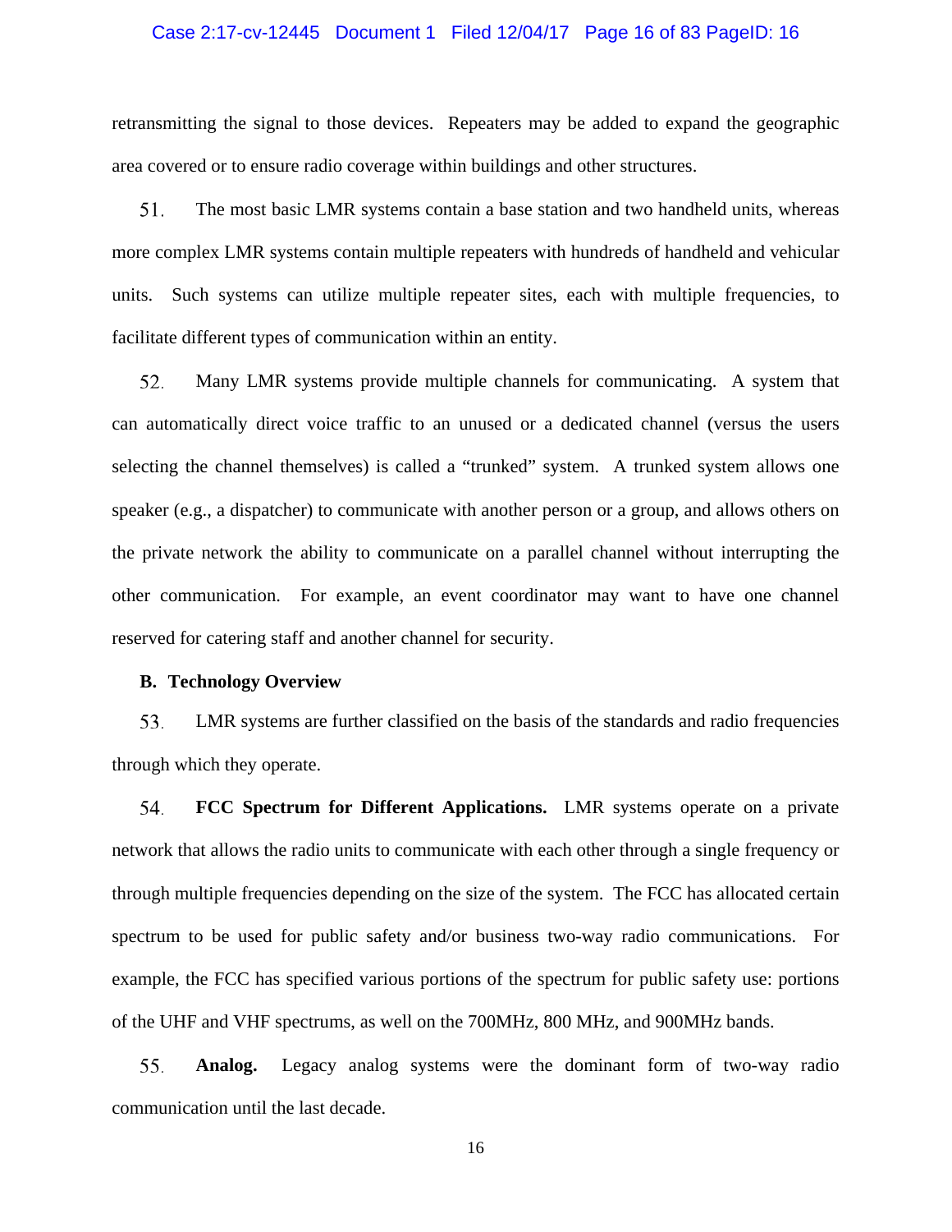retransmitting the signal to those devices. Repeaters may be added to expand the geographic area covered or to ensure radio coverage within buildings and other structures.

51. The most basic LMR systems contain a base station and two handheld units, whereas more complex LMR systems contain multiple repeaters with hundreds of handheld and vehicular units. Such systems can utilize multiple repeater sites, each with multiple frequencies, to facilitate different types of communication within an entity.

52. Many LMR systems provide multiple channels for communicating. A system that can automatically direct voice traffic to an unused or a dedicated channel (versus the users selecting the channel themselves) is called a "trunked" system. A trunked system allows one speaker (e.g., a dispatcher) to communicate with another person or a group, and allows others on the private network the ability to communicate on a parallel channel without interrupting the other communication. For example, an event coordinator may want to have one channel reserved for catering staff and another channel for security.

### B. Technology Overview

53. LMR systems are further classified on the basis of the standards and radio frequencies through which they operate.

54. **FCC Spectrum for Different Applications.** LMR systems operate on a private network that allows the radio units to communicate with each other through a single frequency or through multiple frequencies depending on the size of the system. The FCC has allocated certain spectrum to be used for public safety and/or business two-way radio communications. For example, the FCC has specified various portions of the spectrum for public safety use: portions of the UHF and VHF spectrums, as well on the 700MHz, 800 MHz, and 900MHz bands.

55. **Analog.** Legacy analog systems were the dominant form of two-way radio communication until the last decade.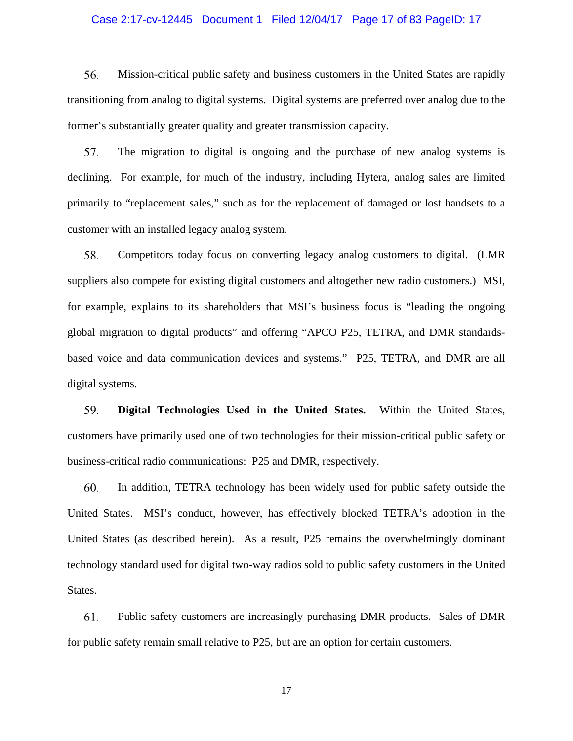56. Mission-critical public safety and business customers in the United States are rapidly transitioning from analog to digital systems. Digital systems are preferred over analog due to the former's substantially greater quality and greater transmission capacity.

57. The migration to digital is ongoing and the purchase of new analog systems is declining. For example, for much of the industry, including Hytera, analog sales are limited primarily to "replacement sales," such as for the replacement of damaged or lost handsets to a customer with an installed legacy analog system.

58. Competitors today focus on converting legacy analog customers to digital. (LMR suppliers also compete for existing digital customers and altogether new radio customers.) MSI, for example, explains to its shareholders that MSI's business focus is "leading the ongoing global migration to digital products" and offering "APCO P25, TETRA, and DMR standards-based voice and data communication devices and systems." P25, TETRA, and DMR are all digital systems.

59. **Digital Technologies Used in the United States.** Within the United States, customers have primarily used one of two technologies for their mission-critical public safety or business-critical radio communications: P25 and DMR, respectively.

60. In addition, TETRA technology has been widely used for public safety outside the United States. MSI's conduct, however, has effectively blocked TETRA's adoption in the United States (as described herein). As a result, P25 remains the overwhelmingly dominant technology standard used for digital two-way radios sold to public safety customers in the United States.

61. Public safety customers are increasingly purchasing DMR products. Sales of DMR for public safety remain small relative to P25, but are an option for certain customers.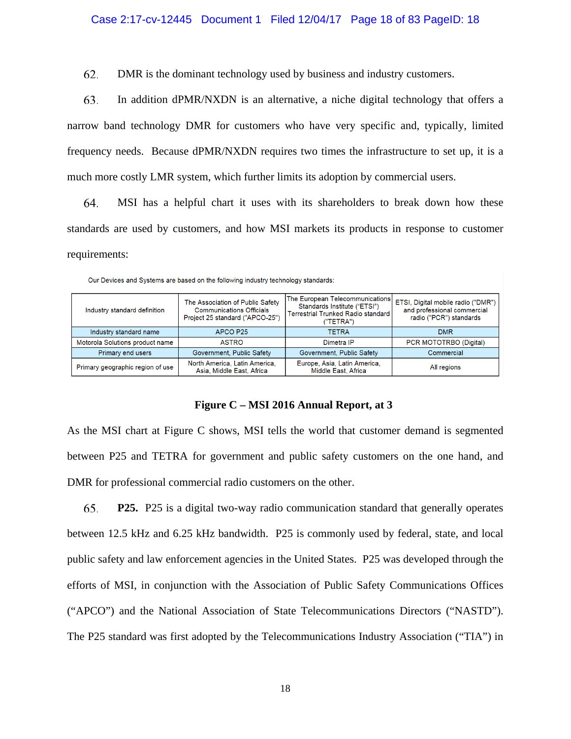62. DMR is the dominant technology used by business and industry customers.

63. In addition dPMR/NXDN is an alternative, a niche digital technology that offers a narrow band technology DMR for customers who have very specific and, typically, limited frequency needs. Because dPMR/NXDN requires two times the infrastructure to set up, it is a much more costly LMR system, which further limits its adoption by commercial users.

64. MSI has a helpful chart it uses with its shareholders to break down how these standards are used by customers, and how MSI markets its products in response to customer requirements:

Our Devices and Systems are based on the following industry technology standards:

| Industry standard definition | The Association of Public Safety Communications Officials Project 25 standard ("APCO-25") | The European Telecommunications Standards Institute ("ETSI") Terrestrial Trunked Radio standard ("TETRA") | ETSI, Digital mobile radio ("DMR") and professional commercial radio ("PCR") standards |
|---|---|---|---|
| Industry standard name | APCO P25 | TETRA | DMR |
| Motorola Solutions product name | ASTRO | Dimetra IP | PCR MOTOTRBO (Digital) |
| Primary end users | Government, Public Safety | Government, Public Safety | Commercial |
| Primary geographic region of use | North America, Latin America, Asia, Middle East, Africa | Europe, Asia, Latin America, Middle East, Africa | All regions |

**Figure C – MSI 2016 Annual Report, at 3**

As the MSI chart at Figure C shows, MSI tells the world that customer demand is segmented between P25 and TETRA for government and public safety customers on the one hand, and DMR for professional commercial radio customers on the other.

65. **P25.** P25 is a digital two-way radio communication standard that generally operates between 12.5 kHz and 6.25 kHz bandwidth. P25 is commonly used by federal, state, and local public safety and law enforcement agencies in the United States. P25 was developed through the efforts of MSI, in conjunction with the Association of Public Safety Communications Offices ("APCO") and the National Association of State Telecommunications Directors ("NASTD"). The P25 standard was first adopted by the Telecommunications Industry Association ("TIA") in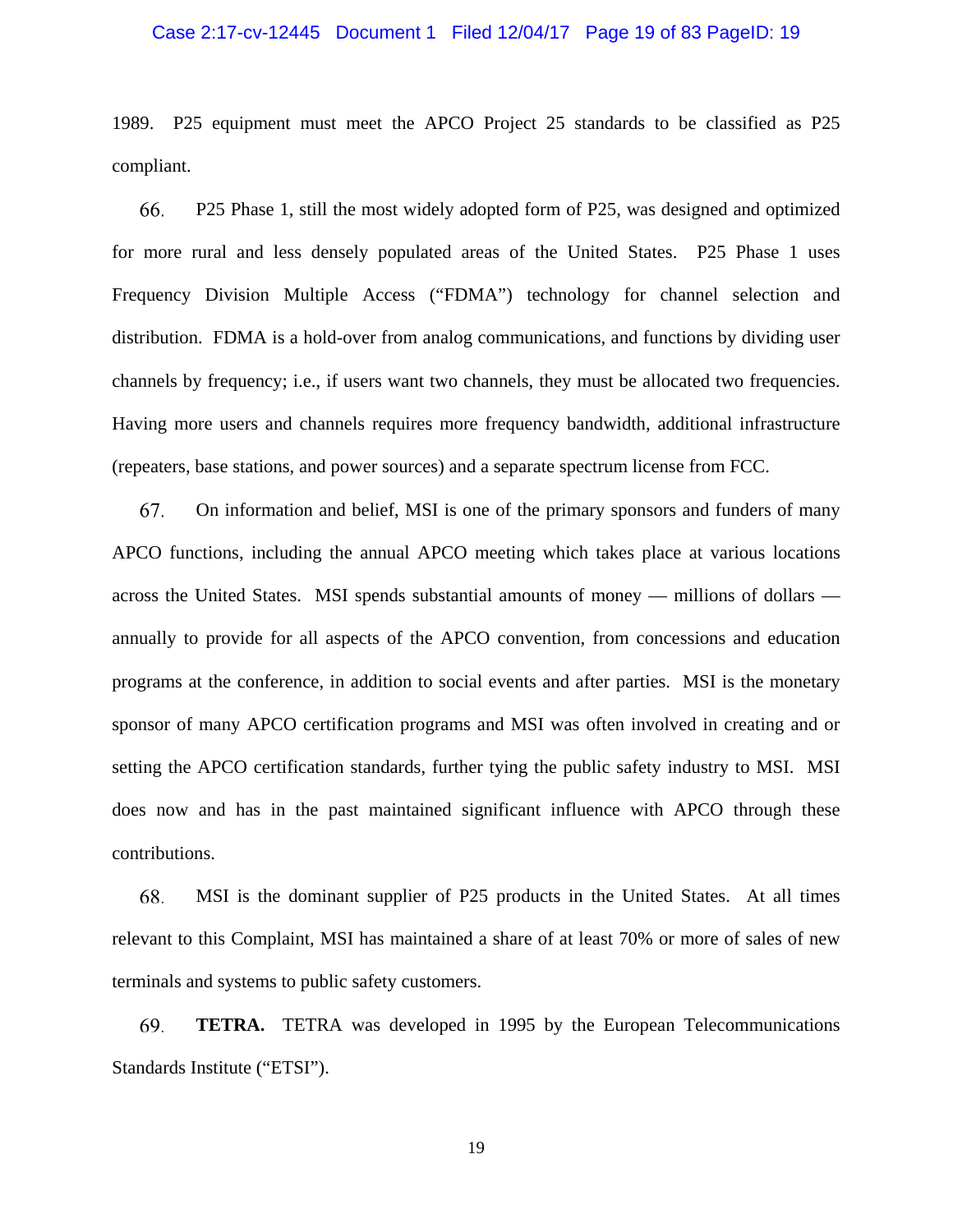1989. P25 equipment must meet the APCO Project 25 standards to be classified as P25 compliant.

66. P25 Phase 1, still the most widely adopted form of P25, was designed and optimized for more rural and less densely populated areas of the United States. P25 Phase 1 uses Frequency Division Multiple Access ("FDMA") technology for channel selection and distribution. FDMA is a hold-over from analog communications, and functions by dividing user channels by frequency; i.e., if users want two channels, they must be allocated two frequencies. Having more users and channels requires more frequency bandwidth, additional infrastructure (repeaters, base stations, and power sources) and a separate spectrum license from FCC.

67. On information and belief, MSI is one of the primary sponsors and funders of many APCO functions, including the annual APCO meeting which takes place at various locations across the United States. MSI spends substantial amounts of money — millions of dollars — annually to provide for all aspects of the APCO convention, from concessions and education programs at the conference, in addition to social events and after parties. MSI is the monetary sponsor of many APCO certification programs and MSI was often involved in creating and or setting the APCO certification standards, further tying the public safety industry to MSI. MSI does now and has in the past maintained significant influence with APCO through these contributions.

68. MSI is the dominant supplier of P25 products in the United States. At all times relevant to this Complaint, MSI has maintained a share of at least 70% or more of sales of new terminals and systems to public safety customers.

69. **TETRA.** TETRA was developed in 1995 by the European Telecommunications Standards Institute ("ETSI").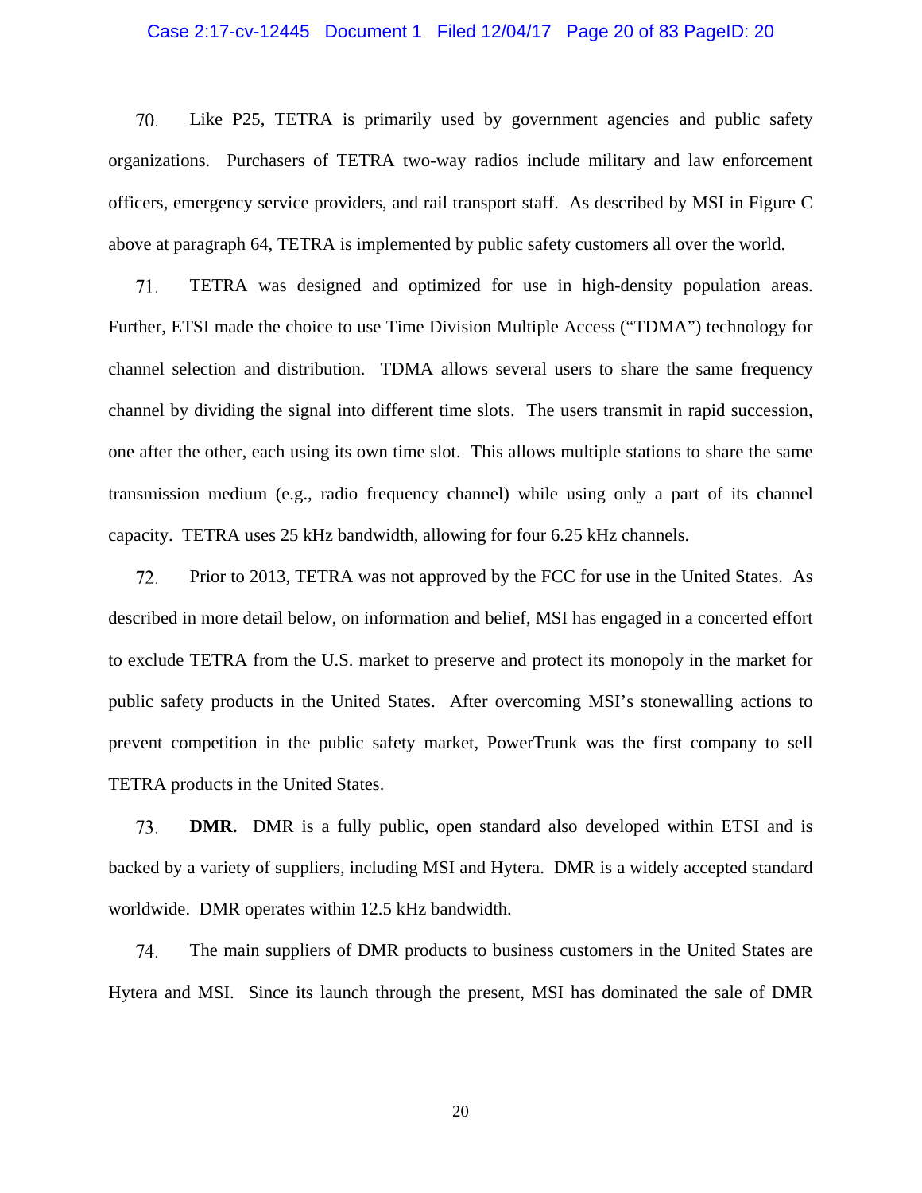70. Like P25, TETRA is primarily used by government agencies and public safety organizations. Purchasers of TETRA two-way radios include military and law enforcement officers, emergency service providers, and rail transport staff. As described by MSI in Figure C above at paragraph 64, TETRA is implemented by public safety customers all over the world.

71. TETRA was designed and optimized for use in high-density population areas. Further, ETSI made the choice to use Time Division Multiple Access ("TDMA") technology for channel selection and distribution. TDMA allows several users to share the same frequency channel by dividing the signal into different time slots. The users transmit in rapid succession, one after the other, each using its own time slot. This allows multiple stations to share the same transmission medium (e.g., radio frequency channel) while using only a part of its channel capacity. TETRA uses 25 kHz bandwidth, allowing for four 6.25 kHz channels.

72. Prior to 2013, TETRA was not approved by the FCC for use in the United States. As described in more detail below, on information and belief, MSI has engaged in a concerted effort to exclude TETRA from the U.S. market to preserve and protect its monopoly in the market for public safety products in the United States. After overcoming MSI's stonewalling actions to prevent competition in the public safety market, PowerTrunk was the first company to sell TETRA products in the United States.

73. **DMR.** DMR is a fully public, open standard also developed within ETSI and is backed by a variety of suppliers, including MSI and Hytera. DMR is a widely accepted standard worldwide. DMR operates within 12.5 kHz bandwidth.

74. The main suppliers of DMR products to business customers in the United States are Hytera and MSI. Since its launch through the present, MSI has dominated the sale of DMR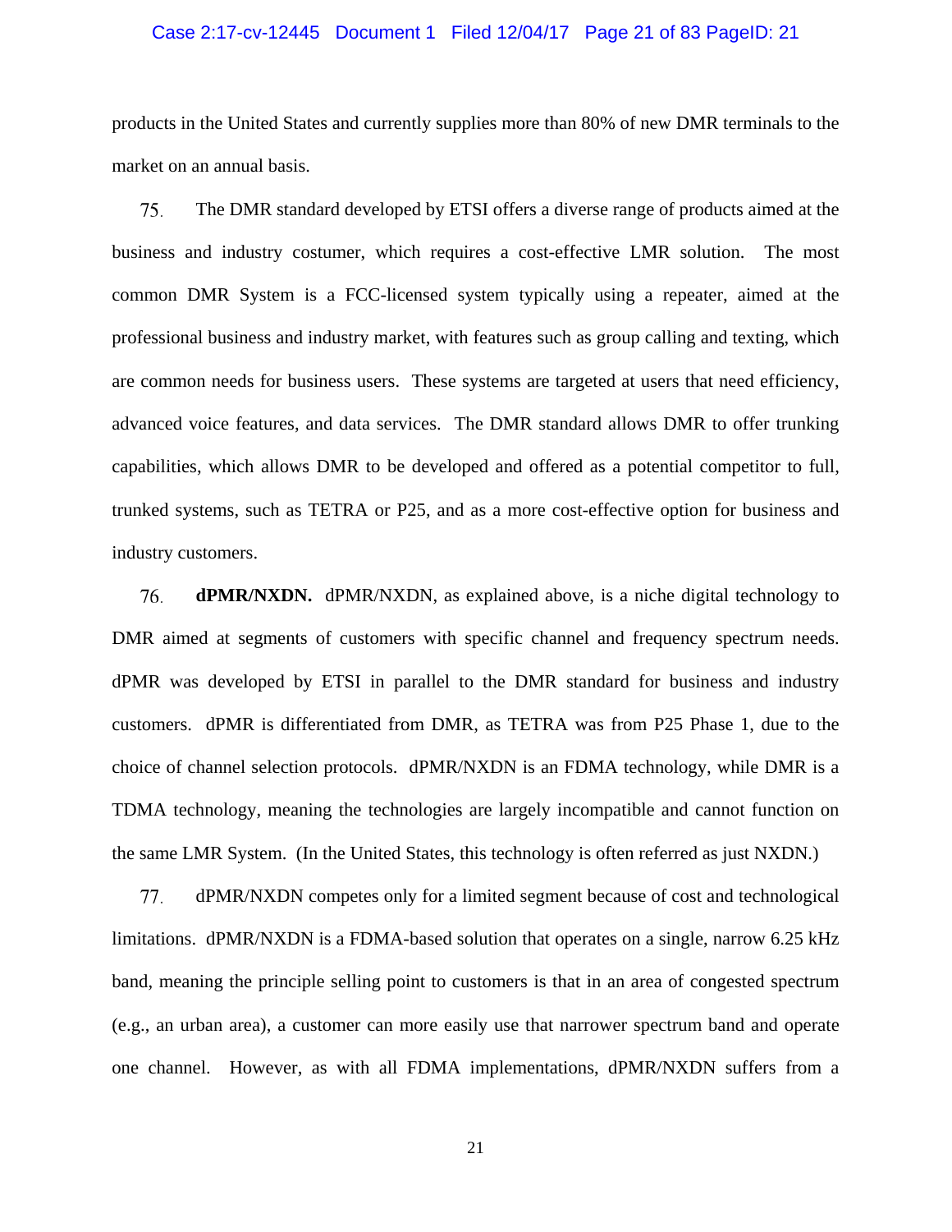products in the United States and currently supplies more than 80% of new DMR terminals to the market on an annual basis.

75. The DMR standard developed by ETSI offers a diverse range of products aimed at the business and industry costumer, which requires a cost-effective LMR solution. The most common DMR System is a FCC-licensed system typically using a repeater, aimed at the professional business and industry market, with features such as group calling and texting, which are common needs for business users. These systems are targeted at users that need efficiency, advanced voice features, and data services. The DMR standard allows DMR to offer trunking capabilities, which allows DMR to be developed and offered as a potential competitor to full, trunked systems, such as TETRA or P25, and as a more cost-effective option for business and industry customers.

76. **dPMR/NXDN.** dPMR/NXDN, as explained above, is a niche digital technology to DMR aimed at segments of customers with specific channel and frequency spectrum needs. dPMR was developed by ETSI in parallel to the DMR standard for business and industry customers. dPMR is differentiated from DMR, as TETRA was from P25 Phase 1, due to the choice of channel selection protocols. dPMR/NXDN is an FDMA technology, while DMR is a TDMA technology, meaning the technologies are largely incompatible and cannot function on the same LMR System. (In the United States, this technology is often referred as just NXDN.)

77. dPMR/NXDN competes only for a limited segment because of cost and technological limitations. dPMR/NXDN is a FDMA-based solution that operates on a single, narrow 6.25 kHz band, meaning the principle selling point to customers is that in an area of congested spectrum (e.g., an urban area), a customer can more easily use that narrower spectrum band and operate one channel. However, as with all FDMA implementations, dPMR/NXDN suffers from a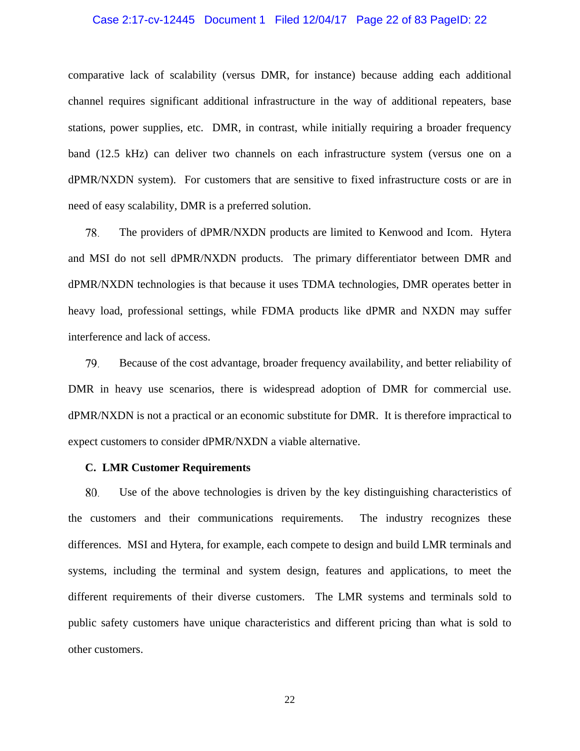comparative lack of scalability (versus DMR, for instance) because adding each additional channel requires significant additional infrastructure in the way of additional repeaters, base stations, power supplies, etc. DMR, in contrast, while initially requiring a broader frequency band (12.5 kHz) can deliver two channels on each infrastructure system (versus one on a dPMR/NXDN system). For customers that are sensitive to fixed infrastructure costs or are in need of easy scalability, DMR is a preferred solution.

78. The providers of dPMR/NXDN products are limited to Kenwood and Icom. Hytera and MSI do not sell dPMR/NXDN products. The primary differentiator between DMR and dPMR/NXDN technologies is that because it uses TDMA technologies, DMR operates better in heavy load, professional settings, while FDMA products like dPMR and NXDN may suffer interference and lack of access.

79. Because of the cost advantage, broader frequency availability, and better reliability of DMR in heavy use scenarios, there is widespread adoption of DMR for commercial use. dPMR/NXDN is not a practical or an economic substitute for DMR. It is therefore impractical to expect customers to consider dPMR/NXDN a viable alternative.

### C. LMR Customer Requirements

80. Use of the above technologies is driven by the key distinguishing characteristics of the customers and their communications requirements. The industry recognizes these differences. MSI and Hytera, for example, each compete to design and build LMR terminals and systems, including the terminal and system design, features and applications, to meet the different requirements of their diverse customers. The LMR systems and terminals sold to public safety customers have unique characteristics and different pricing than what is sold to other customers.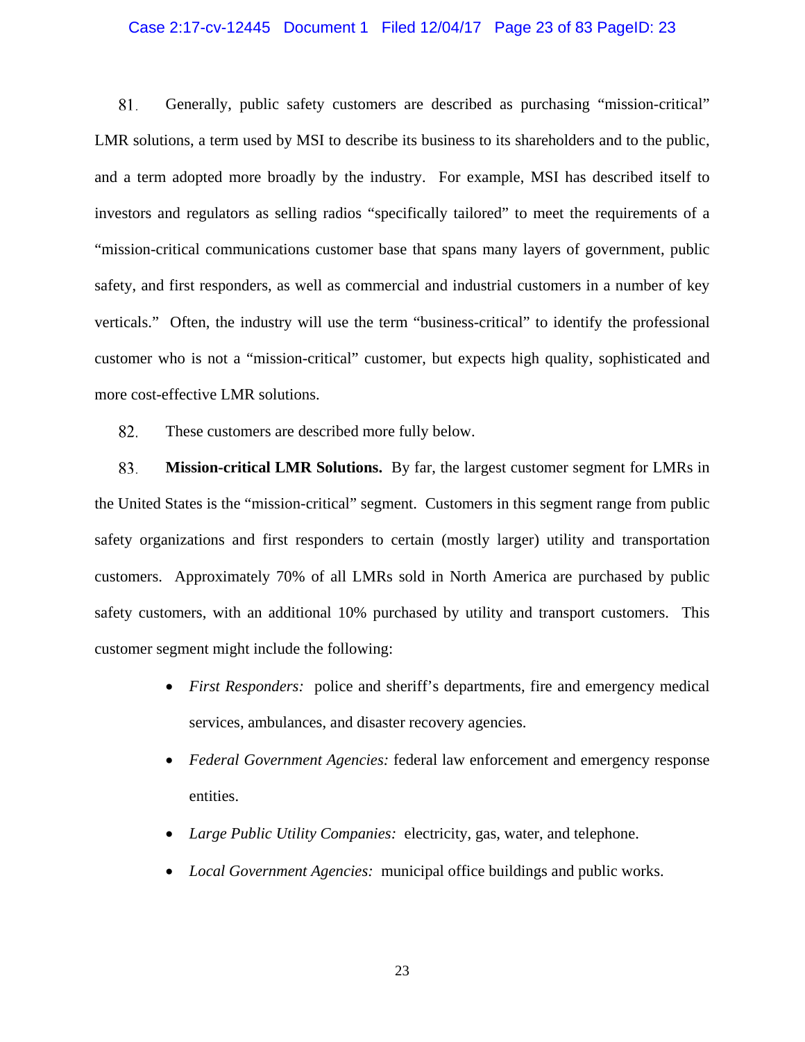81. Generally, public safety customers are described as purchasing "mission-critical" LMR solutions, a term used by MSI to describe its business to its shareholders and to the public, and a term adopted more broadly by the industry. For example, MSI has described itself to investors and regulators as selling radios "specifically tailored" to meet the requirements of a "mission-critical communications customer base that spans many layers of government, public safety, and first responders, as well as commercial and industrial customers in a number of key verticals." Often, the industry will use the term "business-critical" to identify the professional customer who is not a "mission-critical" customer, but expects high quality, sophisticated and more cost-effective LMR solutions.

82. These customers are described more fully below.

83. **Mission-critical LMR Solutions.** By far, the largest customer segment for LMRs in the United States is the "mission-critical" segment. Customers in this segment range from public safety organizations and first responders to certain (mostly larger) utility and transportation customers. Approximately 70% of all LMRs sold in North America are purchased by public safety customers, with an additional 10% purchased by utility and transport customers. This customer segment might include the following:

- *First Responders:* police and sheriff's departments, fire and emergency medical services, ambulances, and disaster recovery agencies.
- *Federal Government Agencies:* federal law enforcement and emergency response entities.
- *Large Public Utility Companies:* electricity, gas, water, and telephone.
- *Local Government Agencies:* municipal office buildings and public works.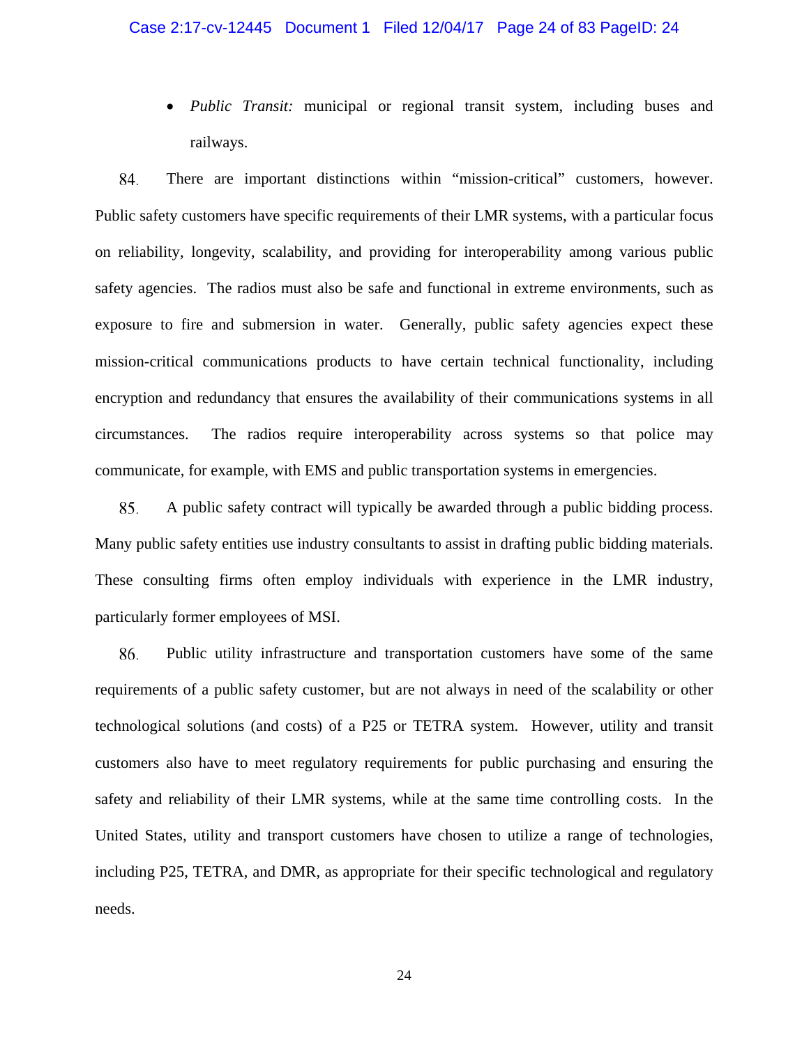- *Public Transit:* municipal or regional transit system, including buses and railways.

84. There are important distinctions within "mission-critical" customers, however. Public safety customers have specific requirements of their LMR systems, with a particular focus on reliability, longevity, scalability, and providing for interoperability among various public safety agencies. The radios must also be safe and functional in extreme environments, such as exposure to fire and submersion in water. Generally, public safety agencies expect these mission-critical communications products to have certain technical functionality, including encryption and redundancy that ensures the availability of their communications systems in all circumstances. The radios require interoperability across systems so that police may communicate, for example, with EMS and public transportation systems in emergencies.

85. A public safety contract will typically be awarded through a public bidding process. Many public safety entities use industry consultants to assist in drafting public bidding materials. These consulting firms often employ individuals with experience in the LMR industry, particularly former employees of MSI.

86. Public utility infrastructure and transportation customers have some of the same requirements of a public safety customer, but are not always in need of the scalability or other technological solutions (and costs) of a P25 or TETRA system. However, utility and transit customers also have to meet regulatory requirements for public purchasing and ensuring the safety and reliability of their LMR systems, while at the same time controlling costs. In the United States, utility and transport customers have chosen to utilize a range of technologies, including P25, TETRA, and DMR, as appropriate for their specific technological and regulatory needs.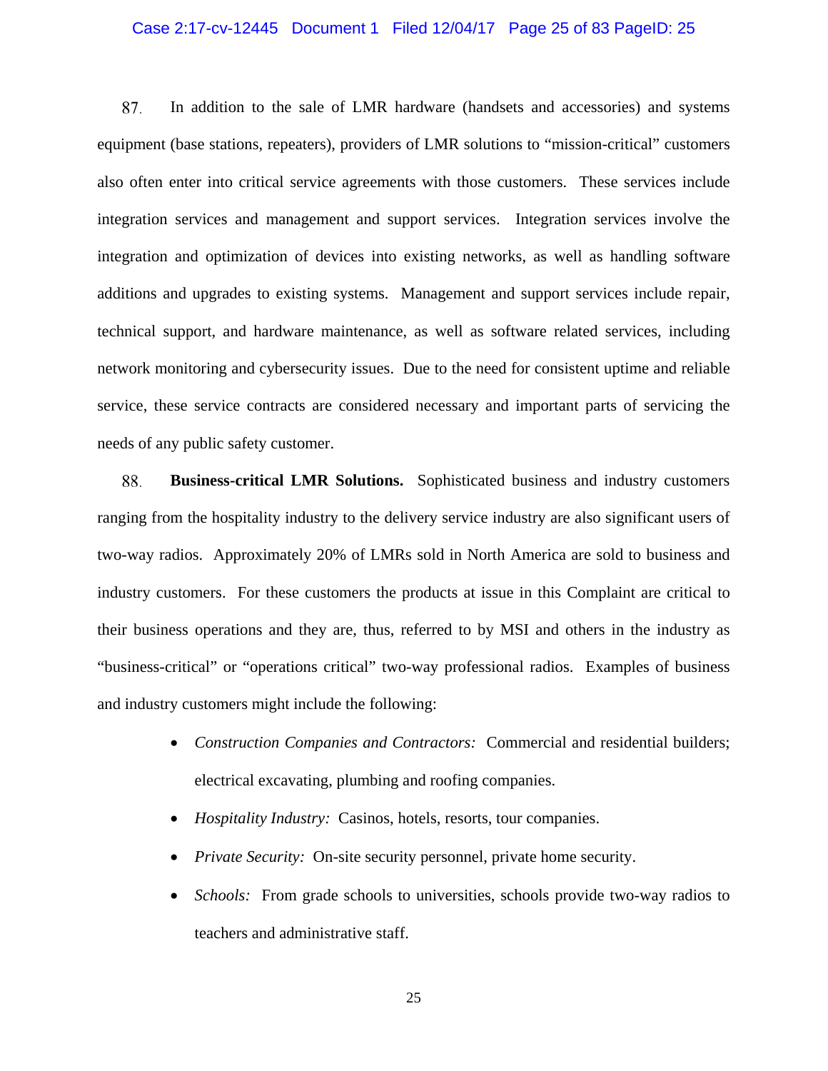87. In addition to the sale of LMR hardware (handsets and accessories) and systems equipment (base stations, repeaters), providers of LMR solutions to "mission-critical" customers also often enter into critical service agreements with those customers. These services include integration services and management and support services. Integration services involve the integration and optimization of devices into existing networks, as well as handling software additions and upgrades to existing systems. Management and support services include repair, technical support, and hardware maintenance, as well as software related services, including network monitoring and cybersecurity issues. Due to the need for consistent uptime and reliable service, these service contracts are considered necessary and important parts of servicing the needs of any public safety customer.

88. **Business-critical LMR Solutions.** Sophisticated business and industry customers ranging from the hospitality industry to the delivery service industry are also significant users of two-way radios. Approximately 20% of LMRs sold in North America are sold to business and industry customers. For these customers the products at issue in this Complaint are critical to their business operations and they are, thus, referred to by MSI and others in the industry as "business-critical" or "operations critical" two-way professional radios. Examples of business and industry customers might include the following:

- *Construction Companies and Contractors:* Commercial and residential builders; electrical excavating, plumbing and roofing companies.
- *Hospitality Industry:* Casinos, hotels, resorts, tour companies.
- *Private Security:* On-site security personnel, private home security.
- *Schools:* From grade schools to universities, schools provide two-way radios to teachers and administrative staff.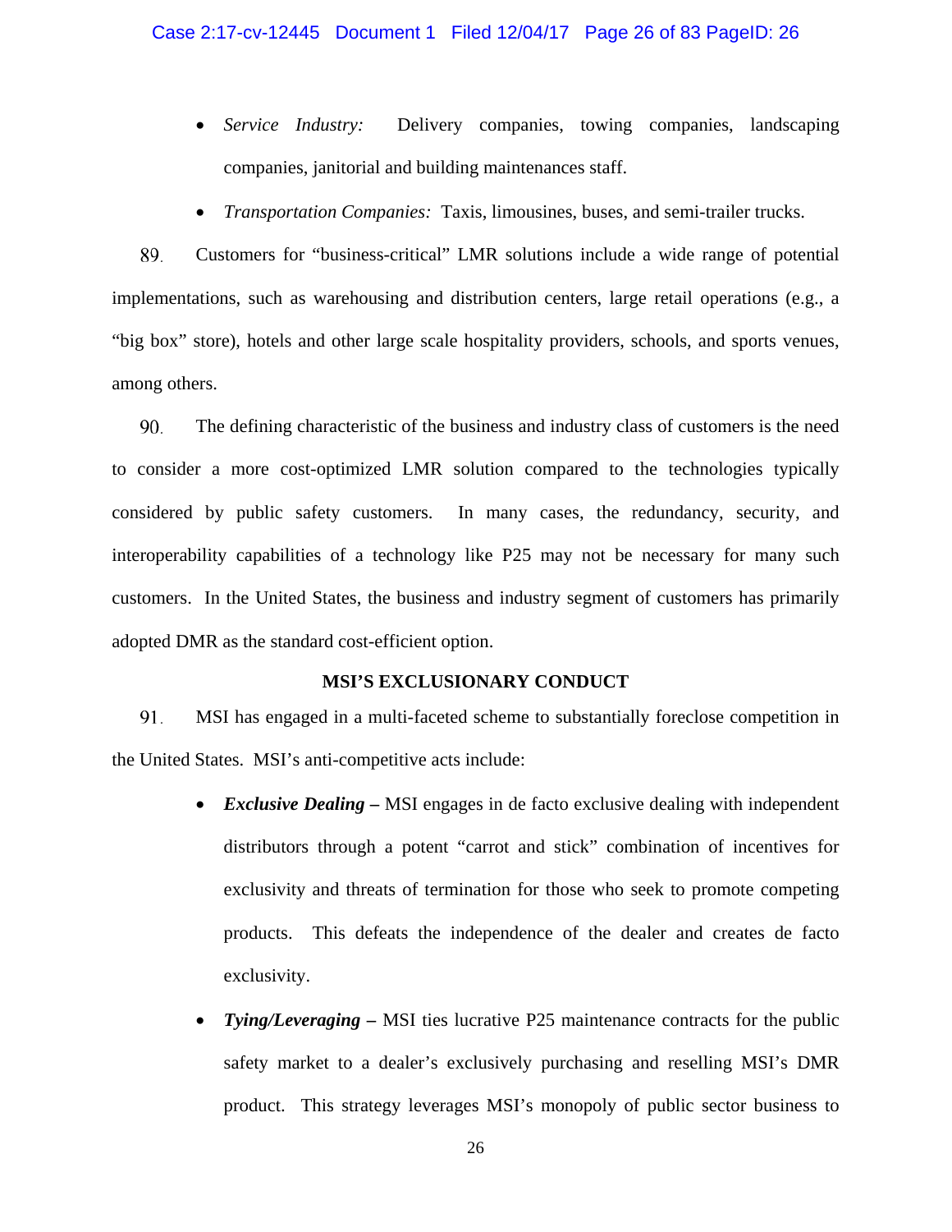- *Service Industry:* Delivery companies, towing companies, landscaping companies, janitorial and building maintenances staff.
- *Transportation Companies:* Taxis, limousines, buses, and semi-trailer trucks.

89. Customers for "business-critical" LMR solutions include a wide range of potential implementations, such as warehousing and distribution centers, large retail operations (e.g., a "big box" store), hotels and other large scale hospitality providers, schools, and sports venues, among others.

90. The defining characteristic of the business and industry class of customers is the need to consider a more cost-optimized LMR solution compared to the technologies typically considered by public safety customers. In many cases, the redundancy, security, and interoperability capabilities of a technology like P25 may not be necessary for many such customers. In the United States, the business and industry segment of customers has primarily adopted DMR as the standard cost-efficient option.

**MSI'S EXCLUSIONARY CONDUCT**

91. MSI has engaged in a multi-faceted scheme to substantially foreclose competition in the United States. MSI's anti-competitive acts include:

- ***Exclusive Dealing –*** MSI engages in de facto exclusive dealing with independent distributors through a potent "carrot and stick" combination of incentives for exclusivity and threats of termination for those who seek to promote competing products. This defeats the independence of the dealer and creates de facto exclusivity.
- ***Tying/Leveraging –*** MSI ties lucrative P25 maintenance contracts for the public safety market to a dealer's exclusively purchasing and reselling MSI's DMR product. This strategy leverages MSI's monopoly of public sector business to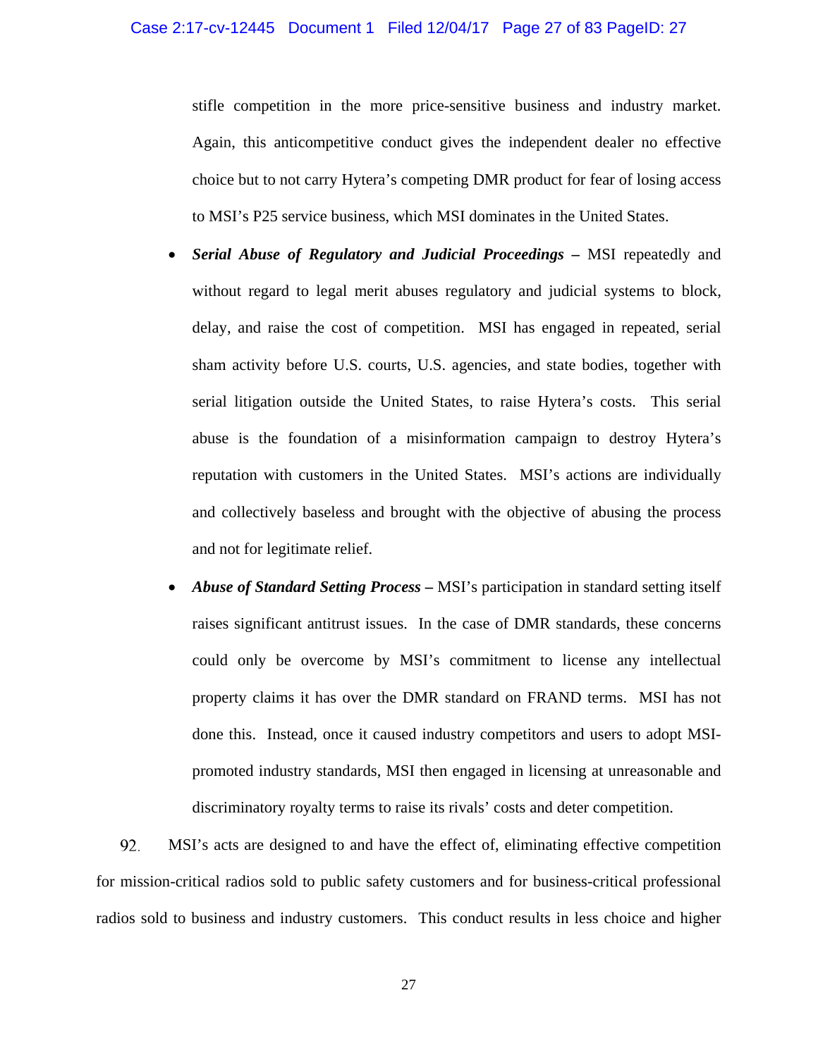stifle competition in the more price-sensitive business and industry market. Again, this anticompetitive conduct gives the independent dealer no effective choice but to not carry Hytera's competing DMR product for fear of losing access to MSI's P25 service business, which MSI dominates in the United States.

- ***Serial Abuse of Regulatory and Judicial Proceedings*** **–** MSI repeatedly and without regard to legal merit abuses regulatory and judicial systems to block, delay, and raise the cost of competition. MSI has engaged in repeated, serial sham activity before U.S. courts, U.S. agencies, and state bodies, together with serial litigation outside the United States, to raise Hytera's costs. This serial abuse is the foundation of a misinformation campaign to destroy Hytera's reputation with customers in the United States. MSI's actions are individually and collectively baseless and brought with the objective of abusing the process and not for legitimate relief.

- ***Abuse of Standard Setting Process*** **–** MSI's participation in standard setting itself raises significant antitrust issues. In the case of DMR standards, these concerns could only be overcome by MSI's commitment to license any intellectual property claims it has over the DMR standard on FRAND terms. MSI has not done this. Instead, once it caused industry competitors and users to adopt MSI-promoted industry standards, MSI then engaged in licensing at unreasonable and discriminatory royalty terms to raise its rivals' costs and deter competition.

92. MSI's acts are designed to and have the effect of, eliminating effective competition for mission-critical radios sold to public safety customers and for business-critical professional radios sold to business and industry customers. This conduct results in less choice and higher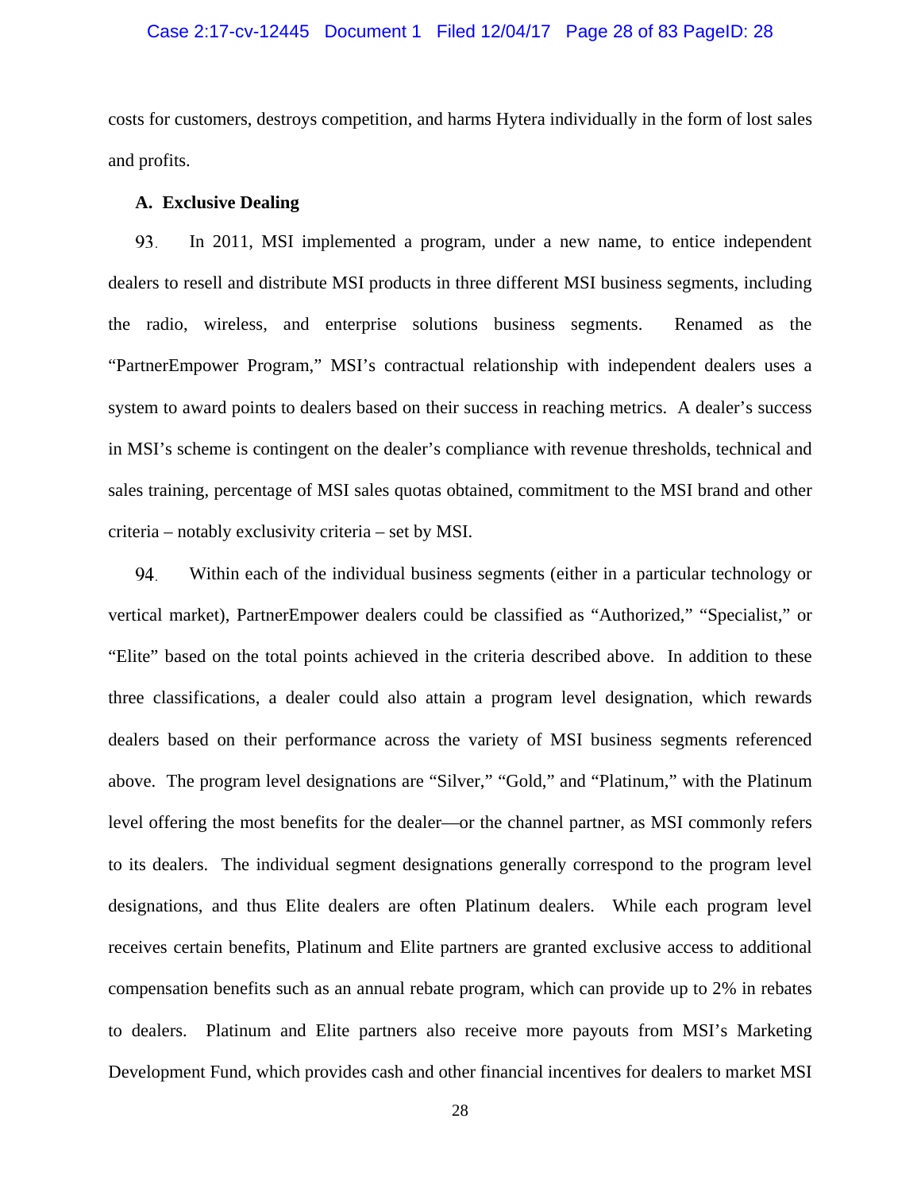costs for customers, destroys competition, and harms Hytera individually in the form of lost sales and profits.

### A. Exclusive Dealing

93. In 2011, MSI implemented a program, under a new name, to entice independent dealers to resell and distribute MSI products in three different MSI business segments, including the radio, wireless, and enterprise solutions business segments. Renamed as the "PartnerEmpower Program," MSI's contractual relationship with independent dealers uses a system to award points to dealers based on their success in reaching metrics. A dealer's success in MSI's scheme is contingent on the dealer's compliance with revenue thresholds, technical and sales training, percentage of MSI sales quotas obtained, commitment to the MSI brand and other criteria – notably exclusivity criteria – set by MSI.

94. Within each of the individual business segments (either in a particular technology or vertical market), PartnerEmpower dealers could be classified as "Authorized," "Specialist," or "Elite" based on the total points achieved in the criteria described above. In addition to these three classifications, a dealer could also attain a program level designation, which rewards dealers based on their performance across the variety of MSI business segments referenced above. The program level designations are "Silver," "Gold," and "Platinum," with the Platinum level offering the most benefits for the dealer—or the channel partner, as MSI commonly refers to its dealers. The individual segment designations generally correspond to the program level designations, and thus Elite dealers are often Platinum dealers. While each program level receives certain benefits, Platinum and Elite partners are granted exclusive access to additional compensation benefits such as an annual rebate program, which can provide up to 2% in rebates to dealers. Platinum and Elite partners also receive more payouts from MSI's Marketing Development Fund, which provides cash and other financial incentives for dealers to market MSI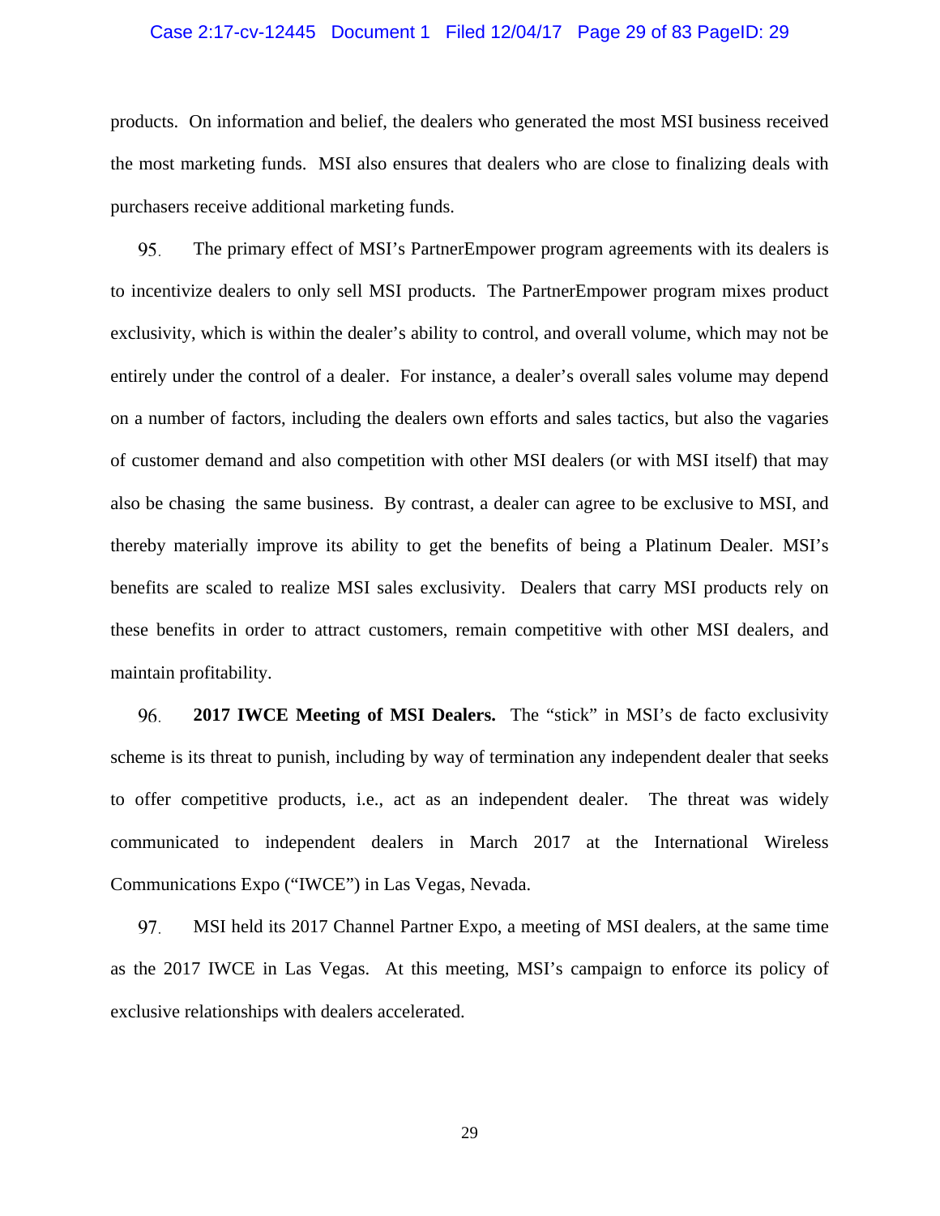products. On information and belief, the dealers who generated the most MSI business received the most marketing funds. MSI also ensures that dealers who are close to finalizing deals with purchasers receive additional marketing funds.

95. The primary effect of MSI's PartnerEmpower program agreements with its dealers is to incentivize dealers to only sell MSI products. The PartnerEmpower program mixes product exclusivity, which is within the dealer's ability to control, and overall volume, which may not be entirely under the control of a dealer. For instance, a dealer's overall sales volume may depend on a number of factors, including the dealers own efforts and sales tactics, but also the vagaries of customer demand and also competition with other MSI dealers (or with MSI itself) that may also be chasing the same business. By contrast, a dealer can agree to be exclusive to MSI, and thereby materially improve its ability to get the benefits of being a Platinum Dealer. MSI's benefits are scaled to realize MSI sales exclusivity. Dealers that carry MSI products rely on these benefits in order to attract customers, remain competitive with other MSI dealers, and maintain profitability.

96. **2017 IWCE Meeting of MSI Dealers.** The "stick" in MSI's de facto exclusivity scheme is its threat to punish, including by way of termination any independent dealer that seeks to offer competitive products, i.e., act as an independent dealer. The threat was widely communicated to independent dealers in March 2017 at the International Wireless Communications Expo ("IWCE") in Las Vegas, Nevada.

97. MSI held its 2017 Channel Partner Expo, a meeting of MSI dealers, at the same time as the 2017 IWCE in Las Vegas. At this meeting, MSI's campaign to enforce its policy of exclusive relationships with dealers accelerated.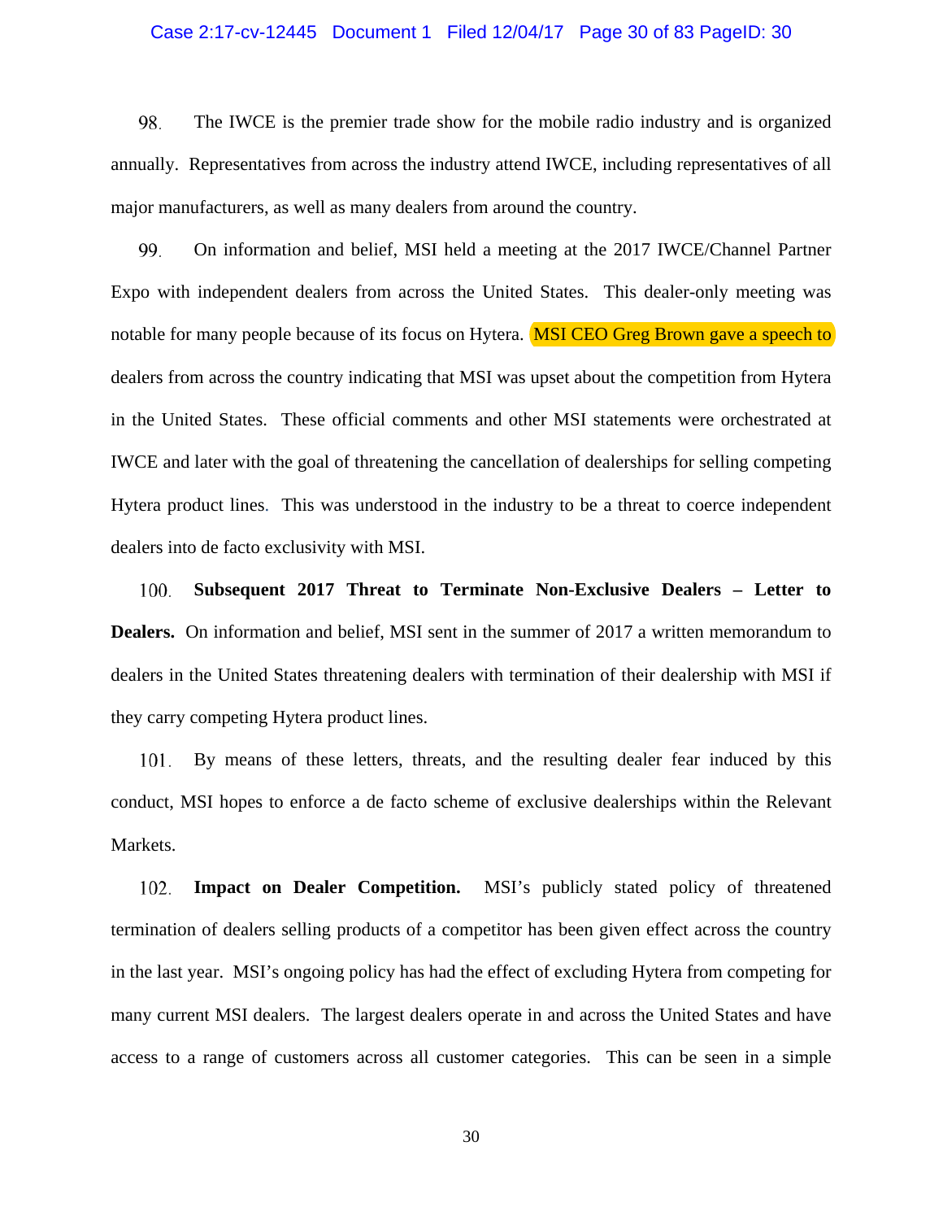98. The IWCE is the premier trade show for the mobile radio industry and is organized annually. Representatives from across the industry attend IWCE, including representatives of all major manufacturers, as well as many dealers from around the country.

99. On information and belief, MSI held a meeting at the 2017 IWCE/Channel Partner Expo with independent dealers from across the United States. This dealer-only meeting was notable for many people because of its focus on Hytera. MSI CEO Greg Brown gave a speech to dealers from across the country indicating that MSI was upset about the competition from Hytera in the United States. These official comments and other MSI statements were orchestrated at IWCE and later with the goal of threatening the cancellation of dealerships for selling competing Hytera product lines. This was understood in the industry to be a threat to coerce independent dealers into de facto exclusivity with MSI.

100. **Subsequent 2017 Threat to Terminate Non-Exclusive Dealers – Letter to Dealers.** On information and belief, MSI sent in the summer of 2017 a written memorandum to dealers in the United States threatening dealers with termination of their dealership with MSI if they carry competing Hytera product lines.

101. By means of these letters, threats, and the resulting dealer fear induced by this conduct, MSI hopes to enforce a de facto scheme of exclusive dealerships within the Relevant Markets.

102. **Impact on Dealer Competition.** MSI's publicly stated policy of threatened termination of dealers selling products of a competitor has been given effect across the country in the last year. MSI's ongoing policy has had the effect of excluding Hytera from competing for many current MSI dealers. The largest dealers operate in and across the United States and have access to a range of customers across all customer categories. This can be seen in a simple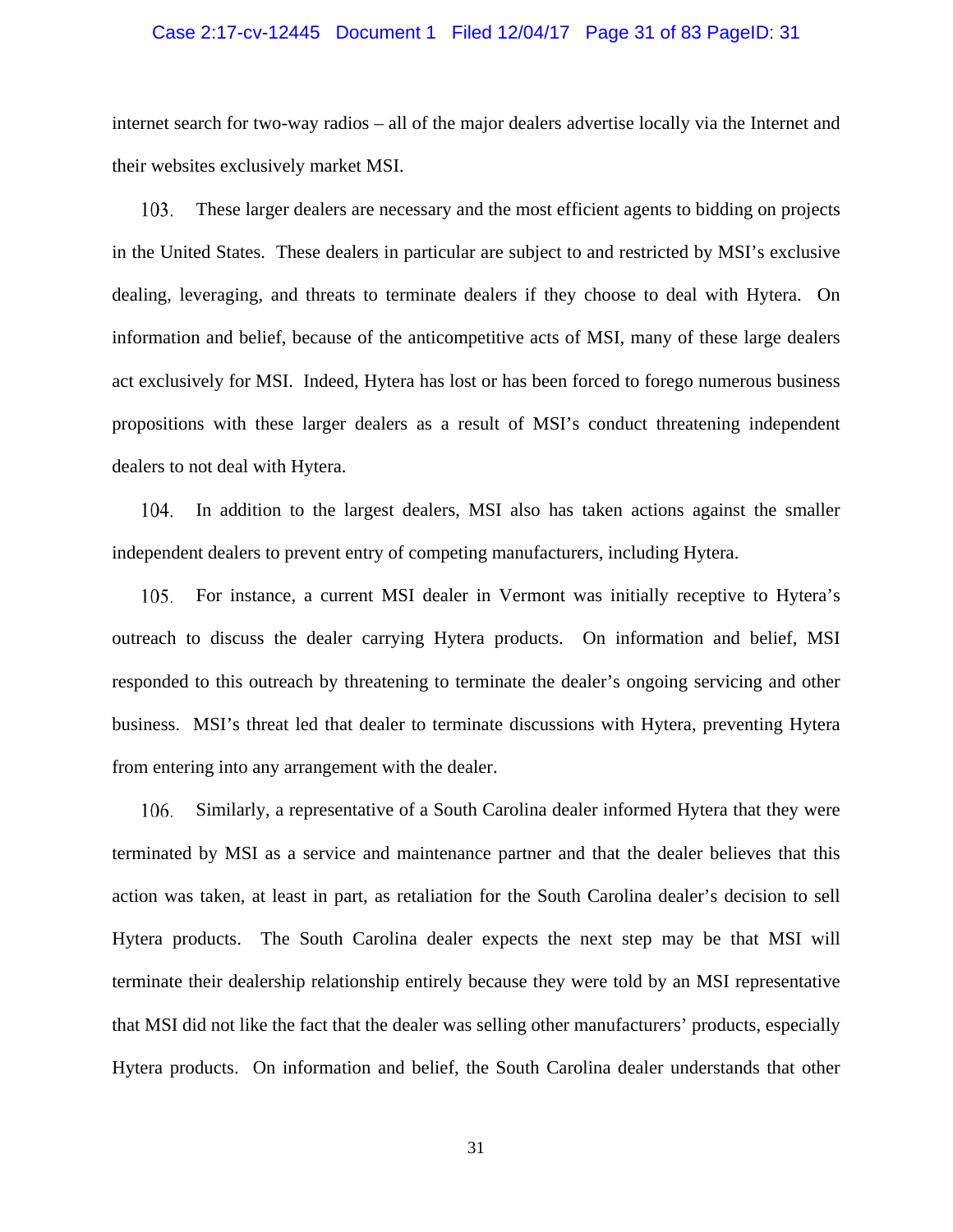internet search for two-way radios – all of the major dealers advertise locally via the Internet and their websites exclusively market MSI.

103. These larger dealers are necessary and the most efficient agents to bidding on projects in the United States. These dealers in particular are subject to and restricted by MSI's exclusive dealing, leveraging, and threats to terminate dealers if they choose to deal with Hytera. On information and belief, because of the anticompetitive acts of MSI, many of these large dealers act exclusively for MSI. Indeed, Hytera has lost or has been forced to forego numerous business propositions with these larger dealers as a result of MSI's conduct threatening independent dealers to not deal with Hytera.

104. In addition to the largest dealers, MSI also has taken actions against the smaller independent dealers to prevent entry of competing manufacturers, including Hytera.

105. For instance, a current MSI dealer in Vermont was initially receptive to Hytera's outreach to discuss the dealer carrying Hytera products. On information and belief, MSI responded to this outreach by threatening to terminate the dealer's ongoing servicing and other business. MSI's threat led that dealer to terminate discussions with Hytera, preventing Hytera from entering into any arrangement with the dealer.

106. Similarly, a representative of a South Carolina dealer informed Hytera that they were terminated by MSI as a service and maintenance partner and that the dealer believes that this action was taken, at least in part, as retaliation for the South Carolina dealer's decision to sell Hytera products. The South Carolina dealer expects the next step may be that MSI will terminate their dealership relationship entirely because they were told by an MSI representative that MSI did not like the fact that the dealer was selling other manufacturers' products, especially Hytera products. On information and belief, the South Carolina dealer understands that other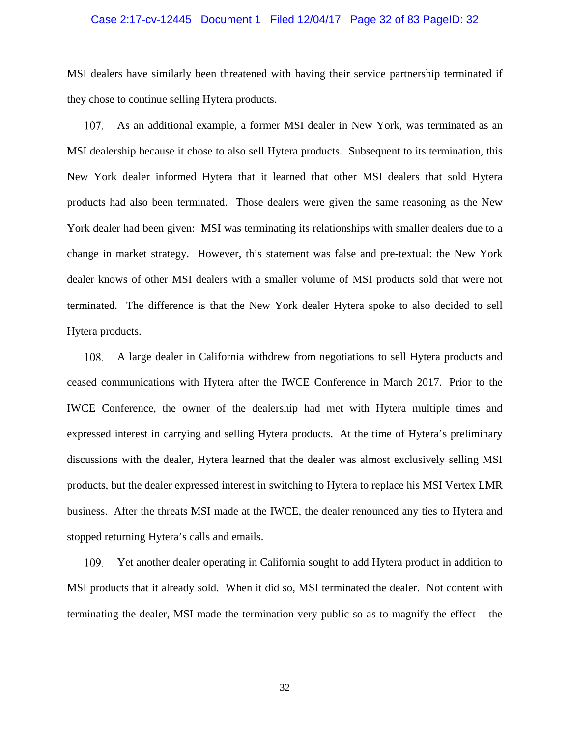MSI dealers have similarly been threatened with having their service partnership terminated if they chose to continue selling Hytera products.

107. As an additional example, a former MSI dealer in New York, was terminated as an MSI dealership because it chose to also sell Hytera products. Subsequent to its termination, this New York dealer informed Hytera that it learned that other MSI dealers that sold Hytera products had also been terminated. Those dealers were given the same reasoning as the New York dealer had been given: MSI was terminating its relationships with smaller dealers due to a change in market strategy. However, this statement was false and pre-textual: the New York dealer knows of other MSI dealers with a smaller volume of MSI products sold that were not terminated. The difference is that the New York dealer Hytera spoke to also decided to sell Hytera products.

108. A large dealer in California withdrew from negotiations to sell Hytera products and ceased communications with Hytera after the IWCE Conference in March 2017. Prior to the IWCE Conference, the owner of the dealership had met with Hytera multiple times and expressed interest in carrying and selling Hytera products. At the time of Hytera's preliminary discussions with the dealer, Hytera learned that the dealer was almost exclusively selling MSI products, but the dealer expressed interest in switching to Hytera to replace his MSI Vertex LMR business. After the threats MSI made at the IWCE, the dealer renounced any ties to Hytera and stopped returning Hytera's calls and emails.

109. Yet another dealer operating in California sought to add Hytera product in addition to MSI products that it already sold. When it did so, MSI terminated the dealer. Not content with terminating the dealer, MSI made the termination very public so as to magnify the effect – the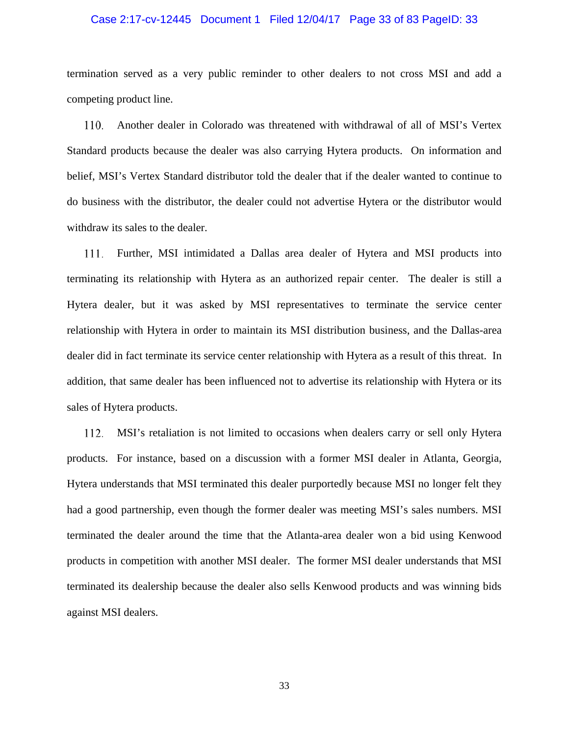termination served as a very public reminder to other dealers to not cross MSI and add a competing product line.

110. Another dealer in Colorado was threatened with withdrawal of all of MSI's Vertex Standard products because the dealer was also carrying Hytera products. On information and belief, MSI's Vertex Standard distributor told the dealer that if the dealer wanted to continue to do business with the distributor, the dealer could not advertise Hytera or the distributor would withdraw its sales to the dealer.

111. Further, MSI intimidated a Dallas area dealer of Hytera and MSI products into terminating its relationship with Hytera as an authorized repair center. The dealer is still a Hytera dealer, but it was asked by MSI representatives to terminate the service center relationship with Hytera in order to maintain its MSI distribution business, and the Dallas-area dealer did in fact terminate its service center relationship with Hytera as a result of this threat. In addition, that same dealer has been influenced not to advertise its relationship with Hytera or its sales of Hytera products.

112. MSI's retaliation is not limited to occasions when dealers carry or sell only Hytera products. For instance, based on a discussion with a former MSI dealer in Atlanta, Georgia, Hytera understands that MSI terminated this dealer purportedly because MSI no longer felt they had a good partnership, even though the former dealer was meeting MSI's sales numbers. MSI terminated the dealer around the time that the Atlanta-area dealer won a bid using Kenwood products in competition with another MSI dealer. The former MSI dealer understands that MSI terminated its dealership because the dealer also sells Kenwood products and was winning bids against MSI dealers.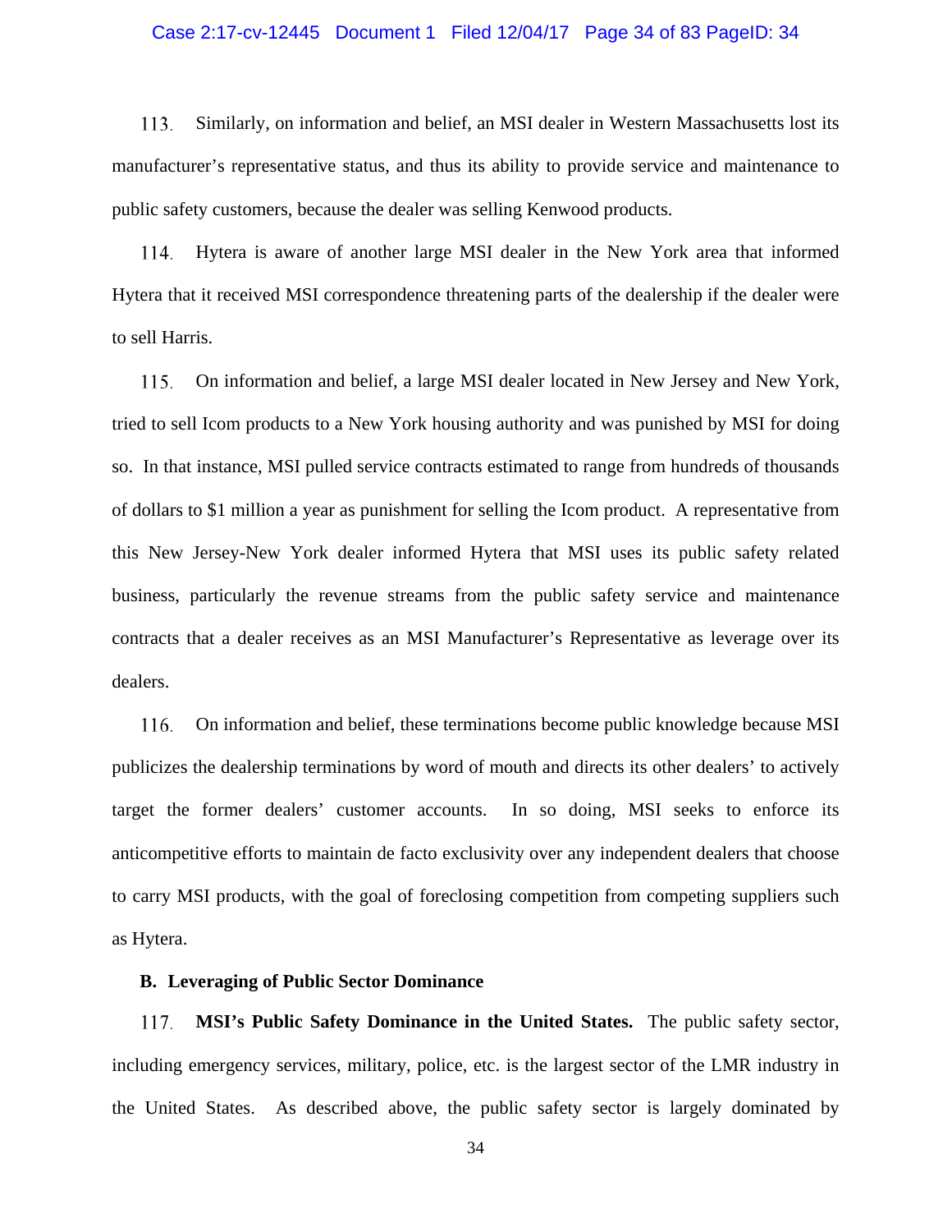113. Similarly, on information and belief, an MSI dealer in Western Massachusetts lost its manufacturer's representative status, and thus its ability to provide service and maintenance to public safety customers, because the dealer was selling Kenwood products.

114. Hytera is aware of another large MSI dealer in the New York area that informed Hytera that it received MSI correspondence threatening parts of the dealership if the dealer were to sell Harris.

115. On information and belief, a large MSI dealer located in New Jersey and New York, tried to sell Icom products to a New York housing authority and was punished by MSI for doing so. In that instance, MSI pulled service contracts estimated to range from hundreds of thousands of dollars to $1 million a year as punishment for selling the Icom product. A representative from this New Jersey-New York dealer informed Hytera that MSI uses its public safety related business, particularly the revenue streams from the public safety service and maintenance contracts that a dealer receives as an MSI Manufacturer's Representative as leverage over its dealers.

116. On information and belief, these terminations become public knowledge because MSI publicizes the dealership terminations by word of mouth and directs its other dealers' to actively target the former dealers' customer accounts. In so doing, MSI seeks to enforce its anticompetitive efforts to maintain de facto exclusivity over any independent dealers that choose to carry MSI products, with the goal of foreclosing competition from competing suppliers such as Hytera.

### B. Leveraging of Public Sector Dominance

117. **MSI's Public Safety Dominance in the United States.** The public safety sector, including emergency services, military, police, etc. is the largest sector of the LMR industry in the United States. As described above, the public safety sector is largely dominated by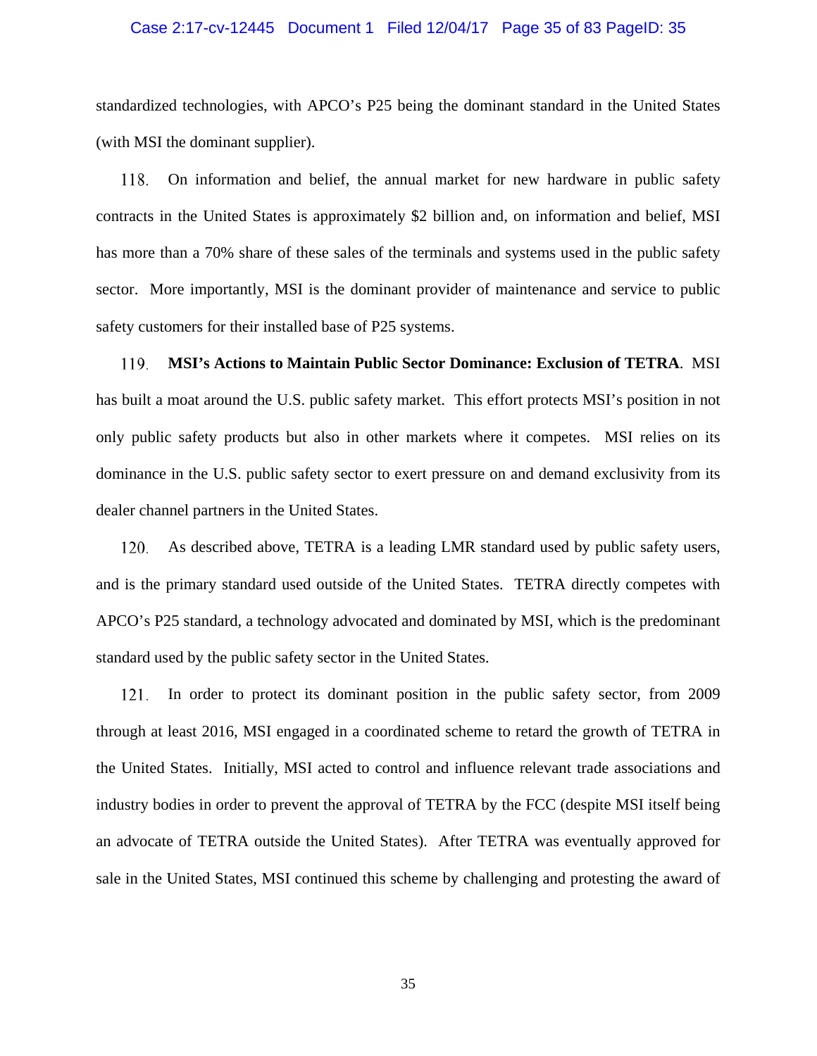standardized technologies, with APCO's P25 being the dominant standard in the United States (with MSI the dominant supplier).

118. On information and belief, the annual market for new hardware in public safety contracts in the United States is approximately $2 billion and, on information and belief, MSI has more than a 70% share of these sales of the terminals and systems used in the public safety sector. More importantly, MSI is the dominant provider of maintenance and service to public safety customers for their installed base of P25 systems.

119. **MSI's Actions to Maintain Public Sector Dominance: Exclusion of TETRA**. MSI has built a moat around the U.S. public safety market. This effort protects MSI's position in not only public safety products but also in other markets where it competes. MSI relies on its dominance in the U.S. public safety sector to exert pressure on and demand exclusivity from its dealer channel partners in the United States.

120. As described above, TETRA is a leading LMR standard used by public safety users, and is the primary standard used outside of the United States. TETRA directly competes with APCO's P25 standard, a technology advocated and dominated by MSI, which is the predominant standard used by the public safety sector in the United States.

121. In order to protect its dominant position in the public safety sector, from 2009 through at least 2016, MSI engaged in a coordinated scheme to retard the growth of TETRA in the United States. Initially, MSI acted to control and influence relevant trade associations and industry bodies in order to prevent the approval of TETRA by the FCC (despite MSI itself being an advocate of TETRA outside the United States). After TETRA was eventually approved for sale in the United States, MSI continued this scheme by challenging and protesting the award of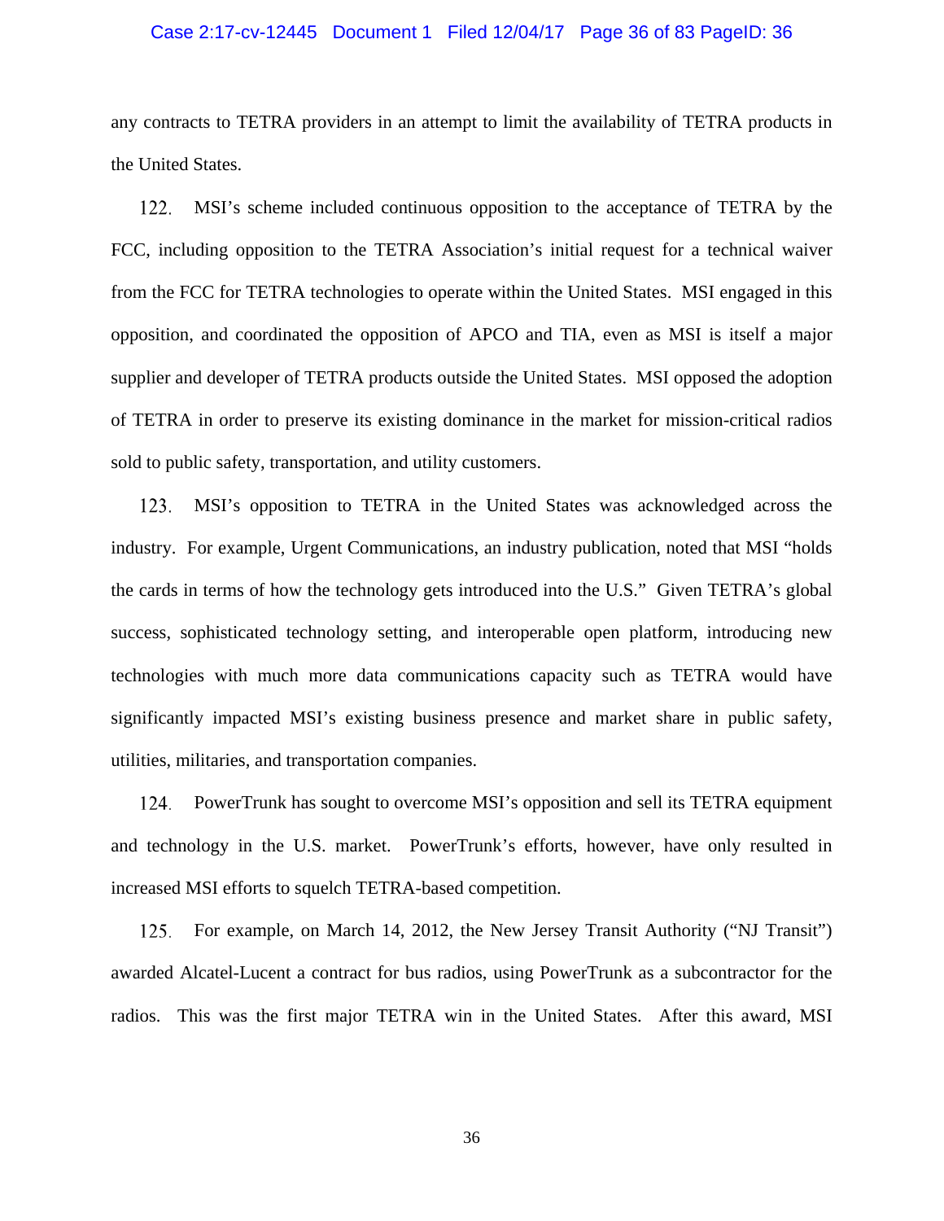any contracts to TETRA providers in an attempt to limit the availability of TETRA products in the United States.

122. MSI's scheme included continuous opposition to the acceptance of TETRA by the FCC, including opposition to the TETRA Association's initial request for a technical waiver from the FCC for TETRA technologies to operate within the United States. MSI engaged in this opposition, and coordinated the opposition of APCO and TIA, even as MSI is itself a major supplier and developer of TETRA products outside the United States. MSI opposed the adoption of TETRA in order to preserve its existing dominance in the market for mission-critical radios sold to public safety, transportation, and utility customers.

123. MSI's opposition to TETRA in the United States was acknowledged across the industry. For example, Urgent Communications, an industry publication, noted that MSI "holds the cards in terms of how the technology gets introduced into the U.S." Given TETRA's global success, sophisticated technology setting, and interoperable open platform, introducing new technologies with much more data communications capacity such as TETRA would have significantly impacted MSI's existing business presence and market share in public safety, utilities, militaries, and transportation companies.

124. PowerTrunk has sought to overcome MSI's opposition and sell its TETRA equipment and technology in the U.S. market. PowerTrunk's efforts, however, have only resulted in increased MSI efforts to squelch TETRA-based competition.

125. For example, on March 14, 2012, the New Jersey Transit Authority ("NJ Transit") awarded Alcatel-Lucent a contract for bus radios, using PowerTrunk as a subcontractor for the radios. This was the first major TETRA win in the United States. After this award, MSI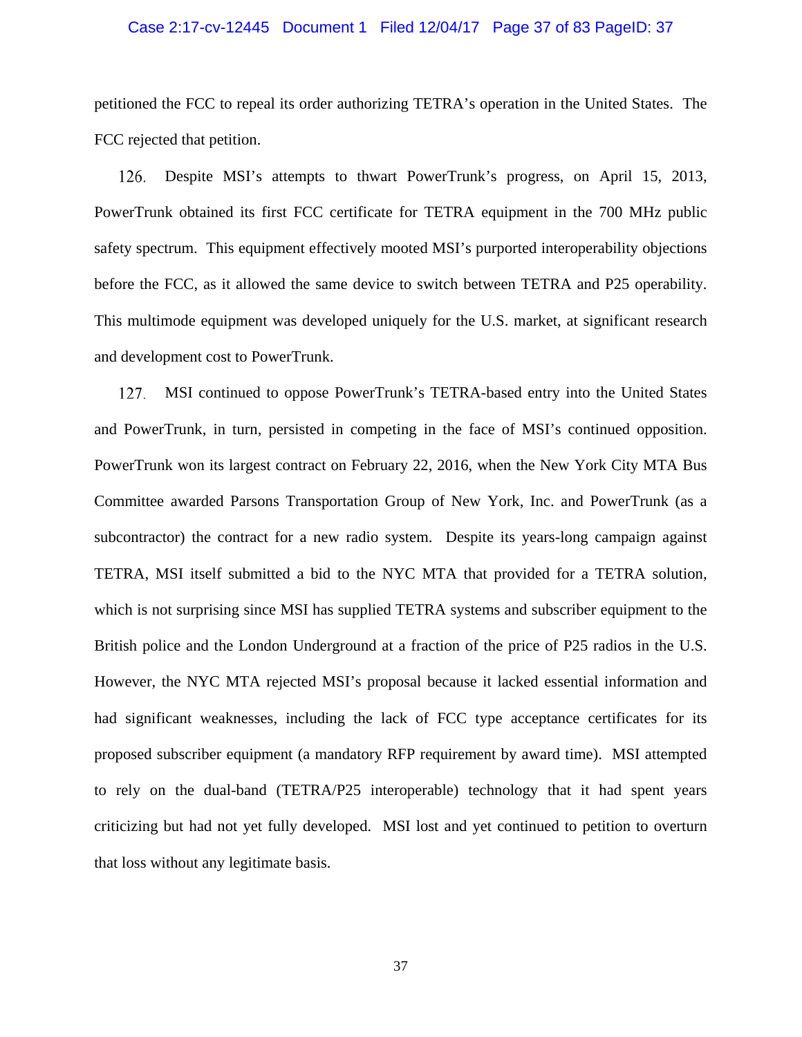petitioned the FCC to repeal its order authorizing TETRA's operation in the United States. The FCC rejected that petition.

126. Despite MSI's attempts to thwart PowerTrunk's progress, on April 15, 2013, PowerTrunk obtained its first FCC certificate for TETRA equipment in the 700 MHz public safety spectrum. This equipment effectively mooted MSI's purported interoperability objections before the FCC, as it allowed the same device to switch between TETRA and P25 operability. This multimode equipment was developed uniquely for the U.S. market, at significant research and development cost to PowerTrunk.

127. MSI continued to oppose PowerTrunk's TETRA-based entry into the United States and PowerTrunk, in turn, persisted in competing in the face of MSI's continued opposition. PowerTrunk won its largest contract on February 22, 2016, when the New York City MTA Bus Committee awarded Parsons Transportation Group of New York, Inc. and PowerTrunk (as a subcontractor) the contract for a new radio system. Despite its years-long campaign against TETRA, MSI itself submitted a bid to the NYC MTA that provided for a TETRA solution, which is not surprising since MSI has supplied TETRA systems and subscriber equipment to the British police and the London Underground at a fraction of the price of P25 radios in the U.S. However, the NYC MTA rejected MSI's proposal because it lacked essential information and had significant weaknesses, including the lack of FCC type acceptance certificates for its proposed subscriber equipment (a mandatory RFP requirement by award time). MSI attempted to rely on the dual-band (TETRA/P25 interoperable) technology that it had spent years criticizing but had not yet fully developed. MSI lost and yet continued to petition to overturn that loss without any legitimate basis.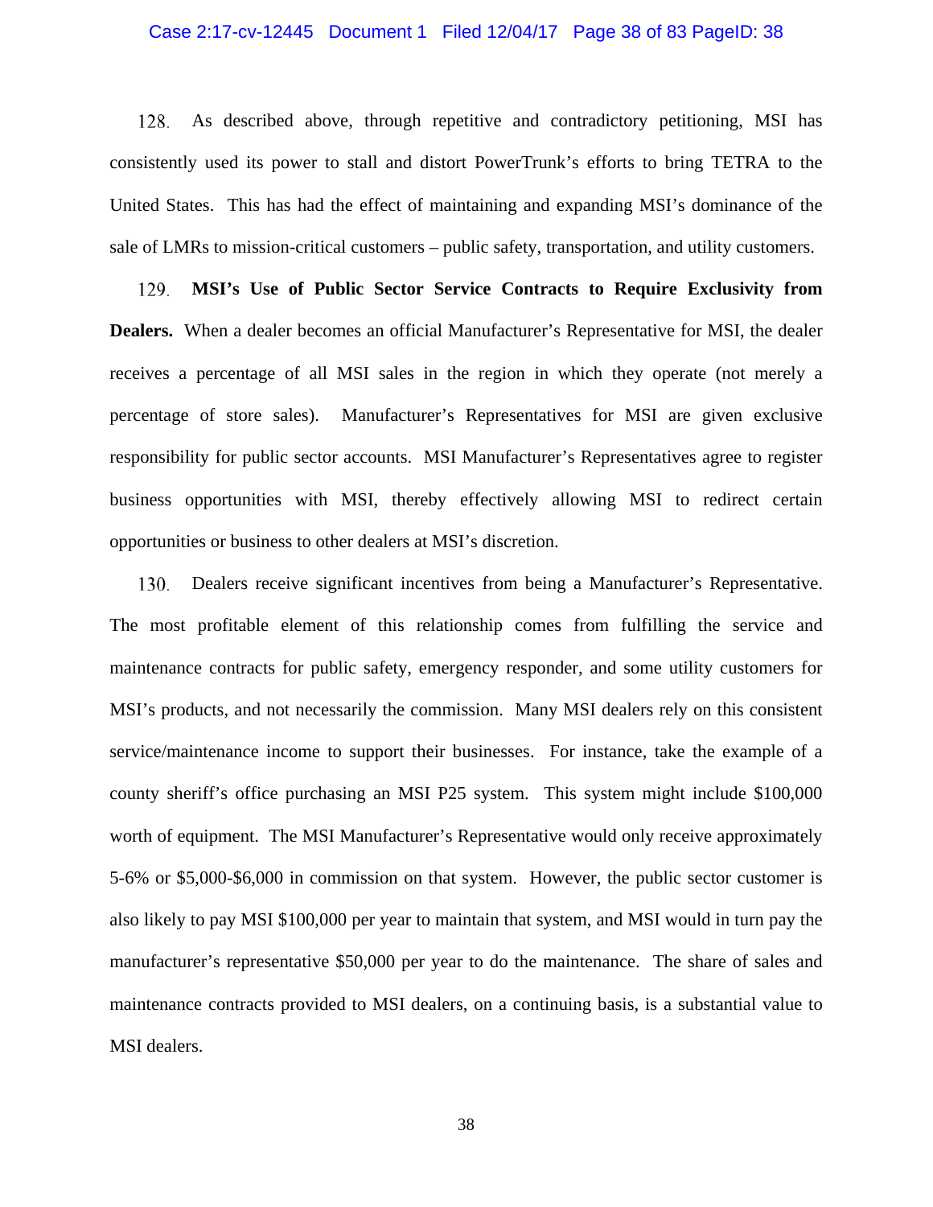128. As described above, through repetitive and contradictory petitioning, MSI has consistently used its power to stall and distort PowerTrunk's efforts to bring TETRA to the United States. This has had the effect of maintaining and expanding MSI's dominance of the sale of LMRs to mission-critical customers – public safety, transportation, and utility customers.

129. **MSI's Use of Public Sector Service Contracts to Require Exclusivity from Dealers.** When a dealer becomes an official Manufacturer's Representative for MSI, the dealer receives a percentage of all MSI sales in the region in which they operate (not merely a percentage of store sales). Manufacturer's Representatives for MSI are given exclusive responsibility for public sector accounts. MSI Manufacturer's Representatives agree to register business opportunities with MSI, thereby effectively allowing MSI to redirect certain opportunities or business to other dealers at MSI's discretion.

130. Dealers receive significant incentives from being a Manufacturer's Representative. The most profitable element of this relationship comes from fulfilling the service and maintenance contracts for public safety, emergency responder, and some utility customers for MSI's products, and not necessarily the commission. Many MSI dealers rely on this consistent service/maintenance income to support their businesses. For instance, take the example of a county sheriff's office purchasing an MSI P25 system. This system might include $100,000 worth of equipment. The MSI Manufacturer's Representative would only receive approximately 5-6% or $5,000-$6,000 in commission on that system. However, the public sector customer is also likely to pay MSI $100,000 per year to maintain that system, and MSI would in turn pay the manufacturer's representative $50,000 per year to do the maintenance. The share of sales and maintenance contracts provided to MSI dealers, on a continuing basis, is a substantial value to MSI dealers.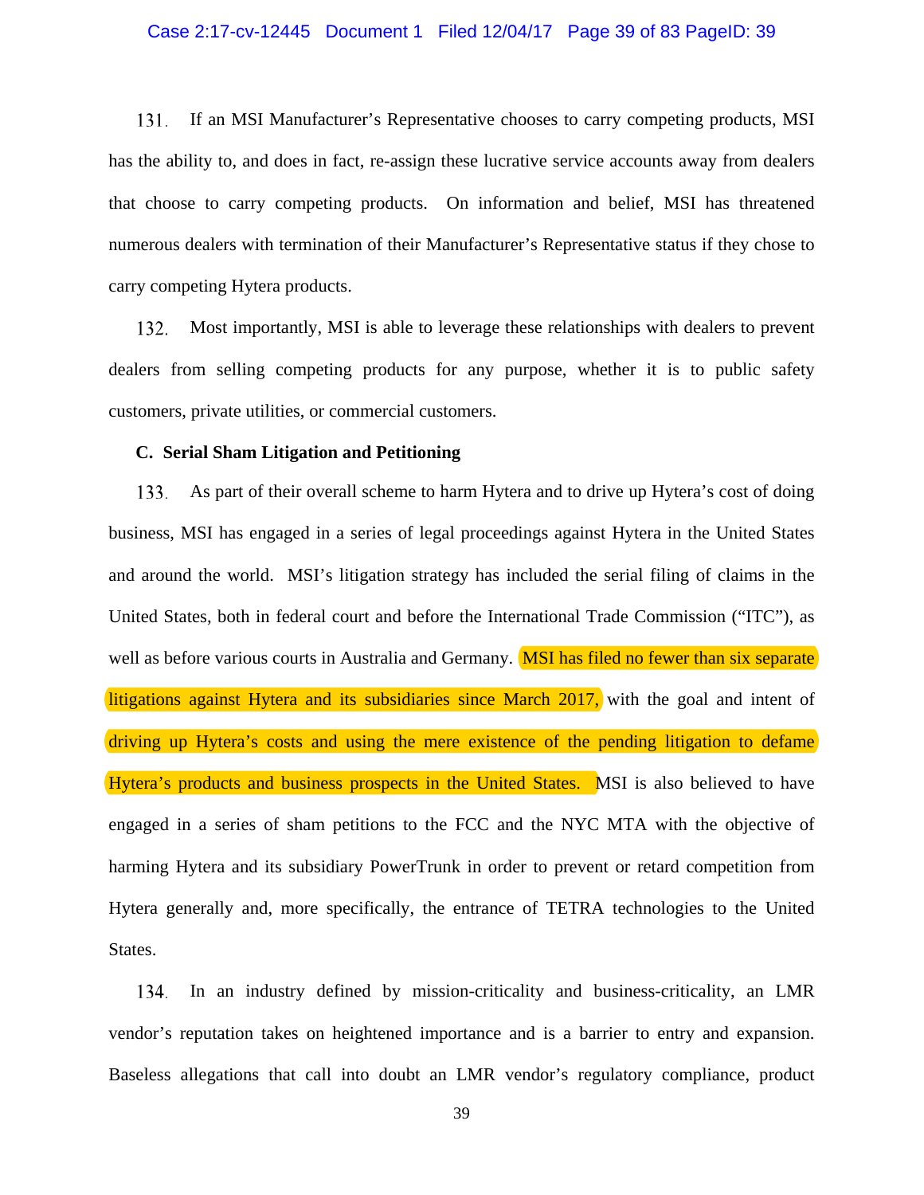131. If an MSI Manufacturer's Representative chooses to carry competing products, MSI has the ability to, and does in fact, re-assign these lucrative service accounts away from dealers that choose to carry competing products. On information and belief, MSI has threatened numerous dealers with termination of their Manufacturer's Representative status if they chose to carry competing Hytera products.

132. Most importantly, MSI is able to leverage these relationships with dealers to prevent dealers from selling competing products for any purpose, whether it is to public safety customers, private utilities, or commercial customers.

**C. Serial Sham Litigation and Petitioning**

133. As part of their overall scheme to harm Hytera and to drive up Hytera's cost of doing business, MSI has engaged in a series of legal proceedings against Hytera in the United States and around the world. MSI's litigation strategy has included the serial filing of claims in the United States, both in federal court and before the International Trade Commission ("ITC"), as well as before various courts in Australia and Germany. MSI has filed no fewer than six separate litigations against Hytera and its subsidiaries since March 2017, with the goal and intent of driving up Hytera's costs and using the mere existence of the pending litigation to defame Hytera's products and business prospects in the United States. MSI is also believed to have engaged in a series of sham petitions to the FCC and the NYC MTA with the objective of harming Hytera and its subsidiary PowerTrunk in order to prevent or retard competition from Hytera generally and, more specifically, the entrance of TETRA technologies to the United States.

134. In an industry defined by mission-criticality and business-criticality, an LMR vendor's reputation takes on heightened importance and is a barrier to entry and expansion. Baseless allegations that call into doubt an LMR vendor's regulatory compliance, product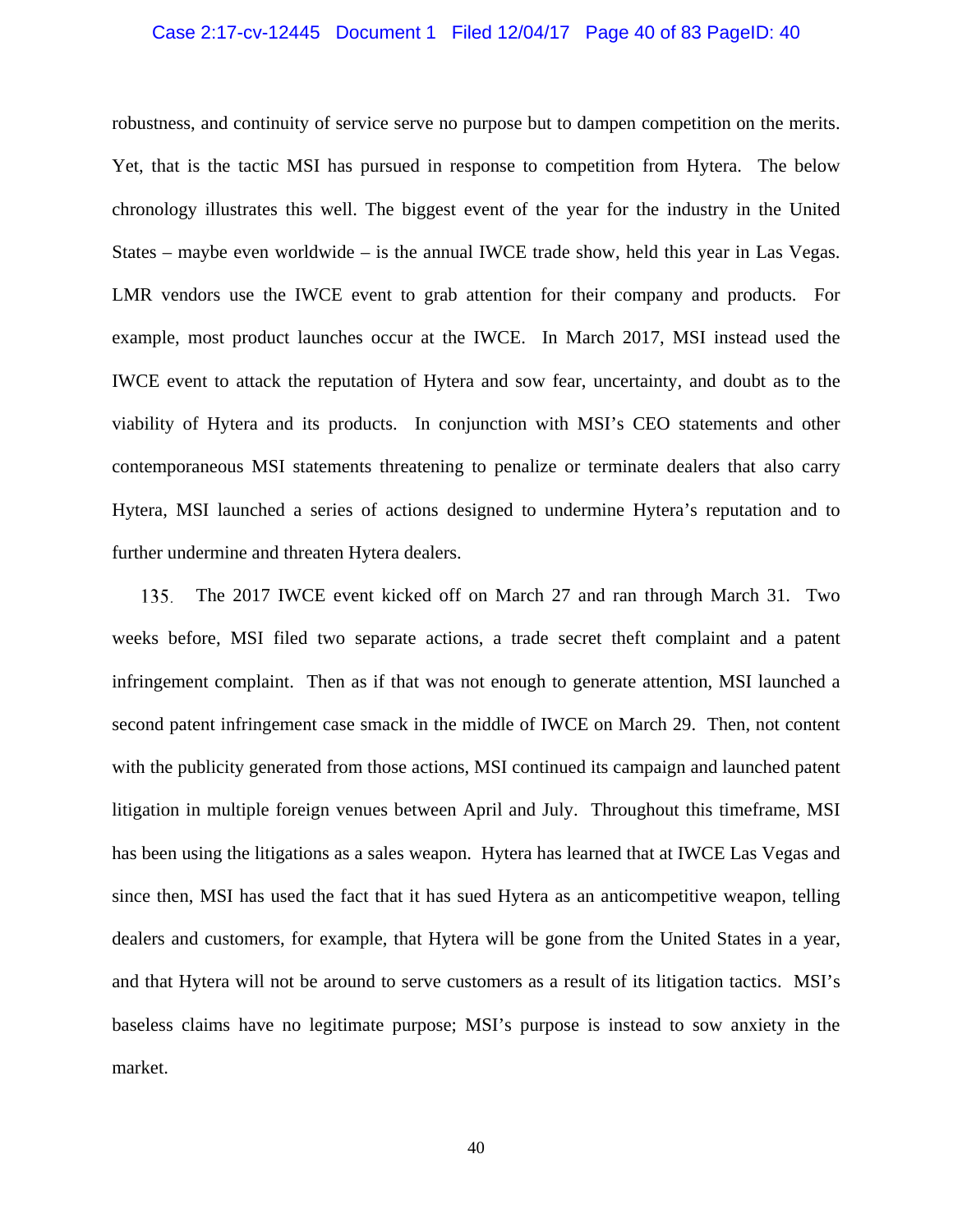robustness, and continuity of service serve no purpose but to dampen competition on the merits. Yet, that is the tactic MSI has pursued in response to competition from Hytera. The below chronology illustrates this well. The biggest event of the year for the industry in the United States – maybe even worldwide – is the annual IWCE trade show, held this year in Las Vegas. LMR vendors use the IWCE event to grab attention for their company and products. For example, most product launches occur at the IWCE. In March 2017, MSI instead used the IWCE event to attack the reputation of Hytera and sow fear, uncertainty, and doubt as to the viability of Hytera and its products. In conjunction with MSI's CEO statements and other contemporaneous MSI statements threatening to penalize or terminate dealers that also carry Hytera, MSI launched a series of actions designed to undermine Hytera's reputation and to further undermine and threaten Hytera dealers.

135. The 2017 IWCE event kicked off on March 27 and ran through March 31. Two weeks before, MSI filed two separate actions, a trade secret theft complaint and a patent infringement complaint. Then as if that was not enough to generate attention, MSI launched a second patent infringement case smack in the middle of IWCE on March 29. Then, not content with the publicity generated from those actions, MSI continued its campaign and launched patent litigation in multiple foreign venues between April and July. Throughout this timeframe, MSI has been using the litigations as a sales weapon. Hytera has learned that at IWCE Las Vegas and since then, MSI has used the fact that it has sued Hytera as an anticompetitive weapon, telling dealers and customers, for example, that Hytera will be gone from the United States in a year, and that Hytera will not be around to serve customers as a result of its litigation tactics. MSI's baseless claims have no legitimate purpose; MSI's purpose is instead to sow anxiety in the market.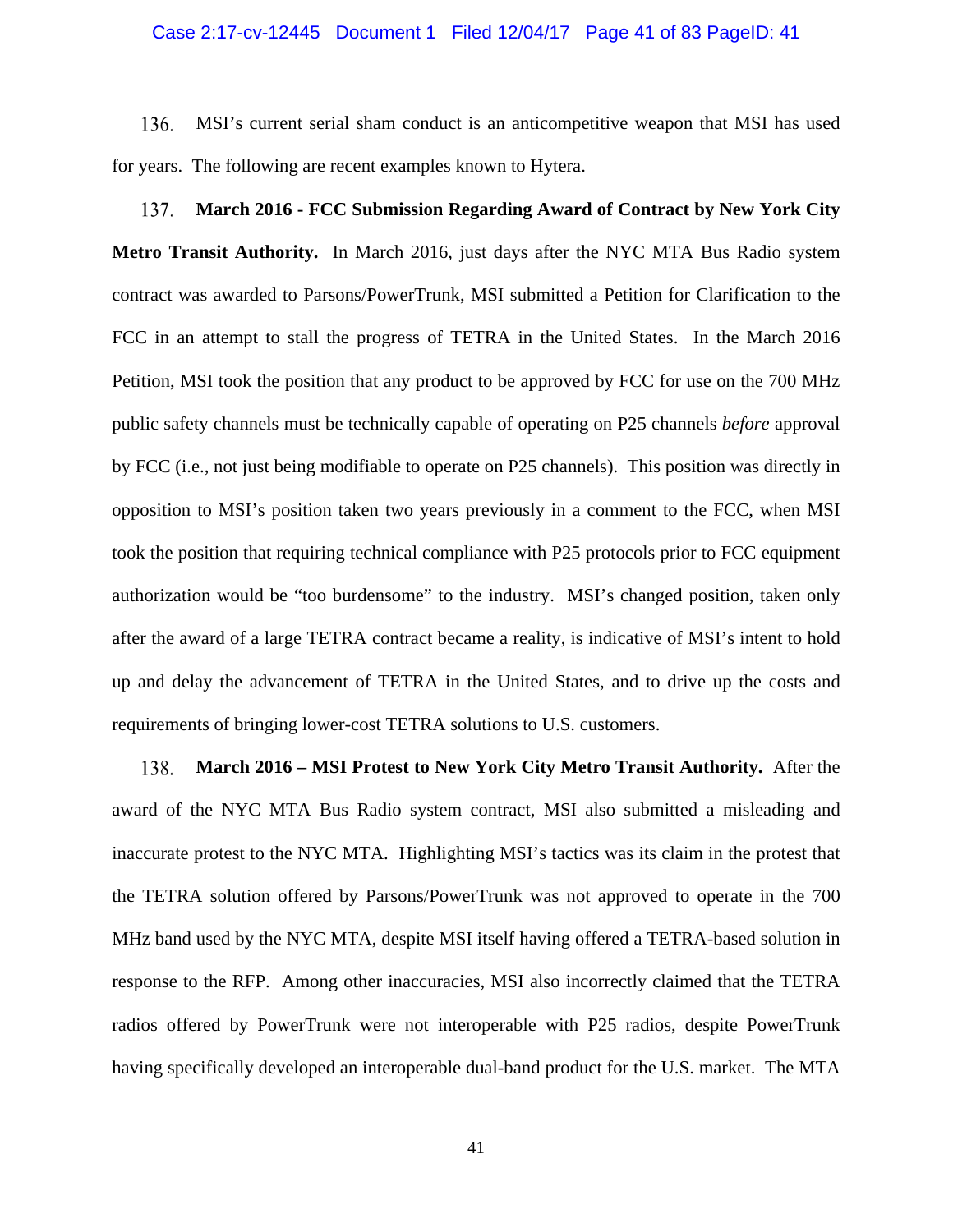136. MSI's current serial sham conduct is an anticompetitive weapon that MSI has used for years. The following are recent examples known to Hytera.

137. **March 2016 - FCC Submission Regarding Award of Contract by New York City Metro Transit Authority.** In March 2016, just days after the NYC MTA Bus Radio system contract was awarded to Parsons/PowerTrunk, MSI submitted a Petition for Clarification to the FCC in an attempt to stall the progress of TETRA in the United States. In the March 2016 Petition, MSI took the position that any product to be approved by FCC for use on the 700 MHz public safety channels must be technically capable of operating on P25 channels *before* approval by FCC (i.e., not just being modifiable to operate on P25 channels). This position was directly in opposition to MSI's position taken two years previously in a comment to the FCC, when MSI took the position that requiring technical compliance with P25 protocols prior to FCC equipment authorization would be "too burdensome" to the industry. MSI's changed position, taken only after the award of a large TETRA contract became a reality, is indicative of MSI's intent to hold up and delay the advancement of TETRA in the United States, and to drive up the costs and requirements of bringing lower-cost TETRA solutions to U.S. customers.

138. **March 2016 – MSI Protest to New York City Metro Transit Authority.** After the award of the NYC MTA Bus Radio system contract, MSI also submitted a misleading and inaccurate protest to the NYC MTA. Highlighting MSI's tactics was its claim in the protest that the TETRA solution offered by Parsons/PowerTrunk was not approved to operate in the 700 MHz band used by the NYC MTA, despite MSI itself having offered a TETRA-based solution in response to the RFP. Among other inaccuracies, MSI also incorrectly claimed that the TETRA radios offered by PowerTrunk were not interoperable with P25 radios, despite PowerTrunk having specifically developed an interoperable dual-band product for the U.S. market. The MTA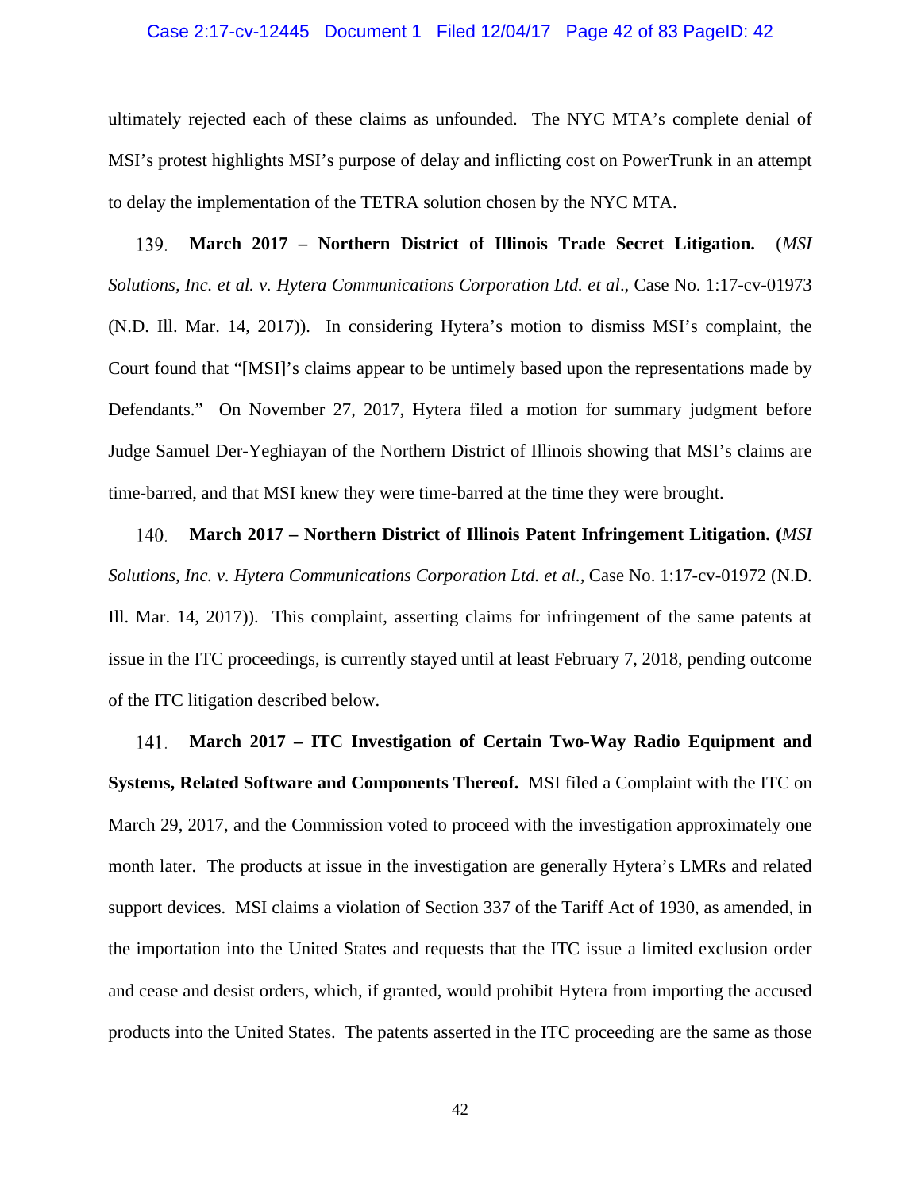ultimately rejected each of these claims as unfounded. The NYC MTA's complete denial of MSI's protest highlights MSI's purpose of delay and inflicting cost on PowerTrunk in an attempt to delay the implementation of the TETRA solution chosen by the NYC MTA.

139. **March 2017 – Northern District of Illinois Trade Secret Litigation.** (*MSI Solutions, Inc. et al. v. Hytera Communications Corporation Ltd. et al*., Case No. 1:17-cv-01973 (N.D. Ill. Mar. 14, 2017)). In considering Hytera's motion to dismiss MSI's complaint, the Court found that "[MSI]'s claims appear to be untimely based upon the representations made by Defendants." On November 27, 2017, Hytera filed a motion for summary judgment before Judge Samuel Der-Yeghiayan of the Northern District of Illinois showing that MSI's claims are time-barred, and that MSI knew they were time-barred at the time they were brought.

140. **March 2017 – Northern District of Illinois Patent Infringement Litigation. (***MSI Solutions, Inc. v. Hytera Communications Corporation Ltd. et al.*, Case No. 1:17-cv-01972 (N.D. Ill. Mar. 14, 2017)). This complaint, asserting claims for infringement of the same patents at issue in the ITC proceedings, is currently stayed until at least February 7, 2018, pending outcome of the ITC litigation described below.

141. **March 2017 – ITC Investigation of Certain Two-Way Radio Equipment and Systems, Related Software and Components Thereof.** MSI filed a Complaint with the ITC on March 29, 2017, and the Commission voted to proceed with the investigation approximately one month later. The products at issue in the investigation are generally Hytera's LMRs and related support devices. MSI claims a violation of Section 337 of the Tariff Act of 1930, as amended, in the importation into the United States and requests that the ITC issue a limited exclusion order and cease and desist orders, which, if granted, would prohibit Hytera from importing the accused products into the United States. The patents asserted in the ITC proceeding are the same as those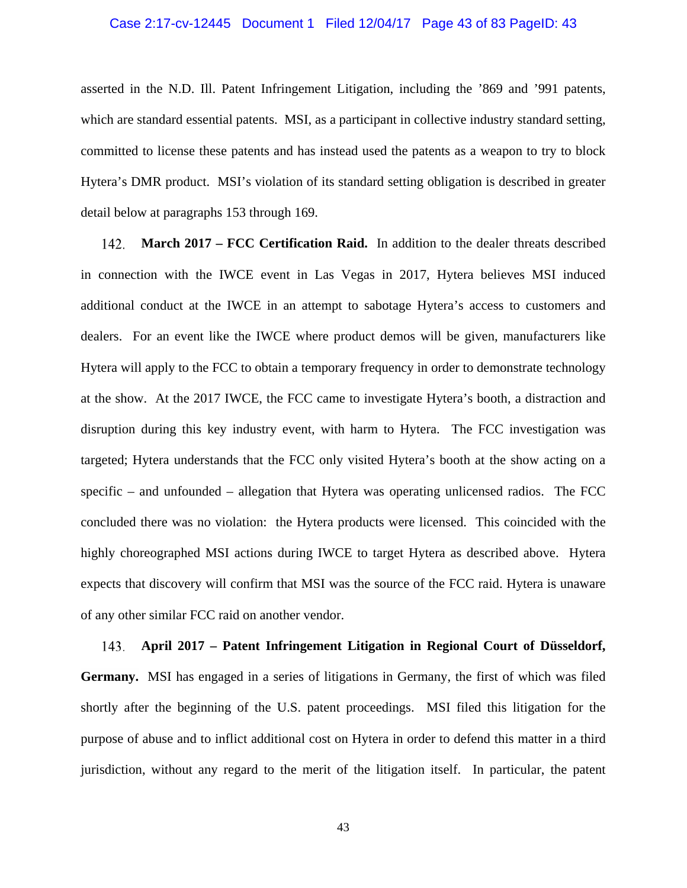asserted in the N.D. Ill. Patent Infringement Litigation, including the ’869 and ’991 patents, which are standard essential patents. MSI, as a participant in collective industry standard setting, committed to license these patents and has instead used the patents as a weapon to try to block Hytera’s DMR product. MSI’s violation of its standard setting obligation is described in greater detail below at paragraphs 153 through 169.

142. **March 2017 – FCC Certification Raid.** In addition to the dealer threats described in connection with the IWCE event in Las Vegas in 2017, Hytera believes MSI induced additional conduct at the IWCE in an attempt to sabotage Hytera’s access to customers and dealers. For an event like the IWCE where product demos will be given, manufacturers like Hytera will apply to the FCC to obtain a temporary frequency in order to demonstrate technology at the show. At the 2017 IWCE, the FCC came to investigate Hytera’s booth, a distraction and disruption during this key industry event, with harm to Hytera. The FCC investigation was targeted; Hytera understands that the FCC only visited Hytera’s booth at the show acting on a specific – and unfounded – allegation that Hytera was operating unlicensed radios. The FCC concluded there was no violation: the Hytera products were licensed. This coincided with the highly choreographed MSI actions during IWCE to target Hytera as described above. Hytera expects that discovery will confirm that MSI was the source of the FCC raid. Hytera is unaware of any other similar FCC raid on another vendor.

143. **April 2017 – Patent Infringement Litigation in Regional Court of Düsseldorf, Germany.** MSI has engaged in a series of litigations in Germany, the first of which was filed shortly after the beginning of the U.S. patent proceedings. MSI filed this litigation for the purpose of abuse and to inflict additional cost on Hytera in order to defend this matter in a third jurisdiction, without any regard to the merit of the litigation itself. In particular, the patent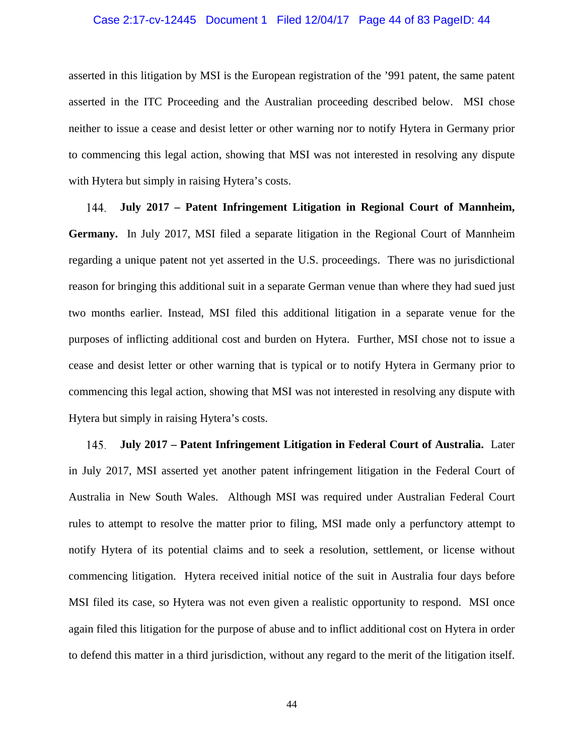asserted in this litigation by MSI is the European registration of the '991 patent, the same patent asserted in the ITC Proceeding and the Australian proceeding described below. MSI chose neither to issue a cease and desist letter or other warning nor to notify Hytera in Germany prior to commencing this legal action, showing that MSI was not interested in resolving any dispute with Hytera but simply in raising Hytera's costs.

144. **July 2017 – Patent Infringement Litigation in Regional Court of Mannheim, Germany.** In July 2017, MSI filed a separate litigation in the Regional Court of Mannheim regarding a unique patent not yet asserted in the U.S. proceedings. There was no jurisdictional reason for bringing this additional suit in a separate German venue than where they had sued just two months earlier. Instead, MSI filed this additional litigation in a separate venue for the purposes of inflicting additional cost and burden on Hytera. Further, MSI chose not to issue a cease and desist letter or other warning that is typical or to notify Hytera in Germany prior to commencing this legal action, showing that MSI was not interested in resolving any dispute with Hytera but simply in raising Hytera's costs.

145. **July 2017 – Patent Infringement Litigation in Federal Court of Australia.** Later in July 2017, MSI asserted yet another patent infringement litigation in the Federal Court of Australia in New South Wales. Although MSI was required under Australian Federal Court rules to attempt to resolve the matter prior to filing, MSI made only a perfunctory attempt to notify Hytera of its potential claims and to seek a resolution, settlement, or license without commencing litigation. Hytera received initial notice of the suit in Australia four days before MSI filed its case, so Hytera was not even given a realistic opportunity to respond. MSI once again filed this litigation for the purpose of abuse and to inflict additional cost on Hytera in order to defend this matter in a third jurisdiction, without any regard to the merit of the litigation itself.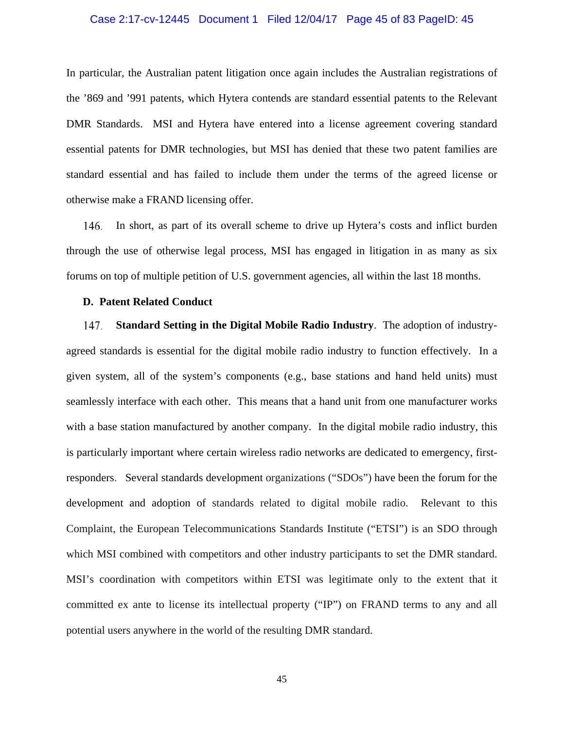In particular, the Australian patent litigation once again includes the Australian registrations of the ’869 and ’991 patents, which Hytera contends are standard essential patents to the Relevant DMR Standards. MSI and Hytera have entered into a license agreement covering standard essential patents for DMR technologies, but MSI has denied that these two patent families are standard essential and has failed to include them under the terms of the agreed license or otherwise make a FRAND licensing offer.

146. In short, as part of its overall scheme to drive up Hytera’s costs and inflict burden through the use of otherwise legal process, MSI has engaged in litigation in as many as six forums on top of multiple petition of U.S. government agencies, all within the last 18 months.

**D. Patent Related Conduct**

147. **Standard Setting in the Digital Mobile Radio Industry**. The adoption of industry-agreed standards is essential for the digital mobile radio industry to function effectively. In a given system, all of the system’s components (e.g., base stations and hand held units) must seamlessly interface with each other. This means that a hand unit from one manufacturer works with a base station manufactured by another company. In the digital mobile radio industry, this is particularly important where certain wireless radio networks are dedicated to emergency, first-responders. Several standards development organizations (“SDOs”) have been the forum for the development and adoption of standards related to digital mobile radio. Relevant to this Complaint, the European Telecommunications Standards Institute (“ETSI”) is an SDO through which MSI combined with competitors and other industry participants to set the DMR standard. MSI’s coordination with competitors within ETSI was legitimate only to the extent that it committed ex ante to license its intellectual property (“IP”) on FRAND terms to any and all potential users anywhere in the world of the resulting DMR standard.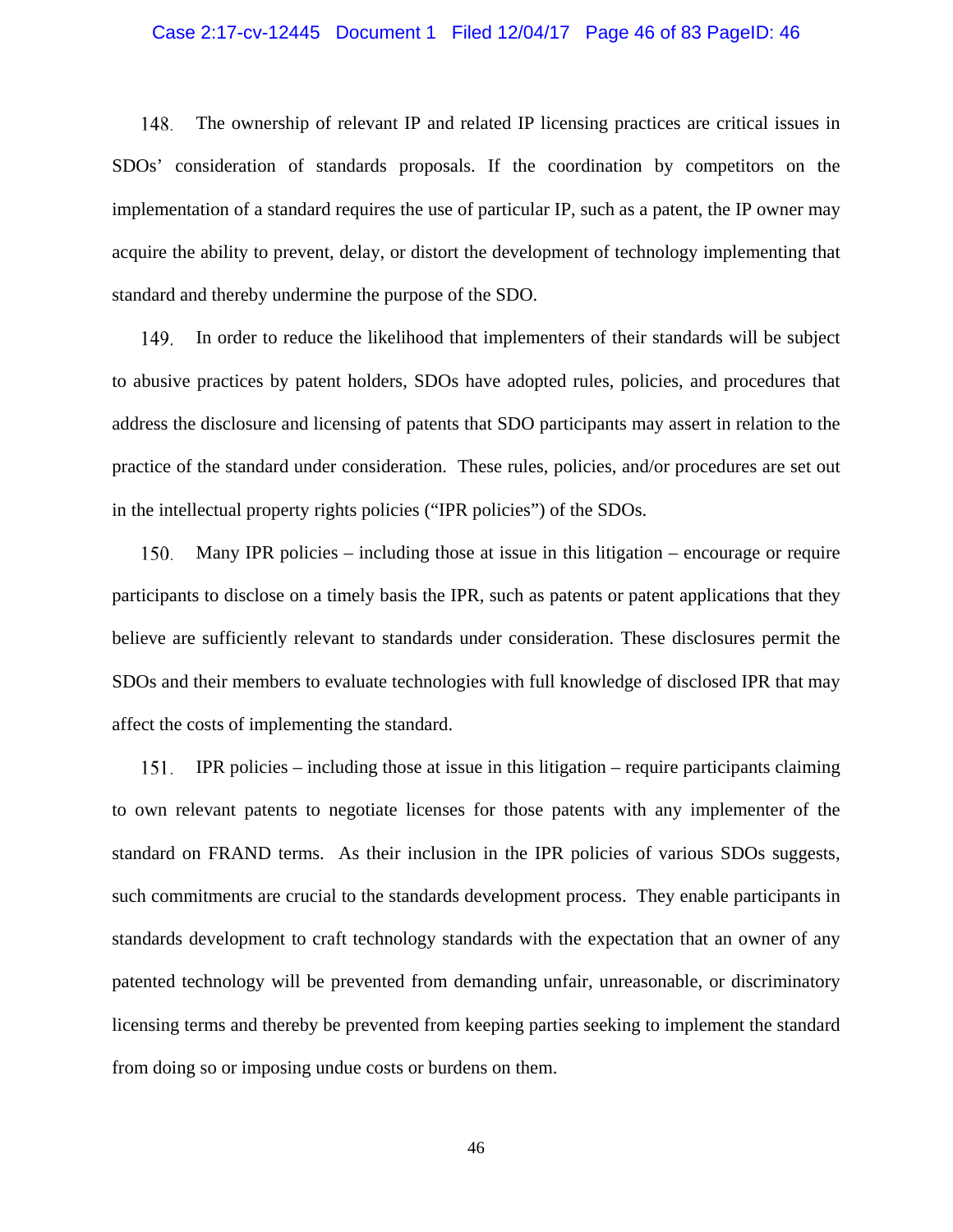148. The ownership of relevant IP and related IP licensing practices are critical issues in SDOs' consideration of standards proposals. If the coordination by competitors on the implementation of a standard requires the use of particular IP, such as a patent, the IP owner may acquire the ability to prevent, delay, or distort the development of technology implementing that standard and thereby undermine the purpose of the SDO.

149. In order to reduce the likelihood that implementers of their standards will be subject to abusive practices by patent holders, SDOs have adopted rules, policies, and procedures that address the disclosure and licensing of patents that SDO participants may assert in relation to the practice of the standard under consideration. These rules, policies, and/or procedures are set out in the intellectual property rights policies ("IPR policies") of the SDOs.

150. Many IPR policies – including those at issue in this litigation – encourage or require participants to disclose on a timely basis the IPR, such as patents or patent applications that they believe are sufficiently relevant to standards under consideration. These disclosures permit the SDOs and their members to evaluate technologies with full knowledge of disclosed IPR that may affect the costs of implementing the standard.

151. IPR policies – including those at issue in this litigation – require participants claiming to own relevant patents to negotiate licenses for those patents with any implementer of the standard on FRAND terms. As their inclusion in the IPR policies of various SDOs suggests, such commitments are crucial to the standards development process. They enable participants in standards development to craft technology standards with the expectation that an owner of any patented technology will be prevented from demanding unfair, unreasonable, or discriminatory licensing terms and thereby be prevented from keeping parties seeking to implement the standard from doing so or imposing undue costs or burdens on them.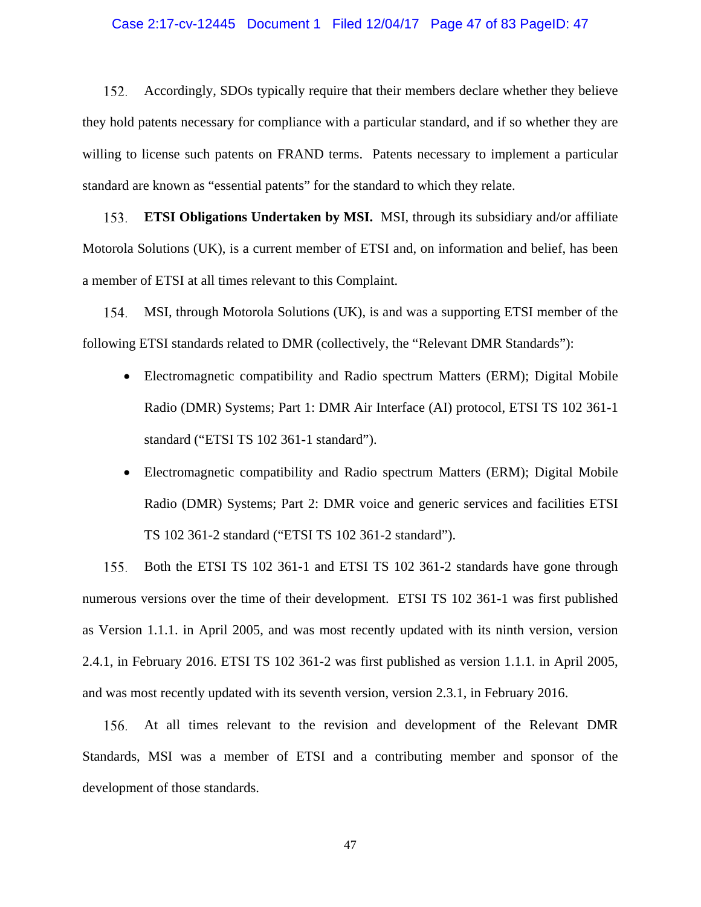152. Accordingly, SDOs typically require that their members declare whether they believe they hold patents necessary for compliance with a particular standard, and if so whether they are willing to license such patents on FRAND terms. Patents necessary to implement a particular standard are known as "essential patents" for the standard to which they relate.

153. **ETSI Obligations Undertaken by MSI.** MSI, through its subsidiary and/or affiliate Motorola Solutions (UK), is a current member of ETSI and, on information and belief, has been a member of ETSI at all times relevant to this Complaint.

154. MSI, through Motorola Solutions (UK), is and was a supporting ETSI member of the following ETSI standards related to DMR (collectively, the "Relevant DMR Standards"):

- Electromagnetic compatibility and Radio spectrum Matters (ERM); Digital Mobile Radio (DMR) Systems; Part 1: DMR Air Interface (AI) protocol, ETSI TS 102 361-1 standard ("ETSI TS 102 361-1 standard").
- Electromagnetic compatibility and Radio spectrum Matters (ERM); Digital Mobile Radio (DMR) Systems; Part 2: DMR voice and generic services and facilities ETSI TS 102 361-2 standard ("ETSI TS 102 361-2 standard").

155. Both the ETSI TS 102 361-1 and ETSI TS 102 361-2 standards have gone through numerous versions over the time of their development. ETSI TS 102 361-1 was first published as Version 1.1.1. in April 2005, and was most recently updated with its ninth version, version 2.4.1, in February 2016. ETSI TS 102 361-2 was first published as version 1.1.1. in April 2005, and was most recently updated with its seventh version, version 2.3.1, in February 2016.

156. At all times relevant to the revision and development of the Relevant DMR Standards, MSI was a member of ETSI and a contributing member and sponsor of the development of those standards.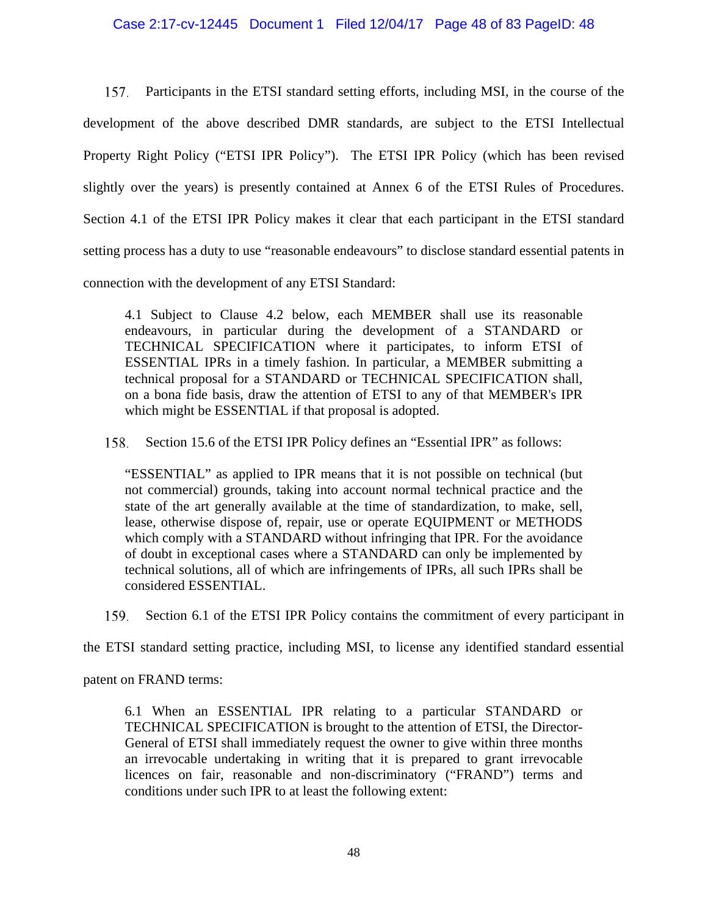157. Participants in the ETSI standard setting efforts, including MSI, in the course of the development of the above described DMR standards, are subject to the ETSI Intellectual Property Right Policy ("ETSI IPR Policy"). The ETSI IPR Policy (which has been revised slightly over the years) is presently contained at Annex 6 of the ETSI Rules of Procedures. Section 4.1 of the ETSI IPR Policy makes it clear that each participant in the ETSI standard setting process has a duty to use "reasonable endeavours" to disclose standard essential patents in connection with the development of any ETSI Standard:

> 4.1 Subject to Clause 4.2 below, each MEMBER shall use its reasonable endeavours, in particular during the development of a STANDARD or TECHNICAL SPECIFICATION where it participates, to inform ETSI of ESSENTIAL IPRs in a timely fashion. In particular, a MEMBER submitting a technical proposal for a STANDARD or TECHNICAL SPECIFICATION shall, on a bona fide basis, draw the attention of ETSI to any of that MEMBER's IPR which might be ESSENTIAL if that proposal is adopted.

158. Section 15.6 of the ETSI IPR Policy defines an "Essential IPR" as follows:

> "ESSENTIAL" as applied to IPR means that it is not possible on technical (but not commercial) grounds, taking into account normal technical practice and the state of the art generally available at the time of standardization, to make, sell, lease, otherwise dispose of, repair, use or operate EQUIPMENT or METHODS which comply with a STANDARD without infringing that IPR. For the avoidance of doubt in exceptional cases where a STANDARD can only be implemented by technical solutions, all of which are infringements of IPRs, all such IPRs shall be considered ESSENTIAL.

159. Section 6.1 of the ETSI IPR Policy contains the commitment of every participant in the ETSI standard setting practice, including MSI, to license any identified standard essential patent on FRAND terms:

> 6.1 When an ESSENTIAL IPR relating to a particular STANDARD or TECHNICAL SPECIFICATION is brought to the attention of ETSI, the Director-General of ETSI shall immediately request the owner to give within three months an irrevocable undertaking in writing that it is prepared to grant irrevocable licences on fair, reasonable and non-discriminatory ("FRAND") terms and conditions under such IPR to at least the following extent: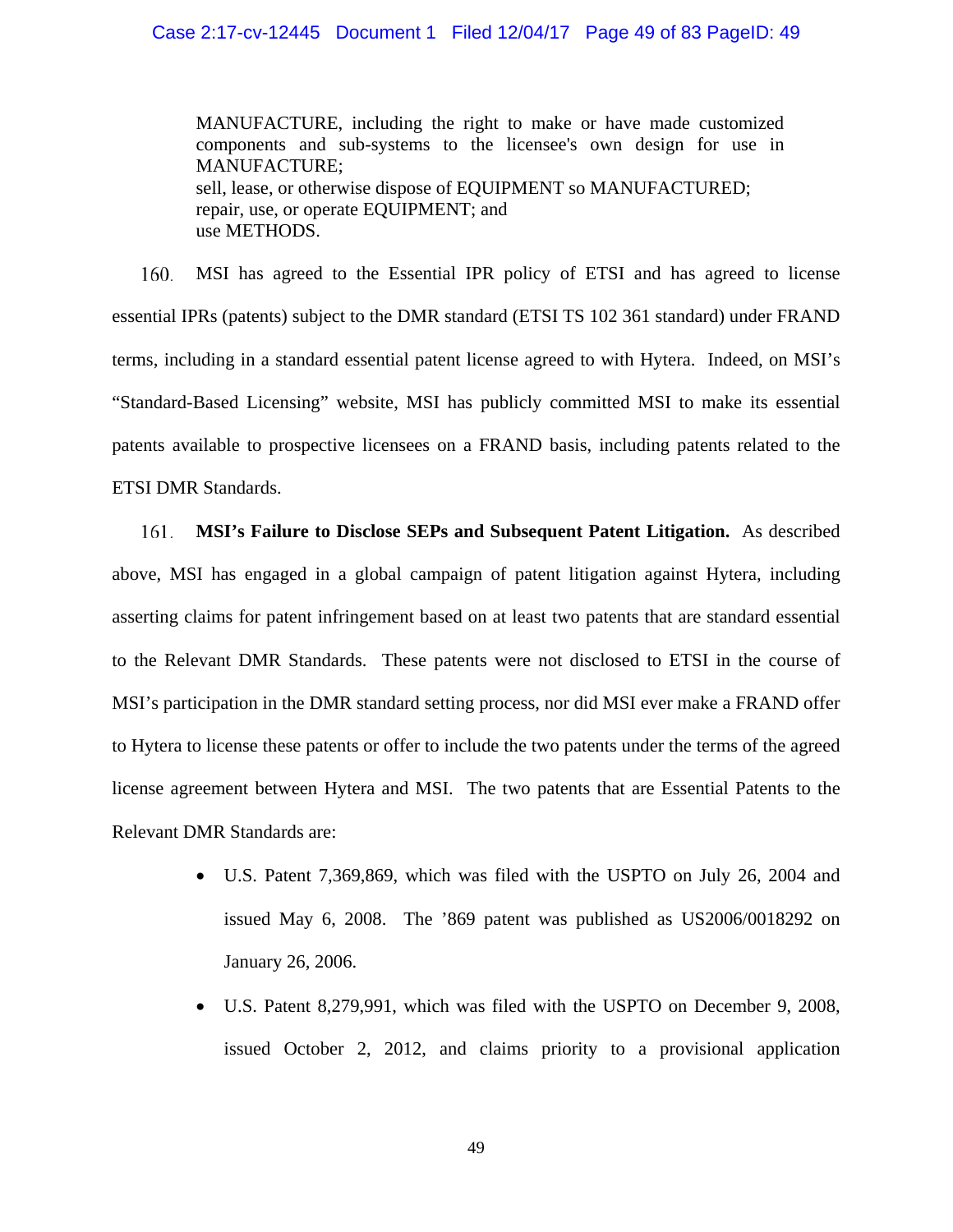MANUFACTURE, including the right to make or have made customized components and sub-systems to the licensee's own design for use in MANUFACTURE;
sell, lease, or otherwise dispose of EQUIPMENT so MANUFACTURED;
repair, use, or operate EQUIPMENT; and
use METHODS.

160. MSI has agreed to the Essential IPR policy of ETSI and has agreed to license essential IPRs (patents) subject to the DMR standard (ETSI TS 102 361 standard) under FRAND terms, including in a standard essential patent license agreed to with Hytera. Indeed, on MSI's "Standard-Based Licensing" website, MSI has publicly committed MSI to make its essential patents available to prospective licensees on a FRAND basis, including patents related to the ETSI DMR Standards.

161. **MSI's Failure to Disclose SEPs and Subsequent Patent Litigation.** As described above, MSI has engaged in a global campaign of patent litigation against Hytera, including asserting claims for patent infringement based on at least two patents that are standard essential to the Relevant DMR Standards. These patents were not disclosed to ETSI in the course of MSI's participation in the DMR standard setting process, nor did MSI ever make a FRAND offer to Hytera to license these patents or offer to include the two patents under the terms of the agreed license agreement between Hytera and MSI. The two patents that are Essential Patents to the Relevant DMR Standards are:

- U.S. Patent 7,369,869, which was filed with the USPTO on July 26, 2004 and issued May 6, 2008. The '869 patent was published as US2006/0018292 on January 26, 2006.
- U.S. Patent 8,279,991, which was filed with the USPTO on December 9, 2008, issued October 2, 2012, and claims priority to a provisional application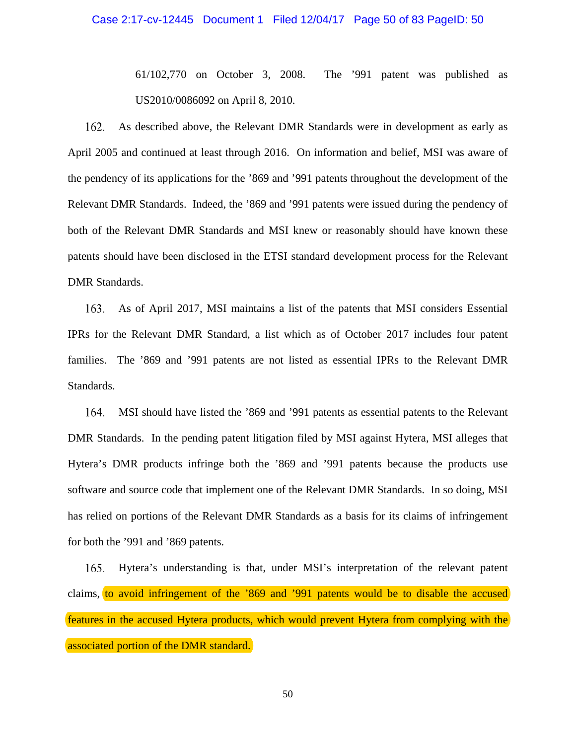61/102,770 on October 3, 2008. The ’991 patent was published as US2010/0086092 on April 8, 2010.

162. As described above, the Relevant DMR Standards were in development as early as April 2005 and continued at least through 2016. On information and belief, MSI was aware of the pendency of its applications for the ’869 and ’991 patents throughout the development of the Relevant DMR Standards. Indeed, the ’869 and ’991 patents were issued during the pendency of both of the Relevant DMR Standards and MSI knew or reasonably should have known these patents should have been disclosed in the ETSI standard development process for the Relevant DMR Standards.

163. As of April 2017, MSI maintains a list of the patents that MSI considers Essential IPRs for the Relevant DMR Standard, a list which as of October 2017 includes four patent families. The ’869 and ’991 patents are not listed as essential IPRs to the Relevant DMR Standards.

164. MSI should have listed the ’869 and ’991 patents as essential patents to the Relevant DMR Standards. In the pending patent litigation filed by MSI against Hytera, MSI alleges that Hytera’s DMR products infringe both the ’869 and ’991 patents because the products use software and source code that implement one of the Relevant DMR Standards. In so doing, MSI has relied on portions of the Relevant DMR Standards as a basis for its claims of infringement for both the ’991 and ’869 patents.

165. Hytera’s understanding is that, under MSI’s interpretation of the relevant patent claims, to avoid infringement of the ’869 and ’991 patents would be to disable the accused features in the accused Hytera products, which would prevent Hytera from complying with the associated portion of the DMR standard.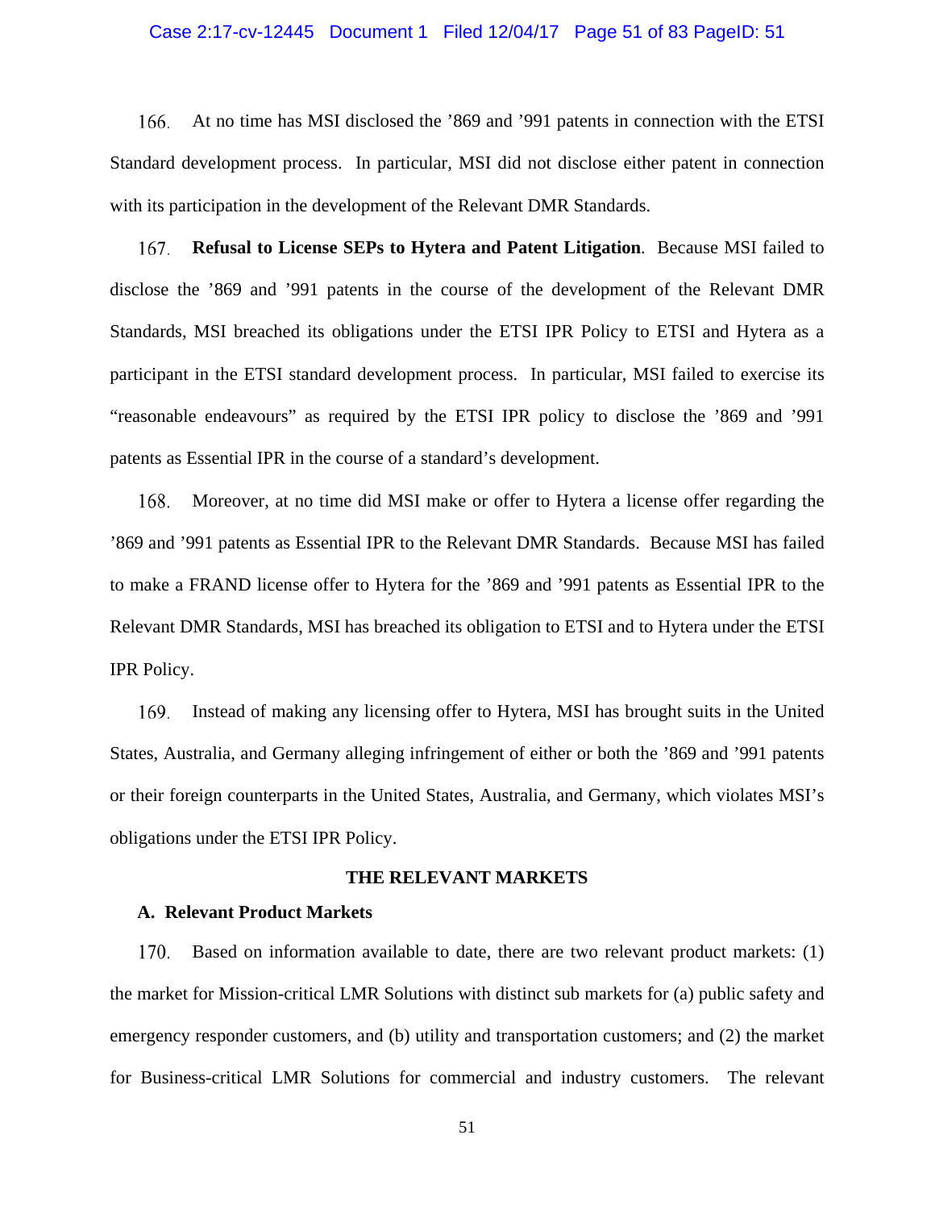166. At no time has MSI disclosed the '869 and '991 patents in connection with the ETSI Standard development process. In particular, MSI did not disclose either patent in connection with its participation in the development of the Relevant DMR Standards.

167. **Refusal to License SEPs to Hytera and Patent Litigation**. Because MSI failed to disclose the '869 and '991 patents in the course of the development of the Relevant DMR Standards, MSI breached its obligations under the ETSI IPR Policy to ETSI and Hytera as a participant in the ETSI standard development process. In particular, MSI failed to exercise its "reasonable endeavours" as required by the ETSI IPR policy to disclose the '869 and '991 patents as Essential IPR in the course of a standard's development.

168. Moreover, at no time did MSI make or offer to Hytera a license offer regarding the '869 and '991 patents as Essential IPR to the Relevant DMR Standards. Because MSI has failed to make a FRAND license offer to Hytera for the '869 and '991 patents as Essential IPR to the Relevant DMR Standards, MSI has breached its obligation to ETSI and to Hytera under the ETSI IPR Policy.

169. Instead of making any licensing offer to Hytera, MSI has brought suits in the United States, Australia, and Germany alleging infringement of either or both the '869 and '991 patents or their foreign counterparts in the United States, Australia, and Germany, which violates MSI's obligations under the ETSI IPR Policy.

## THE RELEVANT MARKETS

### A. Relevant Product Markets

170. Based on information available to date, there are two relevant product markets: (1) the market for Mission-critical LMR Solutions with distinct sub markets for (a) public safety and emergency responder customers, and (b) utility and transportation customers; and (2) the market for Business-critical LMR Solutions for commercial and industry customers. The relevant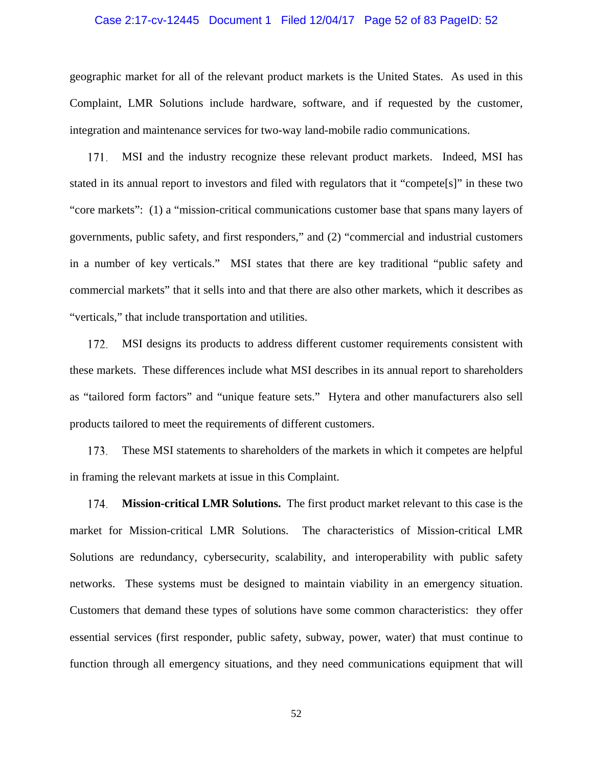geographic market for all of the relevant product markets is the United States. As used in this Complaint, LMR Solutions include hardware, software, and if requested by the customer, integration and maintenance services for two-way land-mobile radio communications.

171. MSI and the industry recognize these relevant product markets. Indeed, MSI has stated in its annual report to investors and filed with regulators that it "compete[s]" in these two "core markets": (1) a "mission-critical communications customer base that spans many layers of governments, public safety, and first responders," and (2) "commercial and industrial customers in a number of key verticals." MSI states that there are key traditional "public safety and commercial markets" that it sells into and that there are also other markets, which it describes as "verticals," that include transportation and utilities.

172. MSI designs its products to address different customer requirements consistent with these markets. These differences include what MSI describes in its annual report to shareholders as "tailored form factors" and "unique feature sets." Hytera and other manufacturers also sell products tailored to meet the requirements of different customers.

173. These MSI statements to shareholders of the markets in which it competes are helpful in framing the relevant markets at issue in this Complaint.

174. **Mission-critical LMR Solutions.** The first product market relevant to this case is the market for Mission-critical LMR Solutions. The characteristics of Mission-critical LMR Solutions are redundancy, cybersecurity, scalability, and interoperability with public safety networks. These systems must be designed to maintain viability in an emergency situation. Customers that demand these types of solutions have some common characteristics: they offer essential services (first responder, public safety, subway, power, water) that must continue to function through all emergency situations, and they need communications equipment that will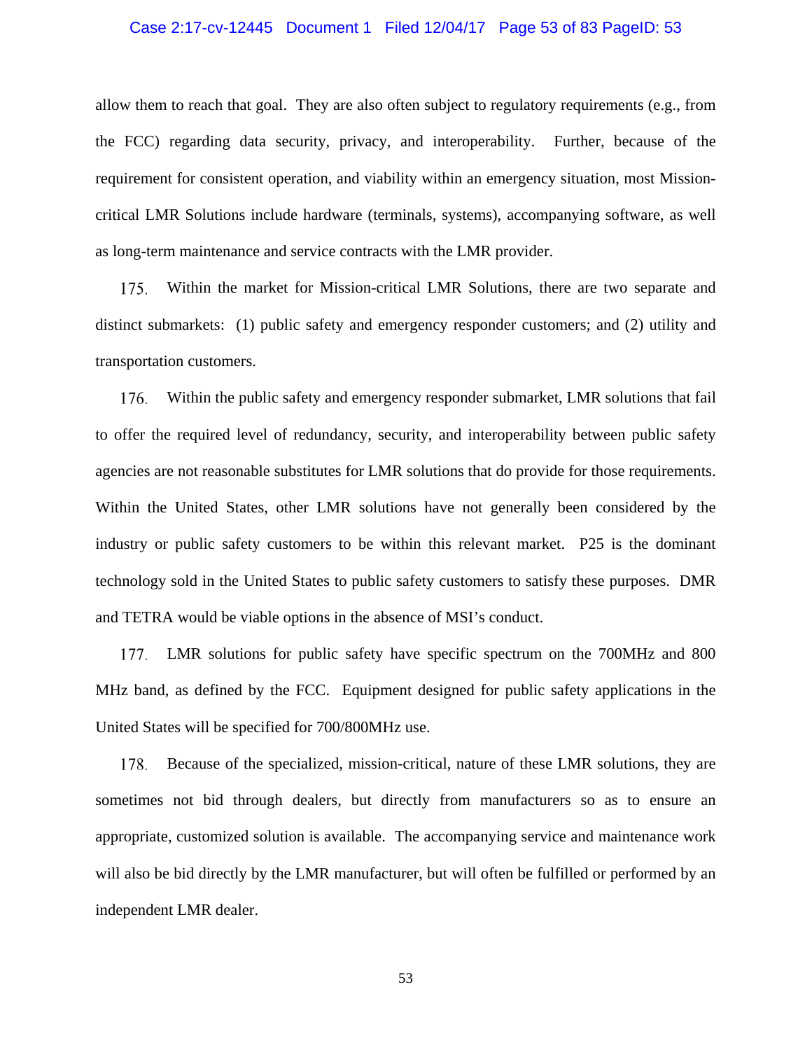allow them to reach that goal. They are also often subject to regulatory requirements (e.g., from the FCC) regarding data security, privacy, and interoperability. Further, because of the requirement for consistent operation, and viability within an emergency situation, most Mission-critical LMR Solutions include hardware (terminals, systems), accompanying software, as well as long-term maintenance and service contracts with the LMR provider.

175. Within the market for Mission-critical LMR Solutions, there are two separate and distinct submarkets: (1) public safety and emergency responder customers; and (2) utility and transportation customers.

176. Within the public safety and emergency responder submarket, LMR solutions that fail to offer the required level of redundancy, security, and interoperability between public safety agencies are not reasonable substitutes for LMR solutions that do provide for those requirements. Within the United States, other LMR solutions have not generally been considered by the industry or public safety customers to be within this relevant market. P25 is the dominant technology sold in the United States to public safety customers to satisfy these purposes. DMR and TETRA would be viable options in the absence of MSI's conduct.

177. LMR solutions for public safety have specific spectrum on the 700MHz and 800 MHz band, as defined by the FCC. Equipment designed for public safety applications in the United States will be specified for 700/800MHz use.

178. Because of the specialized, mission-critical, nature of these LMR solutions, they are sometimes not bid through dealers, but directly from manufacturers so as to ensure an appropriate, customized solution is available. The accompanying service and maintenance work will also be bid directly by the LMR manufacturer, but will often be fulfilled or performed by an independent LMR dealer.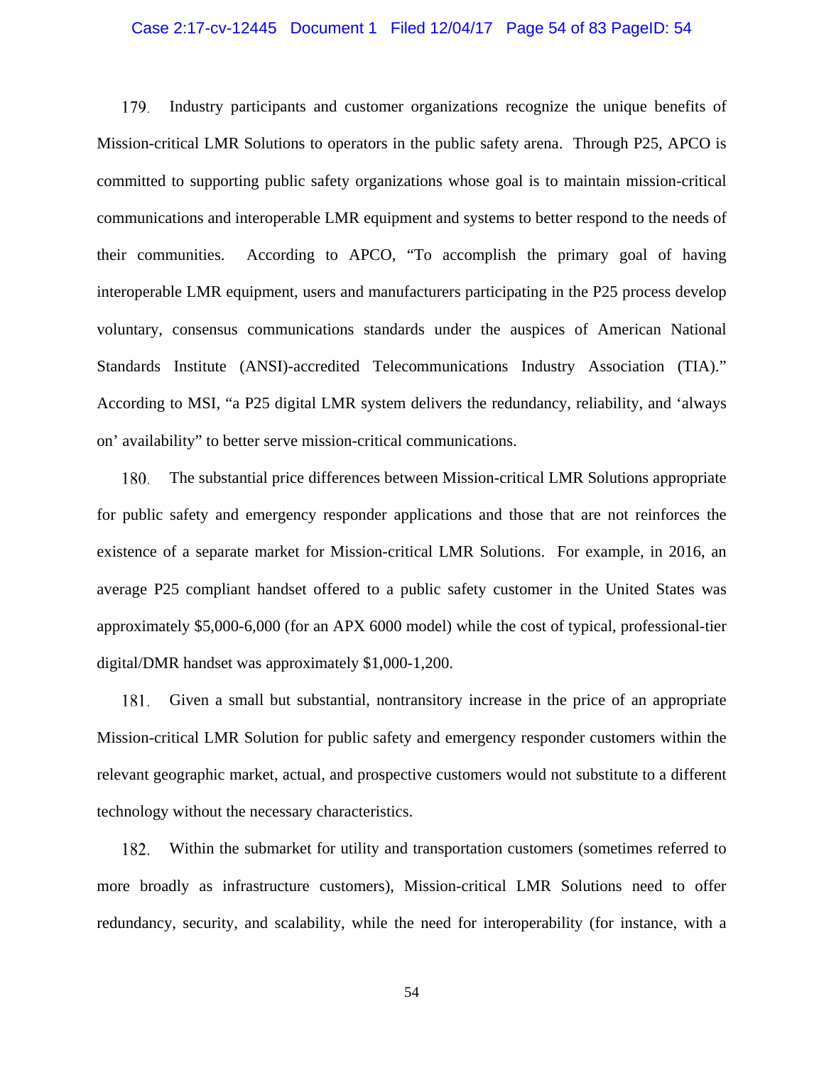179. Industry participants and customer organizations recognize the unique benefits of Mission-critical LMR Solutions to operators in the public safety arena. Through P25, APCO is committed to supporting public safety organizations whose goal is to maintain mission-critical communications and interoperable LMR equipment and systems to better respond to the needs of their communities. According to APCO, "To accomplish the primary goal of having interoperable LMR equipment, users and manufacturers participating in the P25 process develop voluntary, consensus communications standards under the auspices of American National Standards Institute (ANSI)-accredited Telecommunications Industry Association (TIA)." According to MSI, "a P25 digital LMR system delivers the redundancy, reliability, and 'always on' availability" to better serve mission-critical communications.

180. The substantial price differences between Mission-critical LMR Solutions appropriate for public safety and emergency responder applications and those that are not reinforces the existence of a separate market for Mission-critical LMR Solutions. For example, in 2016, an average P25 compliant handset offered to a public safety customer in the United States was approximately $5,000-6,000 (for an APX 6000 model) while the cost of typical, professional-tier digital/DMR handset was approximately $1,000-1,200.

181. Given a small but substantial, nontransitory increase in the price of an appropriate Mission-critical LMR Solution for public safety and emergency responder customers within the relevant geographic market, actual, and prospective customers would not substitute to a different technology without the necessary characteristics.

182. Within the submarket for utility and transportation customers (sometimes referred to more broadly as infrastructure customers), Mission-critical LMR Solutions need to offer redundancy, security, and scalability, while the need for interoperability (for instance, with a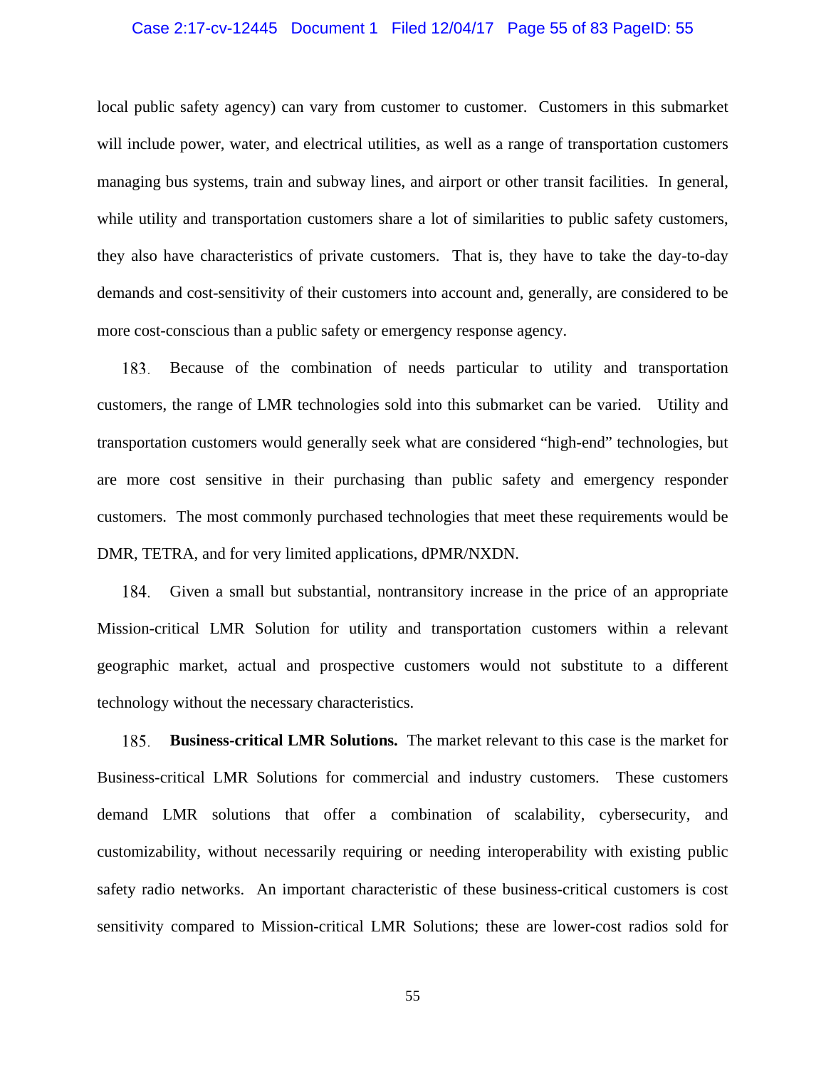local public safety agency) can vary from customer to customer. Customers in this submarket will include power, water, and electrical utilities, as well as a range of transportation customers managing bus systems, train and subway lines, and airport or other transit facilities. In general, while utility and transportation customers share a lot of similarities to public safety customers, they also have characteristics of private customers. That is, they have to take the day-to-day demands and cost-sensitivity of their customers into account and, generally, are considered to be more cost-conscious than a public safety or emergency response agency.

183. Because of the combination of needs particular to utility and transportation customers, the range of LMR technologies sold into this submarket can be varied. Utility and transportation customers would generally seek what are considered "high-end" technologies, but are more cost sensitive in their purchasing than public safety and emergency responder customers. The most commonly purchased technologies that meet these requirements would be DMR, TETRA, and for very limited applications, dPMR/NXDN.

184. Given a small but substantial, nontransitory increase in the price of an appropriate Mission-critical LMR Solution for utility and transportation customers within a relevant geographic market, actual and prospective customers would not substitute to a different technology without the necessary characteristics.

185. **Business-critical LMR Solutions.** The market relevant to this case is the market for Business-critical LMR Solutions for commercial and industry customers. These customers demand LMR solutions that offer a combination of scalability, cybersecurity, and customizability, without necessarily requiring or needing interoperability with existing public safety radio networks. An important characteristic of these business-critical customers is cost sensitivity compared to Mission-critical LMR Solutions; these are lower-cost radios sold for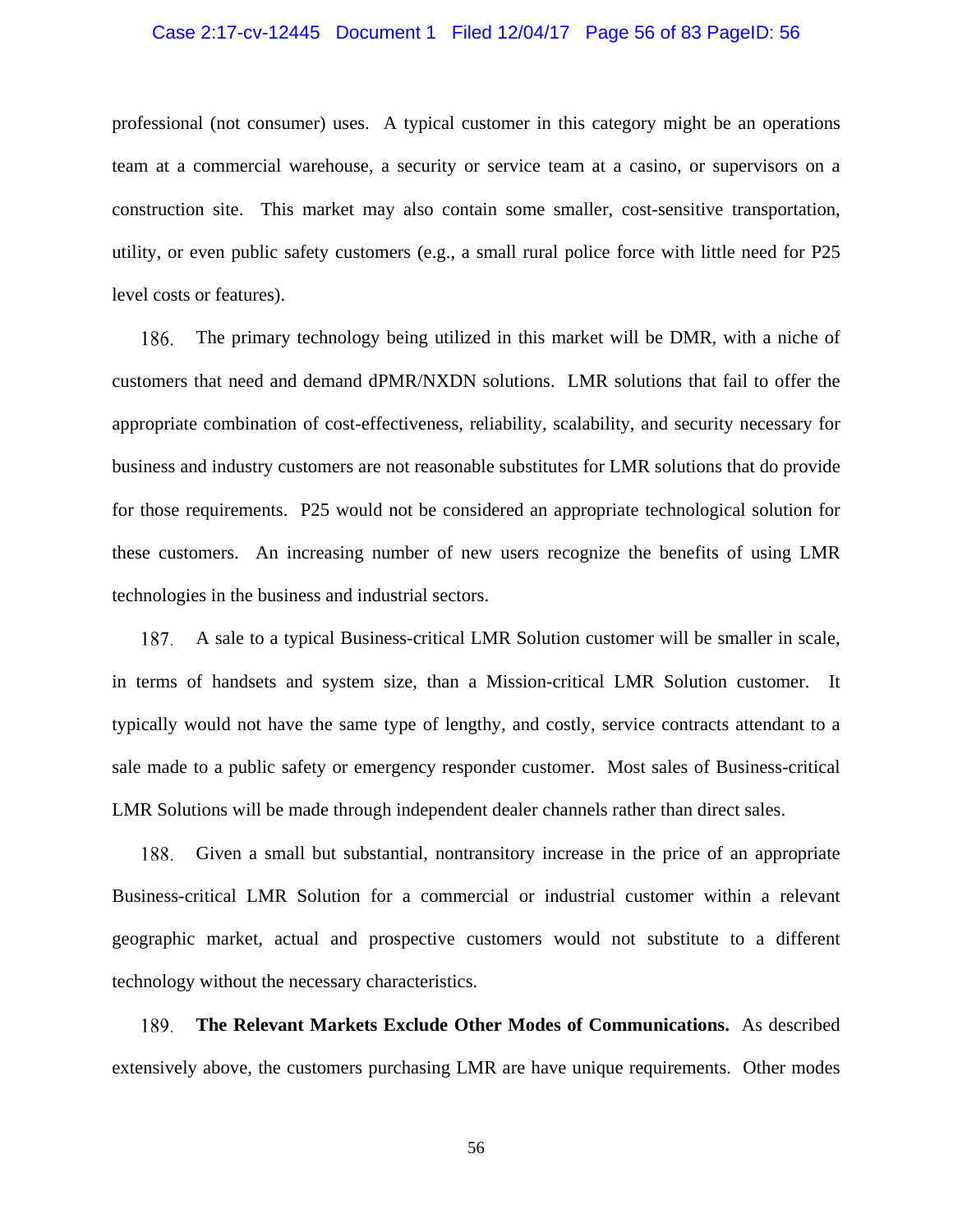professional (not consumer) uses. A typical customer in this category might be an operations team at a commercial warehouse, a security or service team at a casino, or supervisors on a construction site. This market may also contain some smaller, cost-sensitive transportation, utility, or even public safety customers (e.g., a small rural police force with little need for P25 level costs or features).

186. The primary technology being utilized in this market will be DMR, with a niche of customers that need and demand dPMR/NXDN solutions. LMR solutions that fail to offer the appropriate combination of cost-effectiveness, reliability, scalability, and security necessary for business and industry customers are not reasonable substitutes for LMR solutions that do provide for those requirements. P25 would not be considered an appropriate technological solution for these customers. An increasing number of new users recognize the benefits of using LMR technologies in the business and industrial sectors.

187. A sale to a typical Business-critical LMR Solution customer will be smaller in scale, in terms of handsets and system size, than a Mission-critical LMR Solution customer. It typically would not have the same type of lengthy, and costly, service contracts attendant to a sale made to a public safety or emergency responder customer. Most sales of Business-critical LMR Solutions will be made through independent dealer channels rather than direct sales.

188. Given a small but substantial, nontransitory increase in the price of an appropriate Business-critical LMR Solution for a commercial or industrial customer within a relevant geographic market, actual and prospective customers would not substitute to a different technology without the necessary characteristics.

189. **The Relevant Markets Exclude Other Modes of Communications.** As described extensively above, the customers purchasing LMR are have unique requirements. Other modes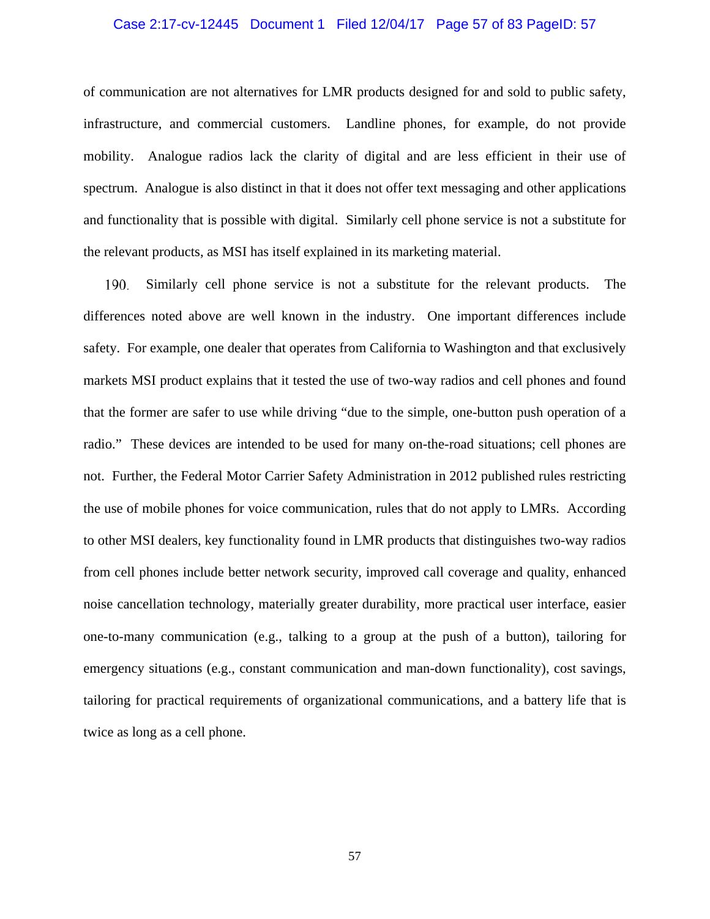of communication are not alternatives for LMR products designed for and sold to public safety, infrastructure, and commercial customers. Landline phones, for example, do not provide mobility. Analogue radios lack the clarity of digital and are less efficient in their use of spectrum. Analogue is also distinct in that it does not offer text messaging and other applications and functionality that is possible with digital. Similarly cell phone service is not a substitute for the relevant products, as MSI has itself explained in its marketing material.

190. Similarly cell phone service is not a substitute for the relevant products. The differences noted above are well known in the industry. One important differences include safety. For example, one dealer that operates from California to Washington and that exclusively markets MSI product explains that it tested the use of two-way radios and cell phones and found that the former are safer to use while driving "due to the simple, one-button push operation of a radio." These devices are intended to be used for many on-the-road situations; cell phones are not. Further, the Federal Motor Carrier Safety Administration in 2012 published rules restricting the use of mobile phones for voice communication, rules that do not apply to LMRs. According to other MSI dealers, key functionality found in LMR products that distinguishes two-way radios from cell phones include better network security, improved call coverage and quality, enhanced noise cancellation technology, materially greater durability, more practical user interface, easier one-to-many communication (e.g., talking to a group at the push of a button), tailoring for emergency situations (e.g., constant communication and man-down functionality), cost savings, tailoring for practical requirements of organizational communications, and a battery life that is twice as long as a cell phone.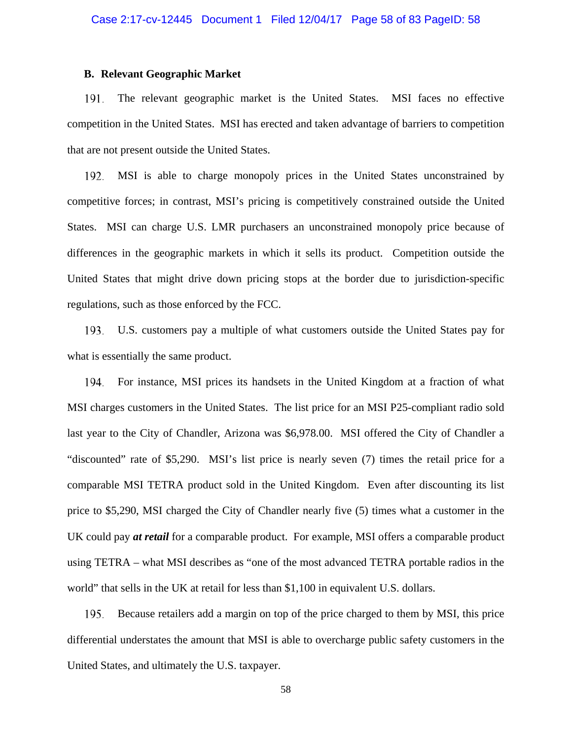### B. Relevant Geographic Market

191. The relevant geographic market is the United States. MSI faces no effective competition in the United States. MSI has erected and taken advantage of barriers to competition that are not present outside the United States.

192. MSI is able to charge monopoly prices in the United States unconstrained by competitive forces; in contrast, MSI's pricing is competitively constrained outside the United States. MSI can charge U.S. LMR purchasers an unconstrained monopoly price because of differences in the geographic markets in which it sells its product. Competition outside the United States that might drive down pricing stops at the border due to jurisdiction-specific regulations, such as those enforced by the FCC.

193. U.S. customers pay a multiple of what customers outside the United States pay for what is essentially the same product.

194. For instance, MSI prices its handsets in the United Kingdom at a fraction of what MSI charges customers in the United States. The list price for an MSI P25-compliant radio sold last year to the City of Chandler, Arizona was $6,978.00. MSI offered the City of Chandler a "discounted" rate of $5,290. MSI's list price is nearly seven (7) times the retail price for a comparable MSI TETRA product sold in the United Kingdom. Even after discounting its list price to $5,290, MSI charged the City of Chandler nearly five (5) times what a customer in the UK could pay ***at retail*** for a comparable product. For example, MSI offers a comparable product using TETRA – what MSI describes as "one of the most advanced TETRA portable radios in the world" that sells in the UK at retail for less than $1,100 in equivalent U.S. dollars.

195. Because retailers add a margin on top of the price charged to them by MSI, this price differential understates the amount that MSI is able to overcharge public safety customers in the United States, and ultimately the U.S. taxpayer.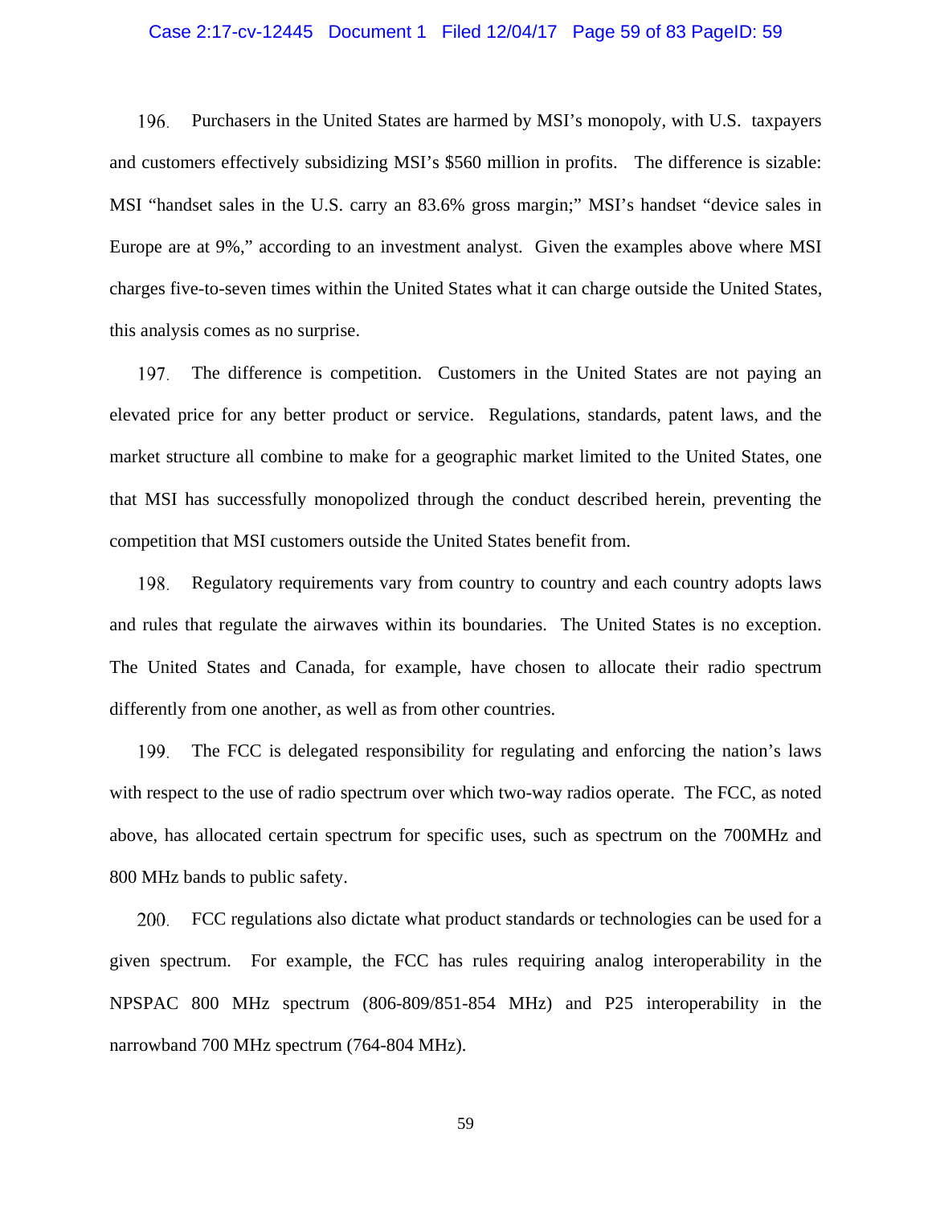196. Purchasers in the United States are harmed by MSI's monopoly, with U.S. taxpayers and customers effectively subsidizing MSI's $560 million in profits. The difference is sizable: MSI "handset sales in the U.S. carry an 83.6% gross margin;" MSI's handset "device sales in Europe are at 9%," according to an investment analyst. Given the examples above where MSI charges five-to-seven times within the United States what it can charge outside the United States, this analysis comes as no surprise.

197. The difference is competition. Customers in the United States are not paying an elevated price for any better product or service. Regulations, standards, patent laws, and the market structure all combine to make for a geographic market limited to the United States, one that MSI has successfully monopolized through the conduct described herein, preventing the competition that MSI customers outside the United States benefit from.

198. Regulatory requirements vary from country to country and each country adopts laws and rules that regulate the airwaves within its boundaries. The United States is no exception. The United States and Canada, for example, have chosen to allocate their radio spectrum differently from one another, as well as from other countries.

199. The FCC is delegated responsibility for regulating and enforcing the nation's laws with respect to the use of radio spectrum over which two-way radios operate. The FCC, as noted above, has allocated certain spectrum for specific uses, such as spectrum on the 700MHz and 800 MHz bands to public safety.

200. FCC regulations also dictate what product standards or technologies can be used for a given spectrum. For example, the FCC has rules requiring analog interoperability in the NPSPAC 800 MHz spectrum (806-809/851-854 MHz) and P25 interoperability in the narrowband 700 MHz spectrum (764-804 MHz).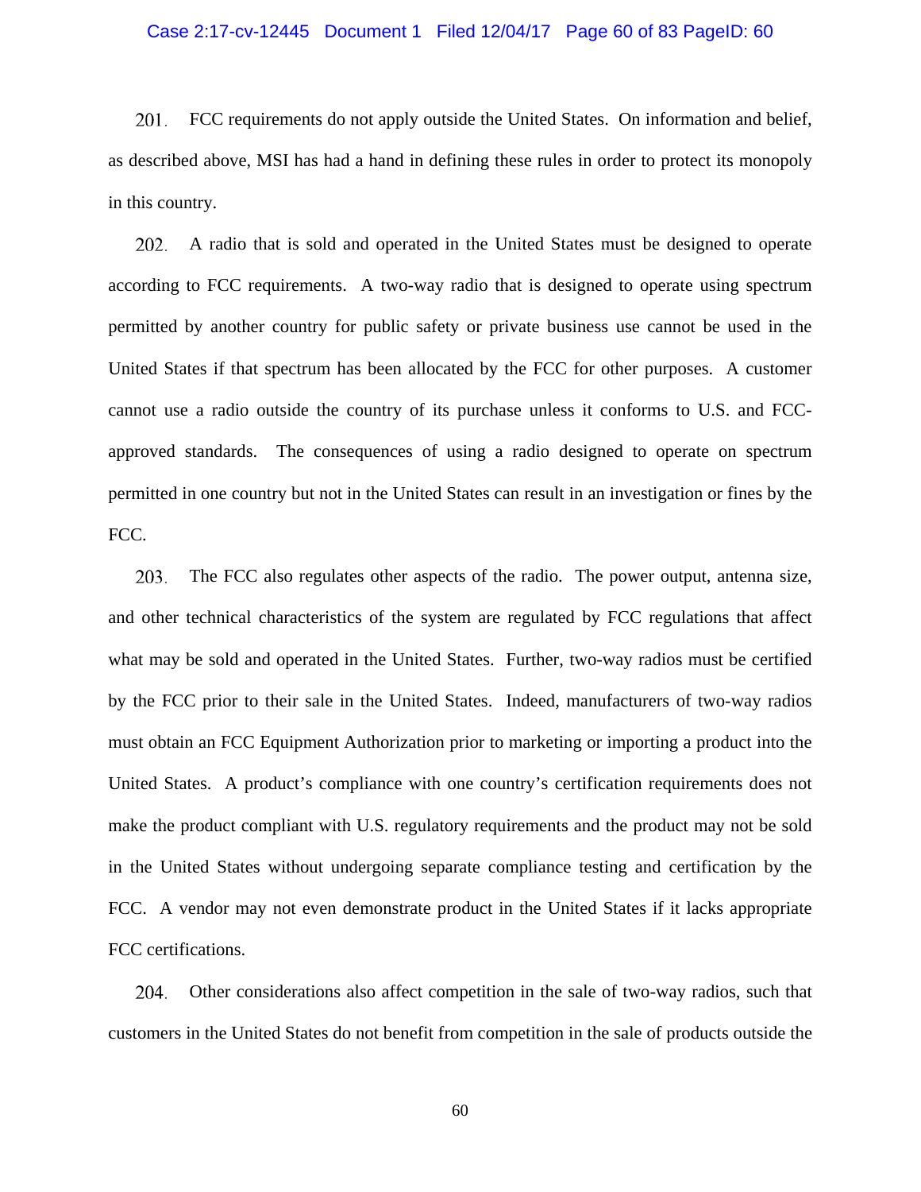201. FCC requirements do not apply outside the United States. On information and belief, as described above, MSI has had a hand in defining these rules in order to protect its monopoly in this country.

202. A radio that is sold and operated in the United States must be designed to operate according to FCC requirements. A two-way radio that is designed to operate using spectrum permitted by another country for public safety or private business use cannot be used in the United States if that spectrum has been allocated by the FCC for other purposes. A customer cannot use a radio outside the country of its purchase unless it conforms to U.S. and FCC-approved standards. The consequences of using a radio designed to operate on spectrum permitted in one country but not in the United States can result in an investigation or fines by the FCC.

203. The FCC also regulates other aspects of the radio. The power output, antenna size, and other technical characteristics of the system are regulated by FCC regulations that affect what may be sold and operated in the United States. Further, two-way radios must be certified by the FCC prior to their sale in the United States. Indeed, manufacturers of two-way radios must obtain an FCC Equipment Authorization prior to marketing or importing a product into the United States. A product's compliance with one country's certification requirements does not make the product compliant with U.S. regulatory requirements and the product may not be sold in the United States without undergoing separate compliance testing and certification by the FCC. A vendor may not even demonstrate product in the United States if it lacks appropriate FCC certifications.

204. Other considerations also affect competition in the sale of two-way radios, such that customers in the United States do not benefit from competition in the sale of products outside the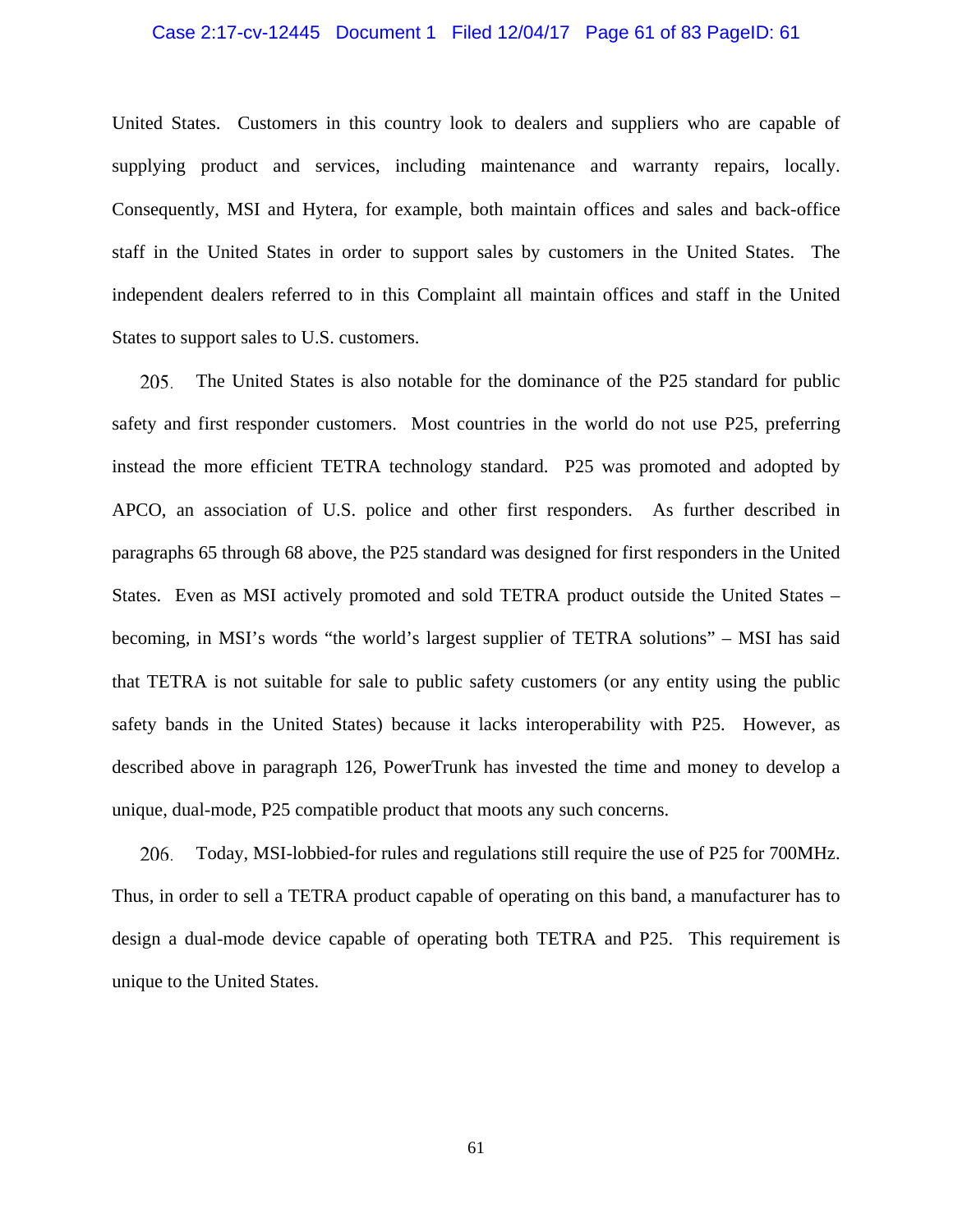United States. Customers in this country look to dealers and suppliers who are capable of supplying product and services, including maintenance and warranty repairs, locally. Consequently, MSI and Hytera, for example, both maintain offices and sales and back-office staff in the United States in order to support sales by customers in the United States. The independent dealers referred to in this Complaint all maintain offices and staff in the United States to support sales to U.S. customers.

205. The United States is also notable for the dominance of the P25 standard for public safety and first responder customers. Most countries in the world do not use P25, preferring instead the more efficient TETRA technology standard. P25 was promoted and adopted by APCO, an association of U.S. police and other first responders. As further described in paragraphs 65 through 68 above, the P25 standard was designed for first responders in the United States. Even as MSI actively promoted and sold TETRA product outside the United States – becoming, in MSI's words "the world's largest supplier of TETRA solutions" – MSI has said that TETRA is not suitable for sale to public safety customers (or any entity using the public safety bands in the United States) because it lacks interoperability with P25. However, as described above in paragraph 126, PowerTrunk has invested the time and money to develop a unique, dual-mode, P25 compatible product that moots any such concerns.

206. Today, MSI-lobbied-for rules and regulations still require the use of P25 for 700MHz. Thus, in order to sell a TETRA product capable of operating on this band, a manufacturer has to design a dual-mode device capable of operating both TETRA and P25. This requirement is unique to the United States.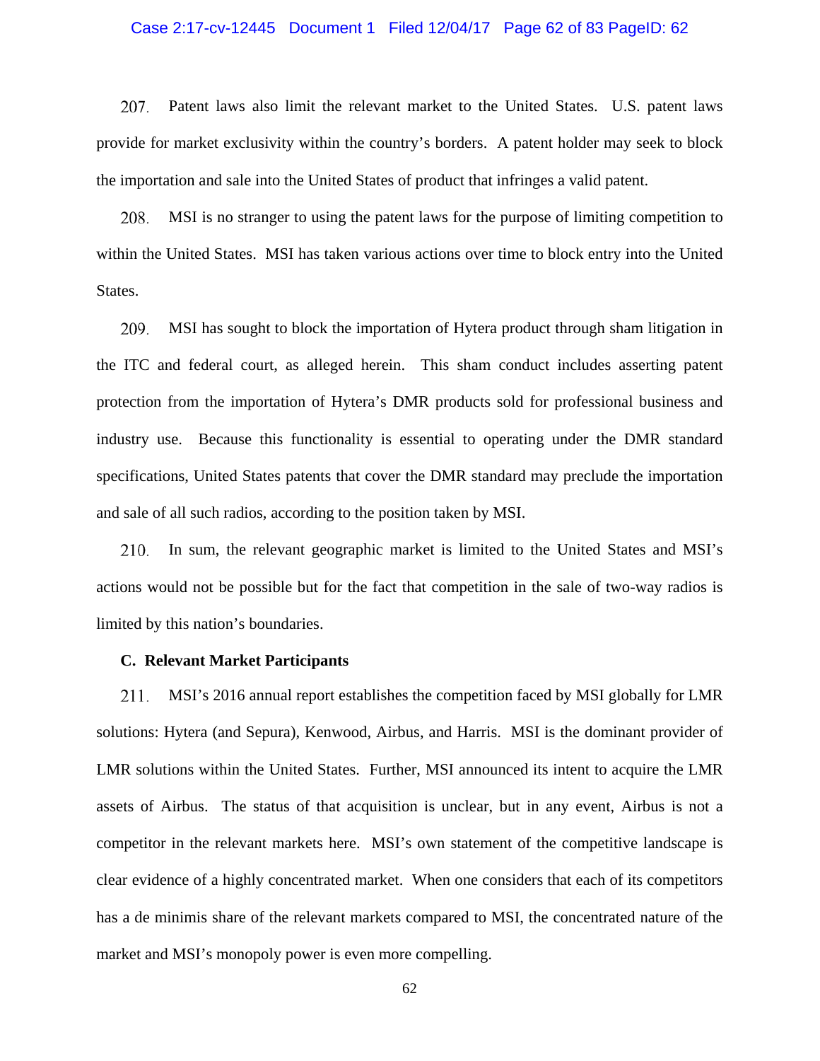207. Patent laws also limit the relevant market to the United States. U.S. patent laws provide for market exclusivity within the country's borders. A patent holder may seek to block the importation and sale into the United States of product that infringes a valid patent.

208. MSI is no stranger to using the patent laws for the purpose of limiting competition to within the United States. MSI has taken various actions over time to block entry into the United States.

209. MSI has sought to block the importation of Hytera product through sham litigation in the ITC and federal court, as alleged herein. This sham conduct includes asserting patent protection from the importation of Hytera's DMR products sold for professional business and industry use. Because this functionality is essential to operating under the DMR standard specifications, United States patents that cover the DMR standard may preclude the importation and sale of all such radios, according to the position taken by MSI.

210. In sum, the relevant geographic market is limited to the United States and MSI's actions would not be possible but for the fact that competition in the sale of two-way radios is limited by this nation's boundaries.

**C. Relevant Market Participants**

211. MSI's 2016 annual report establishes the competition faced by MSI globally for LMR solutions: Hytera (and Sepura), Kenwood, Airbus, and Harris. MSI is the dominant provider of LMR solutions within the United States. Further, MSI announced its intent to acquire the LMR assets of Airbus. The status of that acquisition is unclear, but in any event, Airbus is not a competitor in the relevant markets here. MSI's own statement of the competitive landscape is clear evidence of a highly concentrated market. When one considers that each of its competitors has a de minimis share of the relevant markets compared to MSI, the concentrated nature of the market and MSI's monopoly power is even more compelling.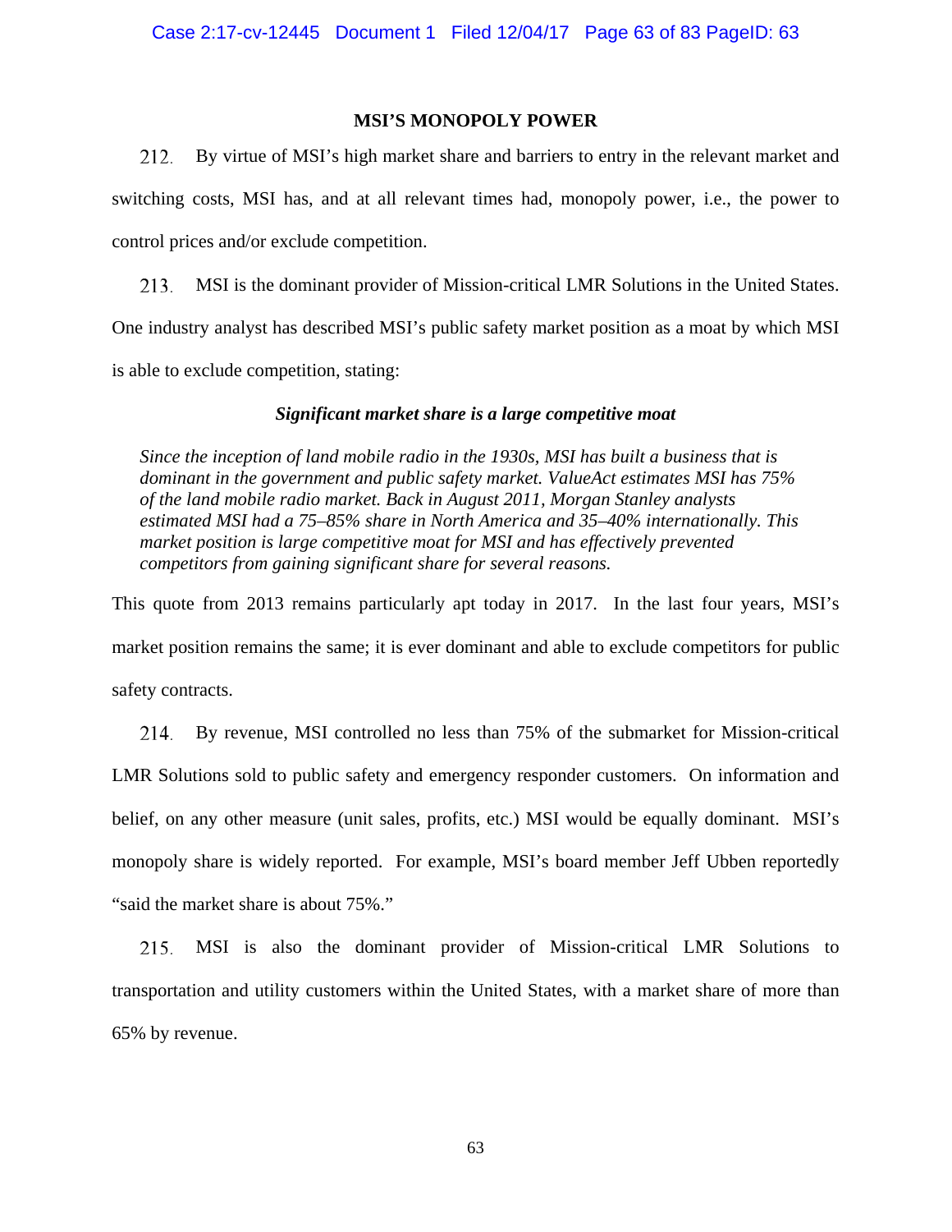## MSI'S MONOPOLY POWER

212. By virtue of MSI's high market share and barriers to entry in the relevant market and switching costs, MSI has, and at all relevant times had, monopoly power, i.e., the power to control prices and/or exclude competition.

213. MSI is the dominant provider of Mission-critical LMR Solutions in the United States. One industry analyst has described MSI's public safety market position as a moat by which MSI is able to exclude competition, stating:

> ***Significant market share is a large competitive moat***
>
> *Since the inception of land mobile radio in the 1930s, MSI has built a business that is dominant in the government and public safety market. ValueAct estimates MSI has 75% of the land mobile radio market. Back in August 2011, Morgan Stanley analysts estimated MSI had a 75–85% share in North America and 35–40% internationally. This market position is large competitive moat for MSI and has effectively prevented competitors from gaining significant share for several reasons.*

This quote from 2013 remains particularly apt today in 2017. In the last four years, MSI's market position remains the same; it is ever dominant and able to exclude competitors for public safety contracts.

214. By revenue, MSI controlled no less than 75% of the submarket for Mission-critical LMR Solutions sold to public safety and emergency responder customers. On information and belief, on any other measure (unit sales, profits, etc.) MSI would be equally dominant. MSI's monopoly share is widely reported. For example, MSI's board member Jeff Ubben reportedly "said the market share is about 75%."

215. MSI is also the dominant provider of Mission-critical LMR Solutions to transportation and utility customers within the United States, with a market share of more than 65% by revenue.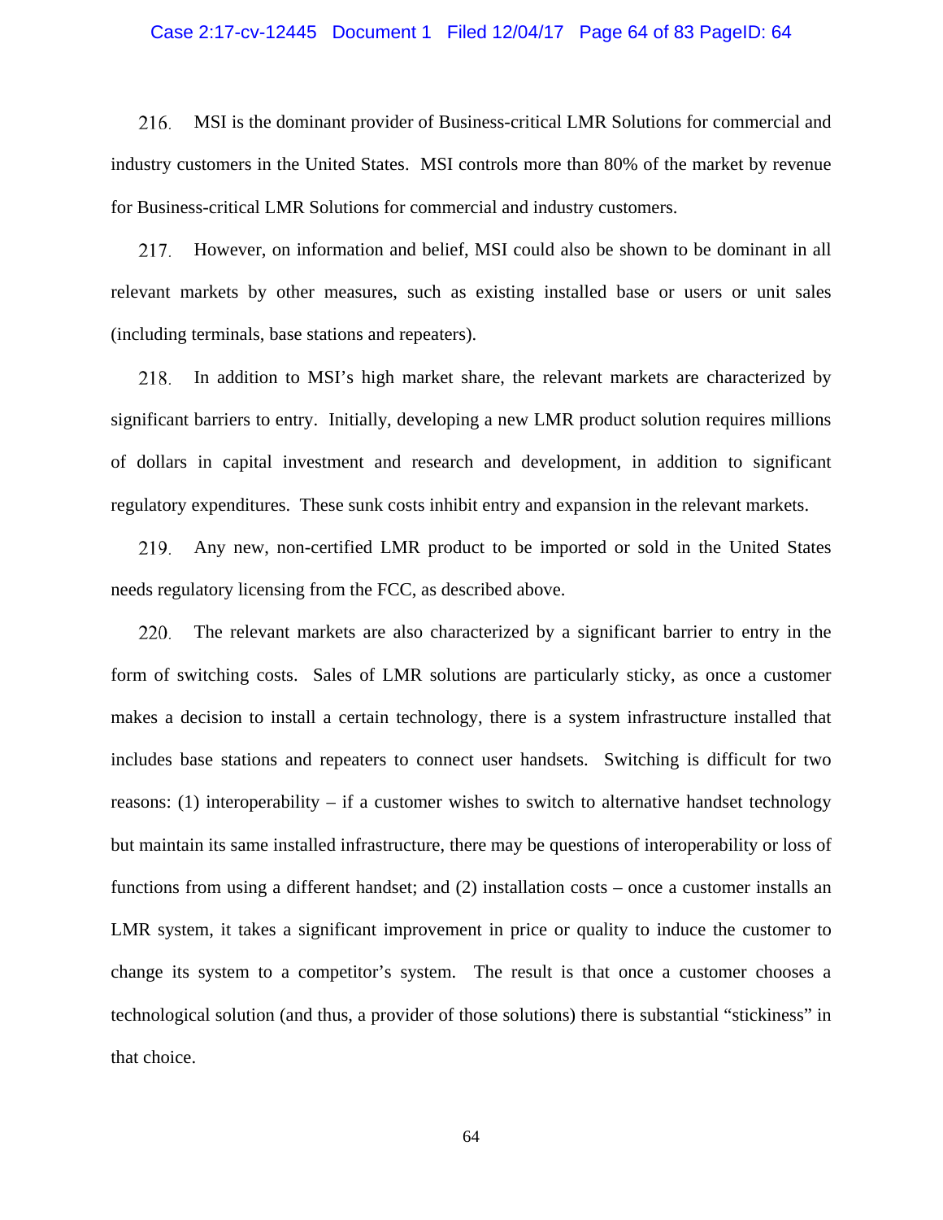216. MSI is the dominant provider of Business-critical LMR Solutions for commercial and industry customers in the United States. MSI controls more than 80% of the market by revenue for Business-critical LMR Solutions for commercial and industry customers.

217. However, on information and belief, MSI could also be shown to be dominant in all relevant markets by other measures, such as existing installed base or users or unit sales (including terminals, base stations and repeaters).

218. In addition to MSI's high market share, the relevant markets are characterized by significant barriers to entry. Initially, developing a new LMR product solution requires millions of dollars in capital investment and research and development, in addition to significant regulatory expenditures. These sunk costs inhibit entry and expansion in the relevant markets.

219. Any new, non-certified LMR product to be imported or sold in the United States needs regulatory licensing from the FCC, as described above.

220. The relevant markets are also characterized by a significant barrier to entry in the form of switching costs. Sales of LMR solutions are particularly sticky, as once a customer makes a decision to install a certain technology, there is a system infrastructure installed that includes base stations and repeaters to connect user handsets. Switching is difficult for two reasons: (1) interoperability – if a customer wishes to switch to alternative handset technology but maintain its same installed infrastructure, there may be questions of interoperability or loss of functions from using a different handset; and (2) installation costs – once a customer installs an LMR system, it takes a significant improvement in price or quality to induce the customer to change its system to a competitor's system. The result is that once a customer chooses a technological solution (and thus, a provider of those solutions) there is substantial "stickiness" in that choice.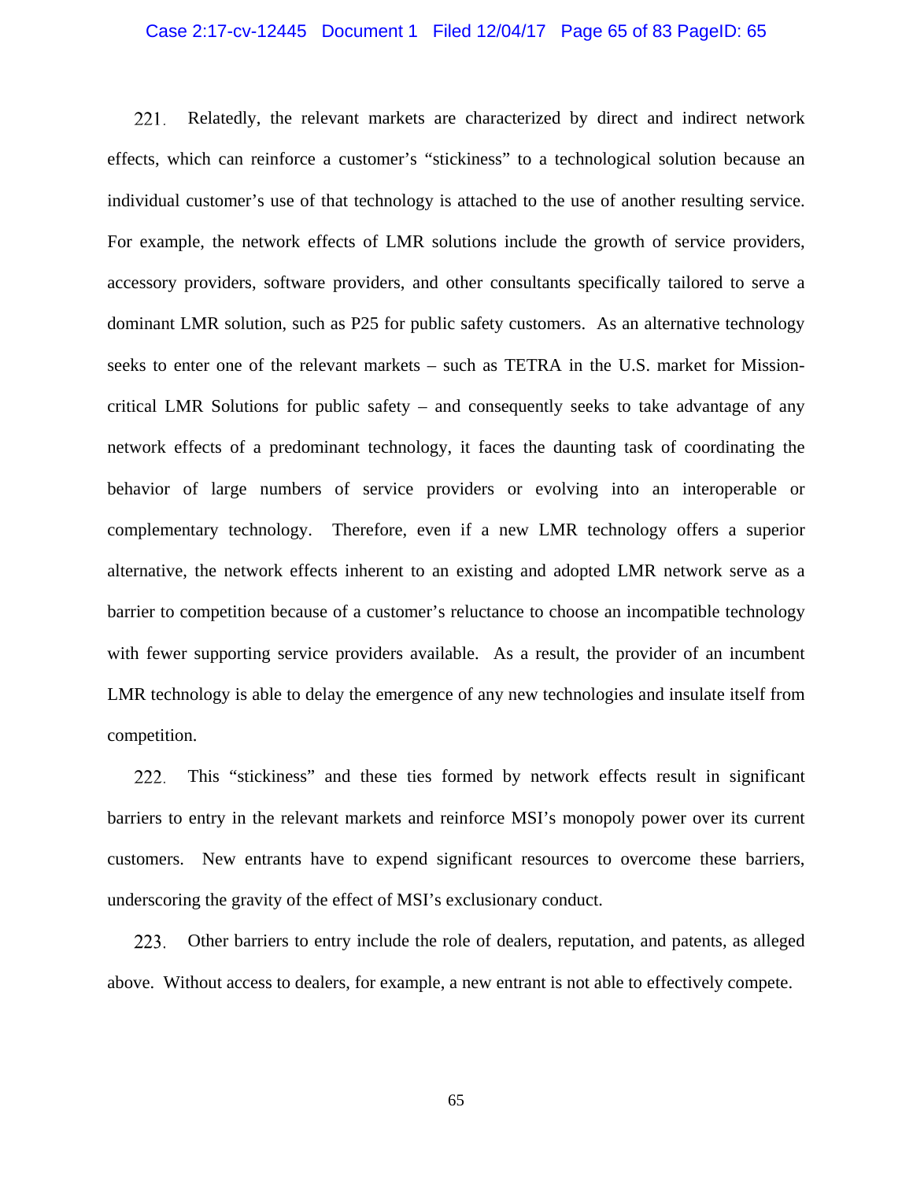221. Relatedly, the relevant markets are characterized by direct and indirect network effects, which can reinforce a customer's "stickiness" to a technological solution because an individual customer's use of that technology is attached to the use of another resulting service. For example, the network effects of LMR solutions include the growth of service providers, accessory providers, software providers, and other consultants specifically tailored to serve a dominant LMR solution, such as P25 for public safety customers. As an alternative technology seeks to enter one of the relevant markets – such as TETRA in the U.S. market for Mission-critical LMR Solutions for public safety – and consequently seeks to take advantage of any network effects of a predominant technology, it faces the daunting task of coordinating the behavior of large numbers of service providers or evolving into an interoperable or complementary technology. Therefore, even if a new LMR technology offers a superior alternative, the network effects inherent to an existing and adopted LMR network serve as a barrier to competition because of a customer's reluctance to choose an incompatible technology with fewer supporting service providers available. As a result, the provider of an incumbent LMR technology is able to delay the emergence of any new technologies and insulate itself from competition.

222. This "stickiness" and these ties formed by network effects result in significant barriers to entry in the relevant markets and reinforce MSI's monopoly power over its current customers. New entrants have to expend significant resources to overcome these barriers, underscoring the gravity of the effect of MSI's exclusionary conduct.

223. Other barriers to entry include the role of dealers, reputation, and patents, as alleged above. Without access to dealers, for example, a new entrant is not able to effectively compete.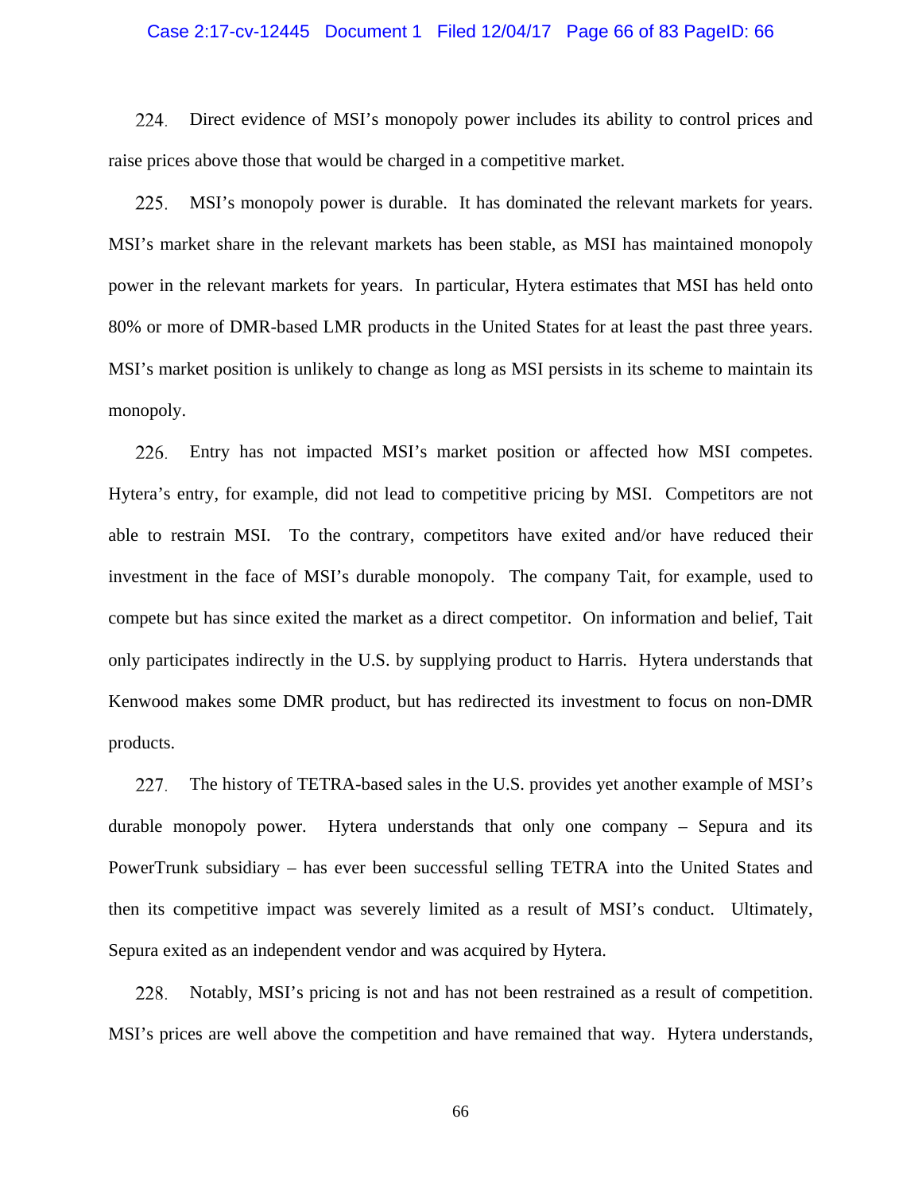224. Direct evidence of MSI's monopoly power includes its ability to control prices and raise prices above those that would be charged in a competitive market.

225. MSI's monopoly power is durable. It has dominated the relevant markets for years. MSI's market share in the relevant markets has been stable, as MSI has maintained monopoly power in the relevant markets for years. In particular, Hytera estimates that MSI has held onto 80% or more of DMR-based LMR products in the United States for at least the past three years. MSI's market position is unlikely to change as long as MSI persists in its scheme to maintain its monopoly.

226. Entry has not impacted MSI's market position or affected how MSI competes. Hytera's entry, for example, did not lead to competitive pricing by MSI. Competitors are not able to restrain MSI. To the contrary, competitors have exited and/or have reduced their investment in the face of MSI's durable monopoly. The company Tait, for example, used to compete but has since exited the market as a direct competitor. On information and belief, Tait only participates indirectly in the U.S. by supplying product to Harris. Hytera understands that Kenwood makes some DMR product, but has redirected its investment to focus on non-DMR products.

227. The history of TETRA-based sales in the U.S. provides yet another example of MSI's durable monopoly power. Hytera understands that only one company – Sepura and its PowerTrunk subsidiary – has ever been successful selling TETRA into the United States and then its competitive impact was severely limited as a result of MSI's conduct. Ultimately, Sepura exited as an independent vendor and was acquired by Hytera.

228. Notably, MSI's pricing is not and has not been restrained as a result of competition. MSI's prices are well above the competition and have remained that way. Hytera understands,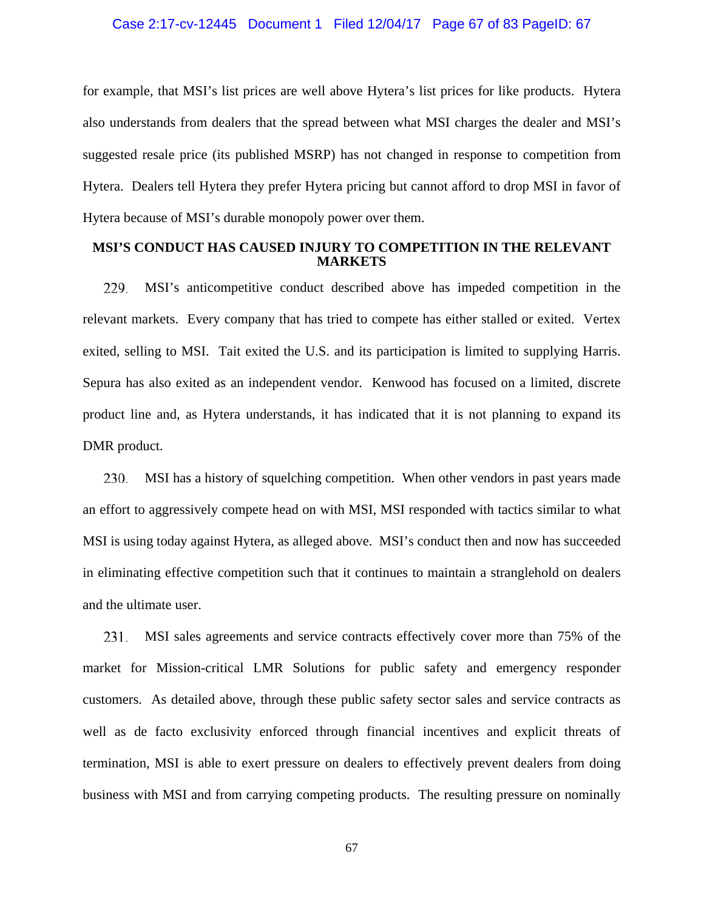for example, that MSI's list prices are well above Hytera's list prices for like products. Hytera also understands from dealers that the spread between what MSI charges the dealer and MSI's suggested resale price (its published MSRP) has not changed in response to competition from Hytera. Dealers tell Hytera they prefer Hytera pricing but cannot afford to drop MSI in favor of Hytera because of MSI's durable monopoly power over them.

## MSI'S CONDUCT HAS CAUSED INJURY TO COMPETITION IN THE RELEVANT MARKETS

229. MSI's anticompetitive conduct described above has impeded competition in the relevant markets. Every company that has tried to compete has either stalled or exited. Vertex exited, selling to MSI. Tait exited the U.S. and its participation is limited to supplying Harris. Sepura has also exited as an independent vendor. Kenwood has focused on a limited, discrete product line and, as Hytera understands, it has indicated that it is not planning to expand its DMR product.

230. MSI has a history of squelching competition. When other vendors in past years made an effort to aggressively compete head on with MSI, MSI responded with tactics similar to what MSI is using today against Hytera, as alleged above. MSI's conduct then and now has succeeded in eliminating effective competition such that it continues to maintain a stranglehold on dealers and the ultimate user.

231. MSI sales agreements and service contracts effectively cover more than 75% of the market for Mission-critical LMR Solutions for public safety and emergency responder customers. As detailed above, through these public safety sector sales and service contracts as well as de facto exclusivity enforced through financial incentives and explicit threats of termination, MSI is able to exert pressure on dealers to effectively prevent dealers from doing business with MSI and from carrying competing products. The resulting pressure on nominally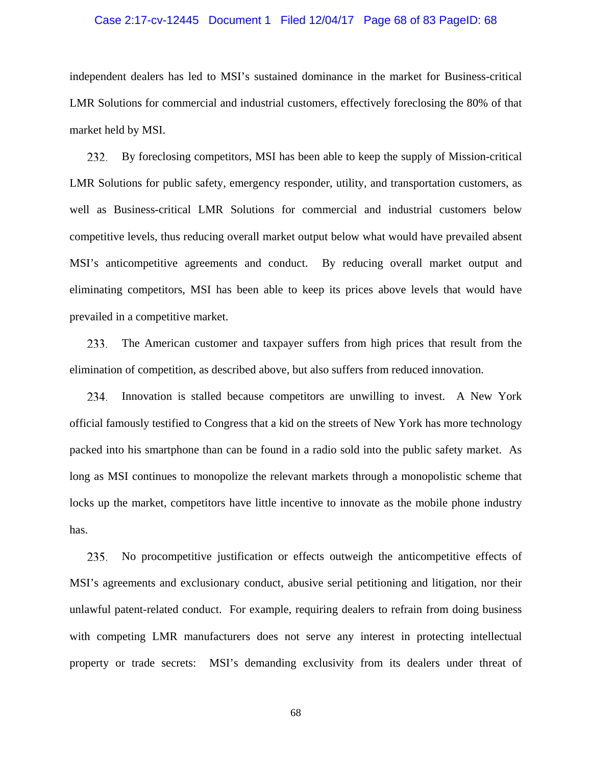independent dealers has led to MSI's sustained dominance in the market for Business-critical LMR Solutions for commercial and industrial customers, effectively foreclosing the 80% of that market held by MSI.

232. By foreclosing competitors, MSI has been able to keep the supply of Mission-critical LMR Solutions for public safety, emergency responder, utility, and transportation customers, as well as Business-critical LMR Solutions for commercial and industrial customers below competitive levels, thus reducing overall market output below what would have prevailed absent MSI's anticompetitive agreements and conduct. By reducing overall market output and eliminating competitors, MSI has been able to keep its prices above levels that would have prevailed in a competitive market.

233. The American customer and taxpayer suffers from high prices that result from the elimination of competition, as described above, but also suffers from reduced innovation.

234. Innovation is stalled because competitors are unwilling to invest. A New York official famously testified to Congress that a kid on the streets of New York has more technology packed into his smartphone than can be found in a radio sold into the public safety market. As long as MSI continues to monopolize the relevant markets through a monopolistic scheme that locks up the market, competitors have little incentive to innovate as the mobile phone industry has.

235. No procompetitive justification or effects outweigh the anticompetitive effects of MSI's agreements and exclusionary conduct, abusive serial petitioning and litigation, nor their unlawful patent-related conduct. For example, requiring dealers to refrain from doing business with competing LMR manufacturers does not serve any interest in protecting intellectual property or trade secrets: MSI's demanding exclusivity from its dealers under threat of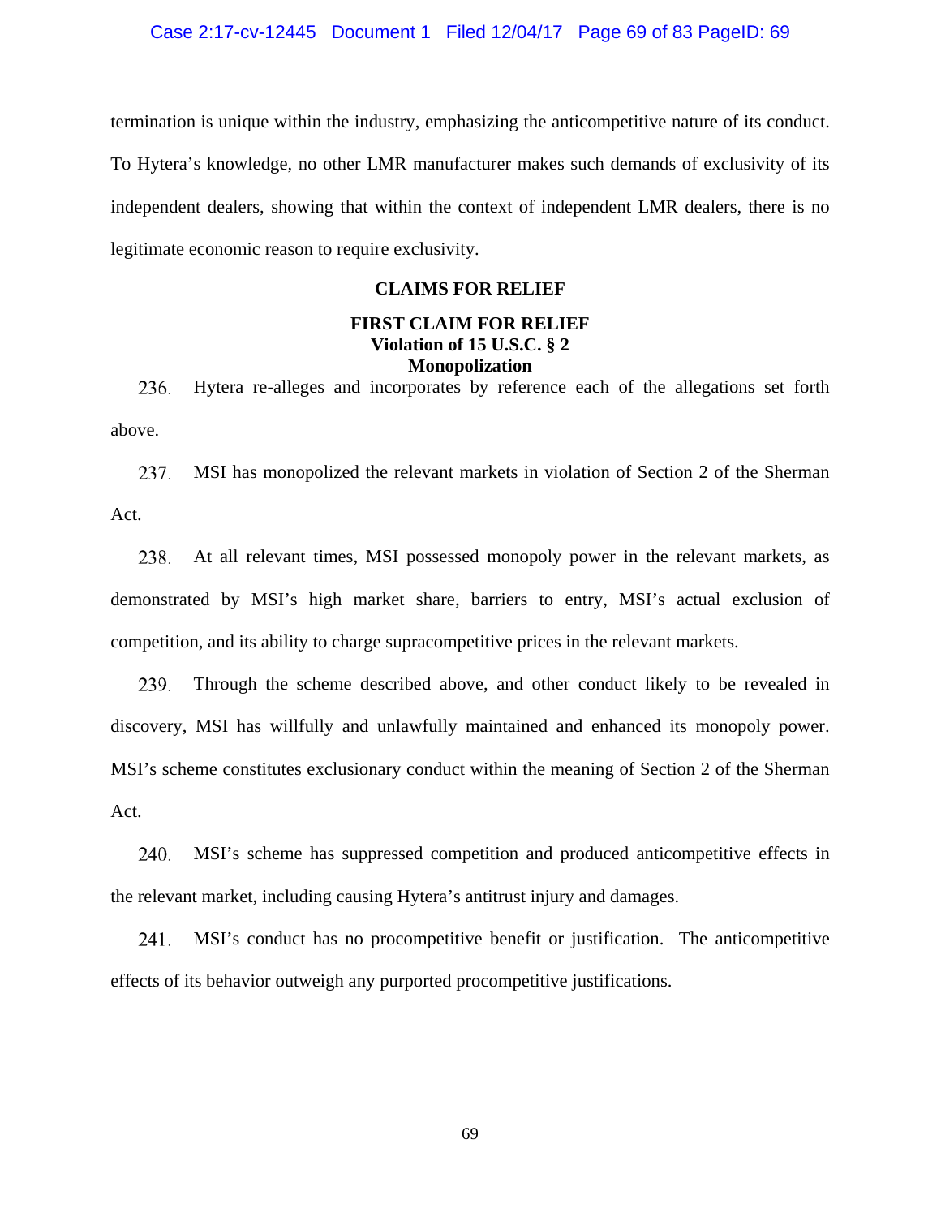termination is unique within the industry, emphasizing the anticompetitive nature of its conduct. To Hytera's knowledge, no other LMR manufacturer makes such demands of exclusivity of its independent dealers, showing that within the context of independent LMR dealers, there is no legitimate economic reason to require exclusivity.

## CLAIMS FOR RELIEF

### FIRST CLAIM FOR RELIEF
### Violation of 15 U.S.C. § 2
### Monopolization

236. Hytera re-alleges and incorporates by reference each of the allegations set forth above.

237. MSI has monopolized the relevant markets in violation of Section 2 of the Sherman Act.

238. At all relevant times, MSI possessed monopoly power in the relevant markets, as demonstrated by MSI's high market share, barriers to entry, MSI's actual exclusion of competition, and its ability to charge supracompetitive prices in the relevant markets.

239. Through the scheme described above, and other conduct likely to be revealed in discovery, MSI has willfully and unlawfully maintained and enhanced its monopoly power. MSI's scheme constitutes exclusionary conduct within the meaning of Section 2 of the Sherman Act.

240. MSI's scheme has suppressed competition and produced anticompetitive effects in the relevant market, including causing Hytera's antitrust injury and damages.

241. MSI's conduct has no procompetitive benefit or justification. The anticompetitive effects of its behavior outweigh any purported procompetitive justifications.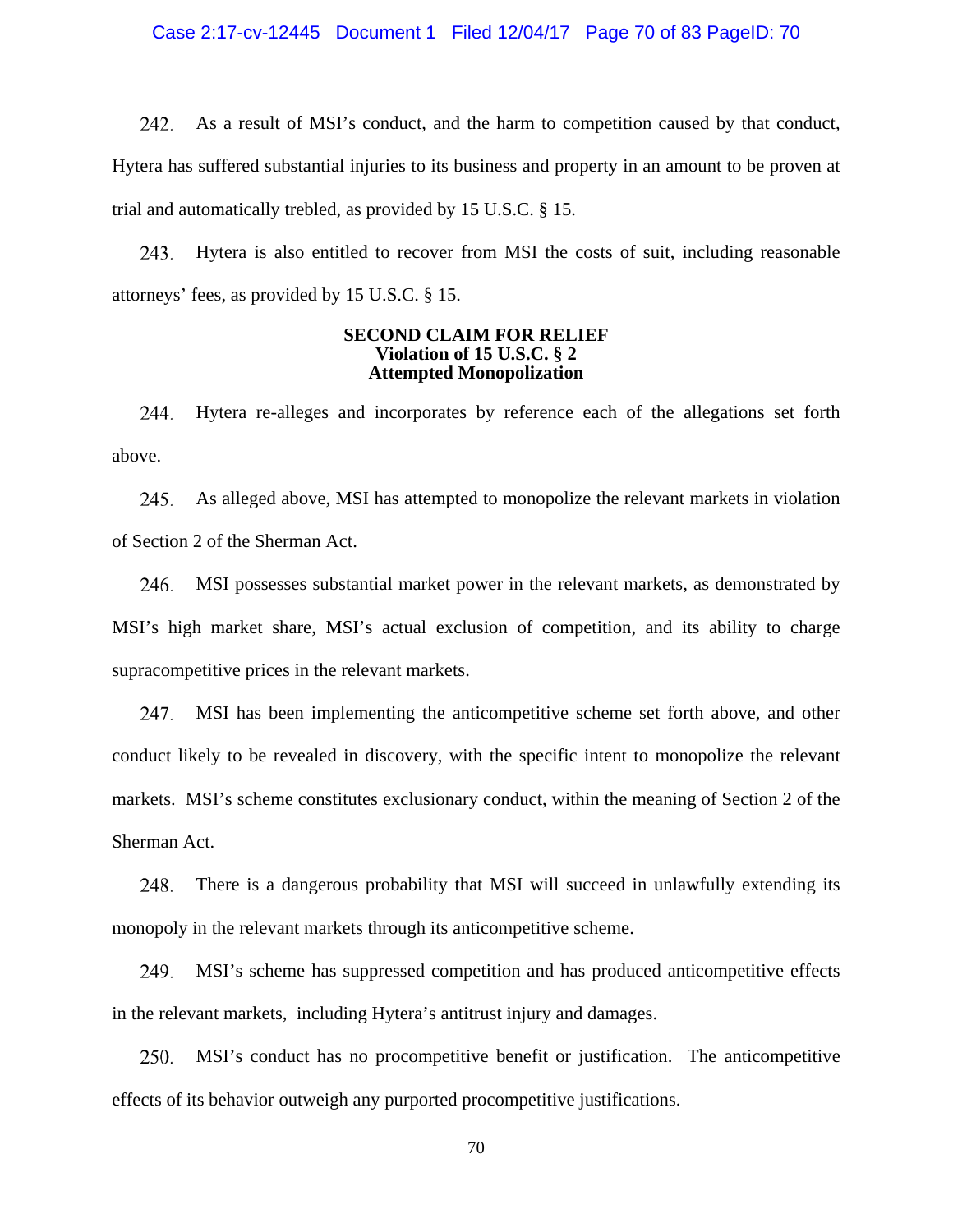242. As a result of MSI's conduct, and the harm to competition caused by that conduct, Hytera has suffered substantial injuries to its business and property in an amount to be proven at trial and automatically trebled, as provided by 15 U.S.C. § 15.

243. Hytera is also entitled to recover from MSI the costs of suit, including reasonable attorneys' fees, as provided by 15 U.S.C. § 15.

**SECOND CLAIM FOR RELIEF**
**Violation of 15 U.S.C. § 2**
**Attempted Monopolization**

244. Hytera re-alleges and incorporates by reference each of the allegations set forth above.

245. As alleged above, MSI has attempted to monopolize the relevant markets in violation of Section 2 of the Sherman Act.

246. MSI possesses substantial market power in the relevant markets, as demonstrated by MSI's high market share, MSI's actual exclusion of competition, and its ability to charge supracompetitive prices in the relevant markets.

247. MSI has been implementing the anticompetitive scheme set forth above, and other conduct likely to be revealed in discovery, with the specific intent to monopolize the relevant markets. MSI's scheme constitutes exclusionary conduct, within the meaning of Section 2 of the Sherman Act.

248. There is a dangerous probability that MSI will succeed in unlawfully extending its monopoly in the relevant markets through its anticompetitive scheme.

249. MSI's scheme has suppressed competition and has produced anticompetitive effects in the relevant markets, including Hytera's antitrust injury and damages.

250. MSI's conduct has no procompetitive benefit or justification. The anticompetitive effects of its behavior outweigh any purported procompetitive justifications.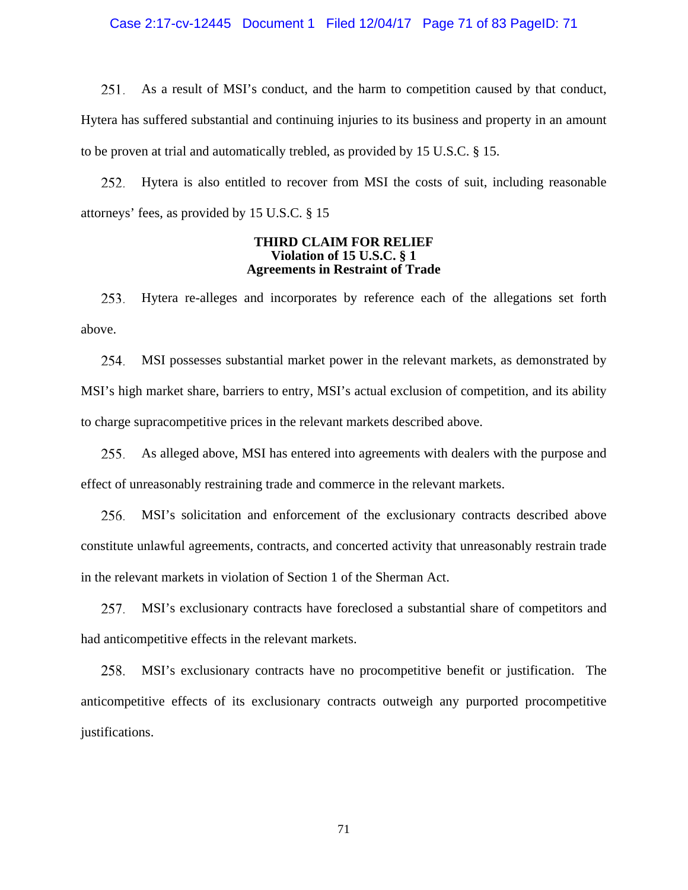251. As a result of MSI's conduct, and the harm to competition caused by that conduct, Hytera has suffered substantial and continuing injuries to its business and property in an amount to be proven at trial and automatically trebled, as provided by 15 U.S.C. § 15.

252. Hytera is also entitled to recover from MSI the costs of suit, including reasonable attorneys' fees, as provided by 15 U.S.C. § 15

**THIRD CLAIM FOR RELIEF**
**Violation of 15 U.S.C. § 1**
**Agreements in Restraint of Trade**

253. Hytera re-alleges and incorporates by reference each of the allegations set forth above.

254. MSI possesses substantial market power in the relevant markets, as demonstrated by MSI's high market share, barriers to entry, MSI's actual exclusion of competition, and its ability to charge supracompetitive prices in the relevant markets described above.

255. As alleged above, MSI has entered into agreements with dealers with the purpose and effect of unreasonably restraining trade and commerce in the relevant markets.

256. MSI's solicitation and enforcement of the exclusionary contracts described above constitute unlawful agreements, contracts, and concerted activity that unreasonably restrain trade in the relevant markets in violation of Section 1 of the Sherman Act.

257. MSI's exclusionary contracts have foreclosed a substantial share of competitors and had anticompetitive effects in the relevant markets.

258. MSI's exclusionary contracts have no procompetitive benefit or justification. The anticompetitive effects of its exclusionary contracts outweigh any purported procompetitive justifications.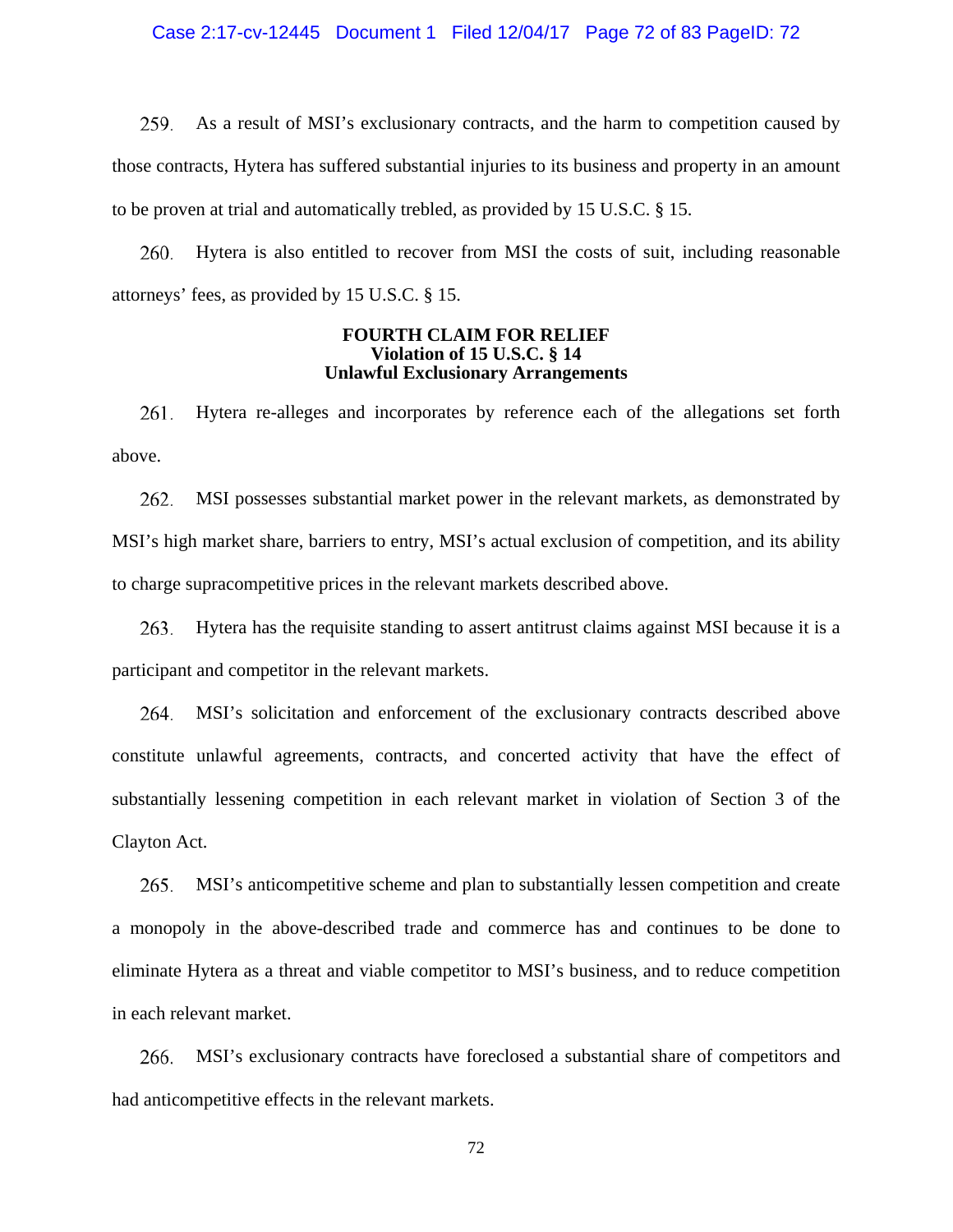259. As a result of MSI's exclusionary contracts, and the harm to competition caused by those contracts, Hytera has suffered substantial injuries to its business and property in an amount to be proven at trial and automatically trebled, as provided by 15 U.S.C. § 15.

260. Hytera is also entitled to recover from MSI the costs of suit, including reasonable attorneys' fees, as provided by 15 U.S.C. § 15.

**FOURTH CLAIM FOR RELIEF**
**Violation of 15 U.S.C. § 14**
**Unlawful Exclusionary Arrangements**

261. Hytera re-alleges and incorporates by reference each of the allegations set forth above.

262. MSI possesses substantial market power in the relevant markets, as demonstrated by MSI's high market share, barriers to entry, MSI's actual exclusion of competition, and its ability to charge supracompetitive prices in the relevant markets described above.

263. Hytera has the requisite standing to assert antitrust claims against MSI because it is a participant and competitor in the relevant markets.

264. MSI's solicitation and enforcement of the exclusionary contracts described above constitute unlawful agreements, contracts, and concerted activity that have the effect of substantially lessening competition in each relevant market in violation of Section 3 of the Clayton Act.

265. MSI's anticompetitive scheme and plan to substantially lessen competition and create a monopoly in the above-described trade and commerce has and continues to be done to eliminate Hytera as a threat and viable competitor to MSI's business, and to reduce competition in each relevant market.

266. MSI's exclusionary contracts have foreclosed a substantial share of competitors and had anticompetitive effects in the relevant markets.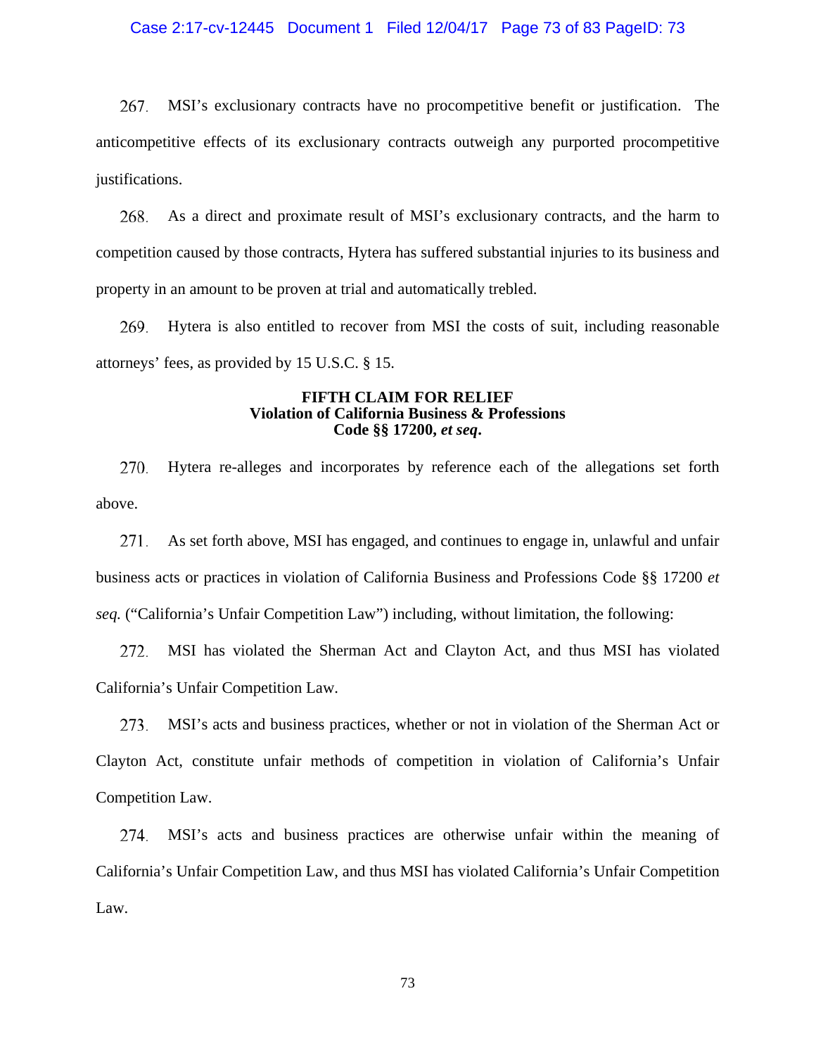267. MSI's exclusionary contracts have no procompetitive benefit or justification. The anticompetitive effects of its exclusionary contracts outweigh any purported procompetitive justifications.

268. As a direct and proximate result of MSI's exclusionary contracts, and the harm to competition caused by those contracts, Hytera has suffered substantial injuries to its business and property in an amount to be proven at trial and automatically trebled.

269. Hytera is also entitled to recover from MSI the costs of suit, including reasonable attorneys' fees, as provided by 15 U.S.C. § 15.

## FIFTH CLAIM FOR RELIEF
## Violation of California Business & Professions Code §§ 17200, *et seq*.

270. Hytera re-alleges and incorporates by reference each of the allegations set forth above.

271. As set forth above, MSI has engaged, and continues to engage in, unlawful and unfair business acts or practices in violation of California Business and Professions Code §§ 17200 *et seq.* ("California's Unfair Competition Law") including, without limitation, the following:

272. MSI has violated the Sherman Act and Clayton Act, and thus MSI has violated California's Unfair Competition Law.

273. MSI's acts and business practices, whether or not in violation of the Sherman Act or Clayton Act, constitute unfair methods of competition in violation of California's Unfair Competition Law.

274. MSI's acts and business practices are otherwise unfair within the meaning of California's Unfair Competition Law, and thus MSI has violated California's Unfair Competition Law.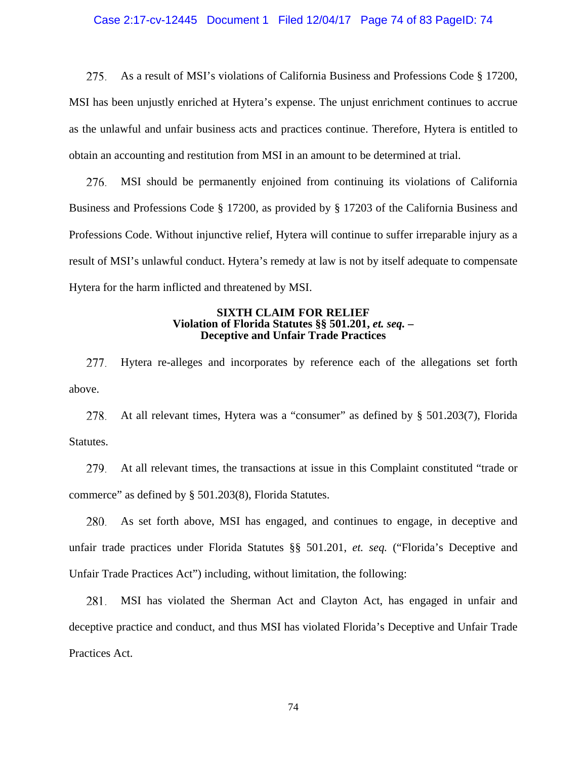275. As a result of MSI's violations of California Business and Professions Code § 17200, MSI has been unjustly enriched at Hytera's expense. The unjust enrichment continues to accrue as the unlawful and unfair business acts and practices continue. Therefore, Hytera is entitled to obtain an accounting and restitution from MSI in an amount to be determined at trial.

276. MSI should be permanently enjoined from continuing its violations of California Business and Professions Code § 17200, as provided by § 17203 of the California Business and Professions Code. Without injunctive relief, Hytera will continue to suffer irreparable injury as a result of MSI's unlawful conduct. Hytera's remedy at law is not by itself adequate to compensate Hytera for the harm inflicted and threatened by MSI.

**SIXTH CLAIM FOR RELIEF**
**Violation of Florida Statutes §§ 501.201, *et. seq.* –**
**Deceptive and Unfair Trade Practices**

277. Hytera re-alleges and incorporates by reference each of the allegations set forth above.

278. At all relevant times, Hytera was a "consumer" as defined by § 501.203(7), Florida Statutes.

279. At all relevant times, the transactions at issue in this Complaint constituted "trade or commerce" as defined by § 501.203(8), Florida Statutes.

280. As set forth above, MSI has engaged, and continues to engage, in deceptive and unfair trade practices under Florida Statutes §§ 501.201, *et. seq.* ("Florida's Deceptive and Unfair Trade Practices Act") including, without limitation, the following:

281. MSI has violated the Sherman Act and Clayton Act, has engaged in unfair and deceptive practice and conduct, and thus MSI has violated Florida's Deceptive and Unfair Trade Practices Act.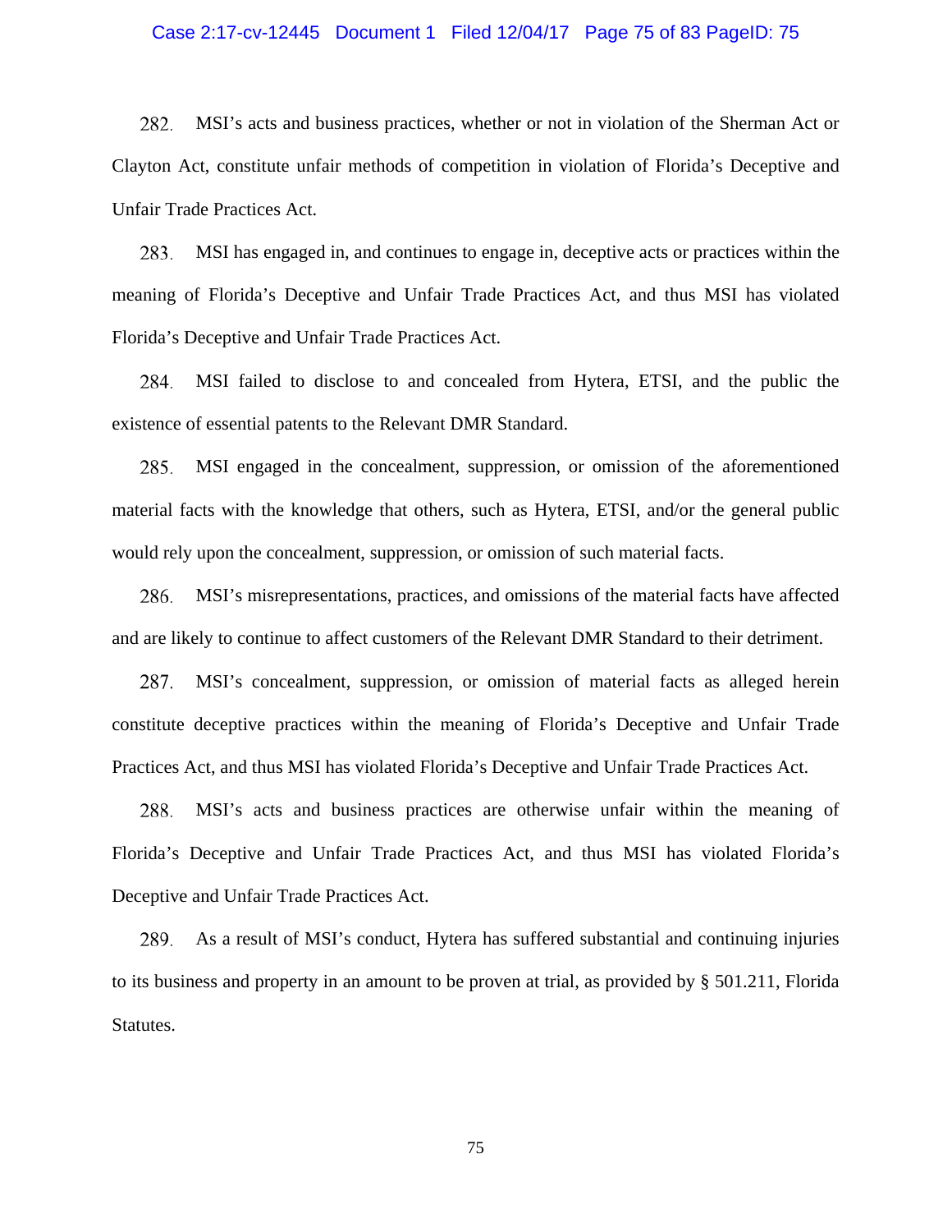282. MSI's acts and business practices, whether or not in violation of the Sherman Act or Clayton Act, constitute unfair methods of competition in violation of Florida's Deceptive and Unfair Trade Practices Act.

283. MSI has engaged in, and continues to engage in, deceptive acts or practices within the meaning of Florida's Deceptive and Unfair Trade Practices Act, and thus MSI has violated Florida's Deceptive and Unfair Trade Practices Act.

284. MSI failed to disclose to and concealed from Hytera, ETSI, and the public the existence of essential patents to the Relevant DMR Standard.

285. MSI engaged in the concealment, suppression, or omission of the aforementioned material facts with the knowledge that others, such as Hytera, ETSI, and/or the general public would rely upon the concealment, suppression, or omission of such material facts.

286. MSI's misrepresentations, practices, and omissions of the material facts have affected and are likely to continue to affect customers of the Relevant DMR Standard to their detriment.

287. MSI's concealment, suppression, or omission of material facts as alleged herein constitute deceptive practices within the meaning of Florida's Deceptive and Unfair Trade Practices Act, and thus MSI has violated Florida's Deceptive and Unfair Trade Practices Act.

288. MSI's acts and business practices are otherwise unfair within the meaning of Florida's Deceptive and Unfair Trade Practices Act, and thus MSI has violated Florida's Deceptive and Unfair Trade Practices Act.

289. As a result of MSI's conduct, Hytera has suffered substantial and continuing injuries to its business and property in an amount to be proven at trial, as provided by § 501.211, Florida Statutes.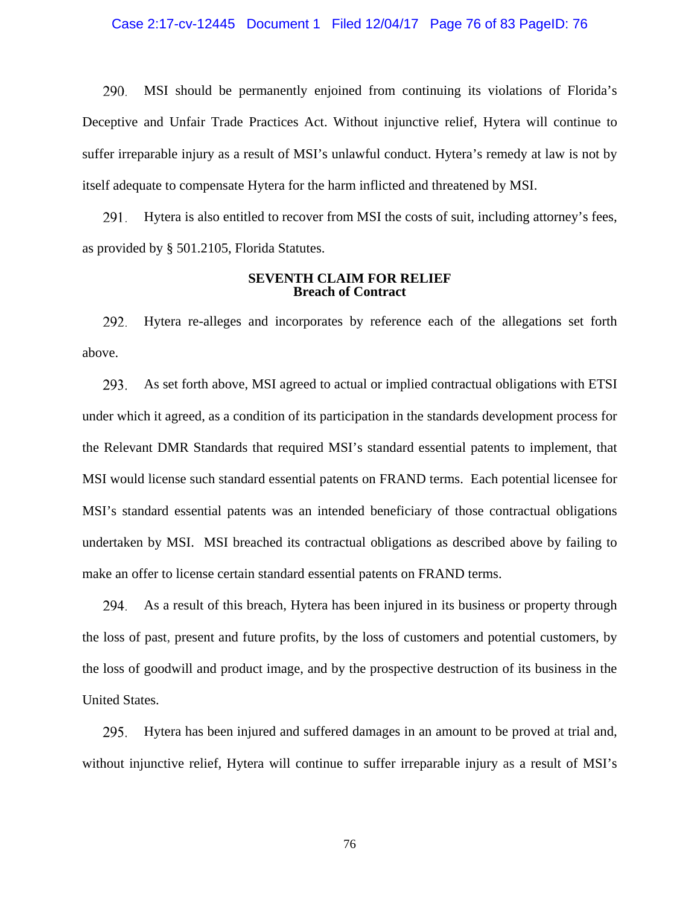290. MSI should be permanently enjoined from continuing its violations of Florida's Deceptive and Unfair Trade Practices Act. Without injunctive relief, Hytera will continue to suffer irreparable injury as a result of MSI's unlawful conduct. Hytera's remedy at law is not by itself adequate to compensate Hytera for the harm inflicted and threatened by MSI.

291. Hytera is also entitled to recover from MSI the costs of suit, including attorney's fees, as provided by § 501.2105, Florida Statutes.

## SEVENTH CLAIM FOR RELIEF
**Breach of Contract**

292. Hytera re-alleges and incorporates by reference each of the allegations set forth above.

293. As set forth above, MSI agreed to actual or implied contractual obligations with ETSI under which it agreed, as a condition of its participation in the standards development process for the Relevant DMR Standards that required MSI's standard essential patents to implement, that MSI would license such standard essential patents on FRAND terms. Each potential licensee for MSI's standard essential patents was an intended beneficiary of those contractual obligations undertaken by MSI. MSI breached its contractual obligations as described above by failing to make an offer to license certain standard essential patents on FRAND terms.

294. As a result of this breach, Hytera has been injured in its business or property through the loss of past, present and future profits, by the loss of customers and potential customers, by the loss of goodwill and product image, and by the prospective destruction of its business in the United States.

295. Hytera has been injured and suffered damages in an amount to be proved at trial and, without injunctive relief, Hytera will continue to suffer irreparable injury as a result of MSI's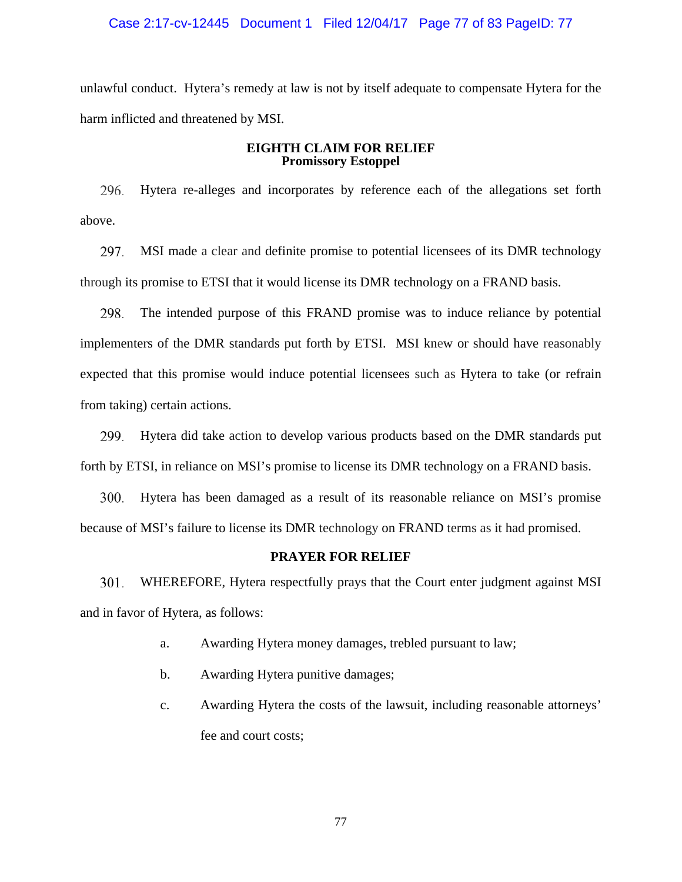unlawful conduct. Hytera's remedy at law is not by itself adequate to compensate Hytera for the harm inflicted and threatened by MSI.

## EIGHTH CLAIM FOR RELIEF
## Promissory Estoppel

296. Hytera re-alleges and incorporates by reference each of the allegations set forth above.

297. MSI made a clear and definite promise to potential licensees of its DMR technology through its promise to ETSI that it would license its DMR technology on a FRAND basis.

298. The intended purpose of this FRAND promise was to induce reliance by potential implementers of the DMR standards put forth by ETSI. MSI knew or should have reasonably expected that this promise would induce potential licensees such as Hytera to take (or refrain from taking) certain actions.

299. Hytera did take action to develop various products based on the DMR standards put forth by ETSI, in reliance on MSI's promise to license its DMR technology on a FRAND basis.

300. Hytera has been damaged as a result of its reasonable reliance on MSI's promise because of MSI's failure to license its DMR technology on FRAND terms as it had promised.

## PRAYER FOR RELIEF

301. WHEREFORE, Hytera respectfully prays that the Court enter judgment against MSI and in favor of Hytera, as follows:

a. Awarding Hytera money damages, trebled pursuant to law;

b. Awarding Hytera punitive damages;

c. Awarding Hytera the costs of the lawsuit, including reasonable attorneys' fee and court costs;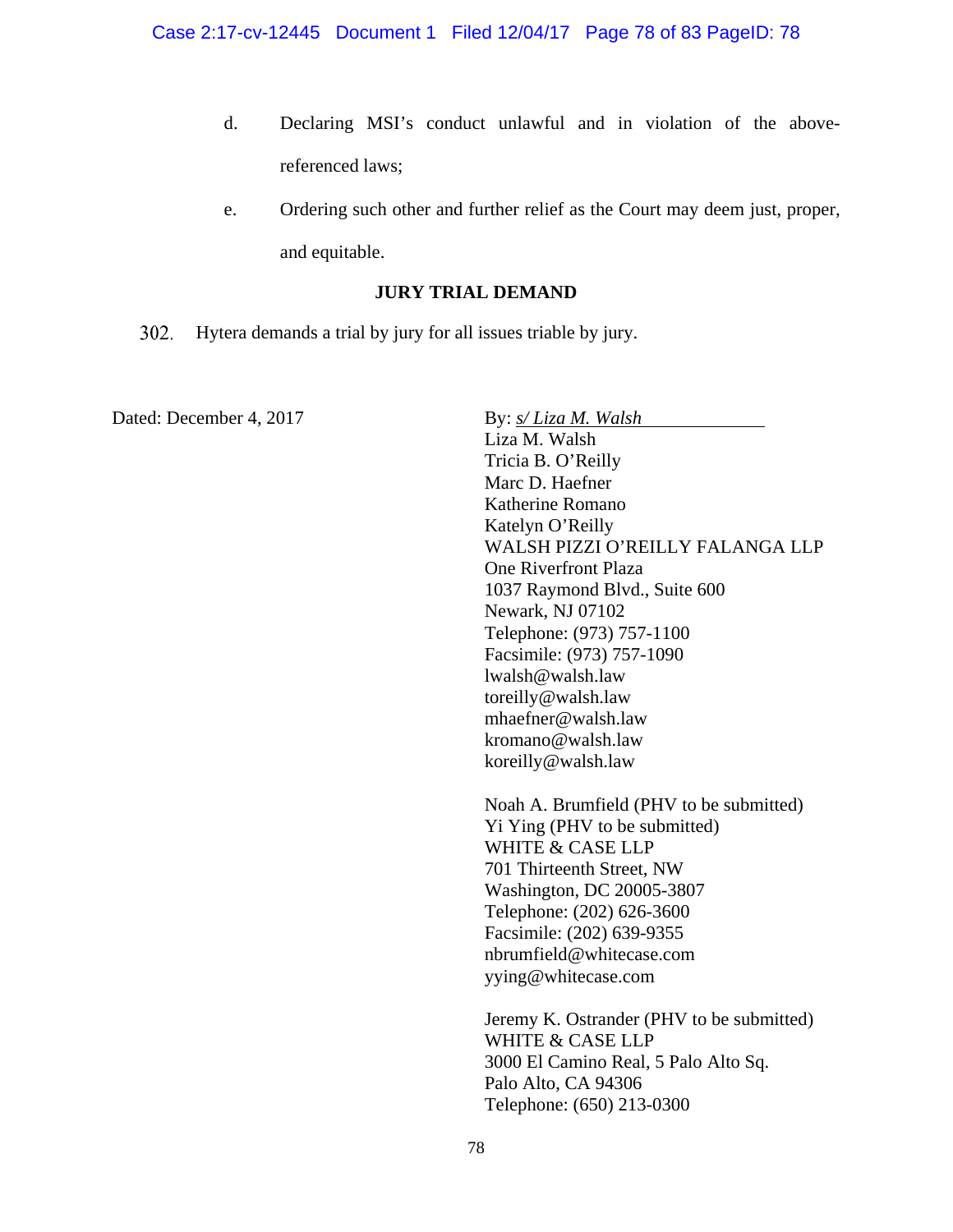d. Declaring MSI's conduct unlawful and in violation of the above-referenced laws;

e. Ordering such other and further relief as the Court may deem just, proper, and equitable.

**JURY TRIAL DEMAND**

302. Hytera demands a trial by jury for all issues triable by jury.

Dated: December 4, 2017

By: *s/ Liza M. Walsh*
Liza M. Walsh
Tricia B. O'Reilly
Marc D. Haefner
Katherine Romano
Katelyn O'Reilly
WALSH PIZZI O'REILLY FALANGA LLP
One Riverfront Plaza
1037 Raymond Blvd., Suite 600
Newark, NJ 07102
Telephone: (973) 757-1100
Facsimile: (973) 757-1090
lwalsh@walsh.law
toreilly@walsh.law
mhaefner@walsh.law
kromano@walsh.law
koreilly@walsh.law

Noah A. Brumfield (PHV to be submitted)
Yi Ying (PHV to be submitted)
WHITE & CASE LLP
701 Thirteenth Street, NW
Washington, DC 20005-3807
Telephone: (202) 626-3600
Facsimile: (202) 639-9355
nbrumfield@whitecase.com
yying@whitecase.com

Jeremy K. Ostrander (PHV to be submitted)
WHITE & CASE LLP
3000 El Camino Real, 5 Palo Alto Sq.
Palo Alto, CA 94306
Telephone: (650) 213-0300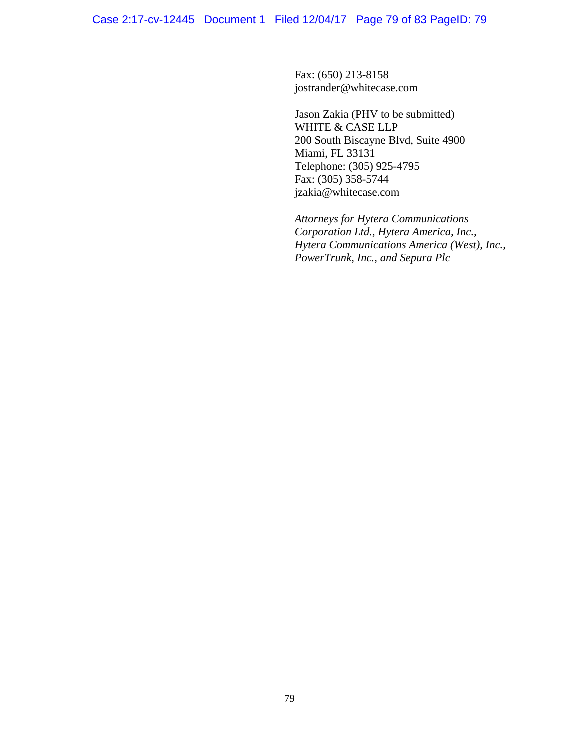Fax: (650) 213-8158
jostrander@whitecase.com

Jason Zakia (PHV to be submitted)
WHITE & CASE LLP
200 South Biscayne Blvd, Suite 4900
Miami, FL 33131
Telephone: (305) 925-4795
Fax: (305) 358-5744
jzakia@whitecase.com

*Attorneys for Hytera Communications Corporation Ltd., Hytera America, Inc., Hytera Communications America (West), Inc., PowerTrunk, Inc., and Sepura Plc*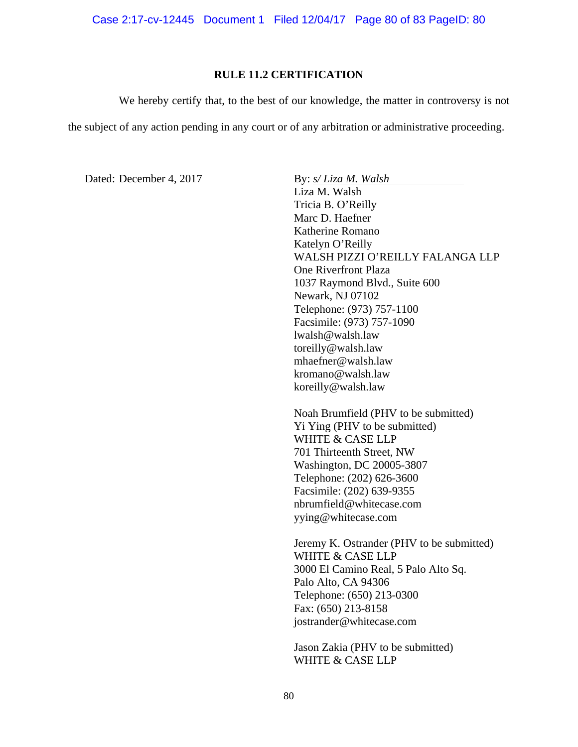## RULE 11.2 CERTIFICATION

We hereby certify that, to the best of our knowledge, the matter in controversy is not the subject of any action pending in any court or of any arbitration or administrative proceeding.

Dated: December 4, 2017

By: *s/ Liza M. Walsh*
Liza M. Walsh
Tricia B. O'Reilly
Marc D. Haefner
Katherine Romano
Katelyn O'Reilly
WALSH PIZZI O'REILLY FALANGA LLP
One Riverfront Plaza
1037 Raymond Blvd., Suite 600
Newark, NJ 07102
Telephone: (973) 757-1100
Facsimile: (973) 757-1090
lwalsh@walsh.law
toreilly@walsh.law
mhaefner@walsh.law
kromano@walsh.law
koreilly@walsh.law

Noah Brumfield (PHV to be submitted)
Yi Ying (PHV to be submitted)
WHITE & CASE LLP
701 Thirteenth Street, NW
Washington, DC 20005-3807
Telephone: (202) 626-3600
Facsimile: (202) 639-9355
nbrumfield@whitecase.com
yying@whitecase.com

Jeremy K. Ostrander (PHV to be submitted)
WHITE & CASE LLP
3000 El Camino Real, 5 Palo Alto Sq.
Palo Alto, CA 94306
Telephone: (650) 213-0300
Fax: (650) 213-8158
jostrander@whitecase.com

Jason Zakia (PHV to be submitted)
WHITE & CASE LLP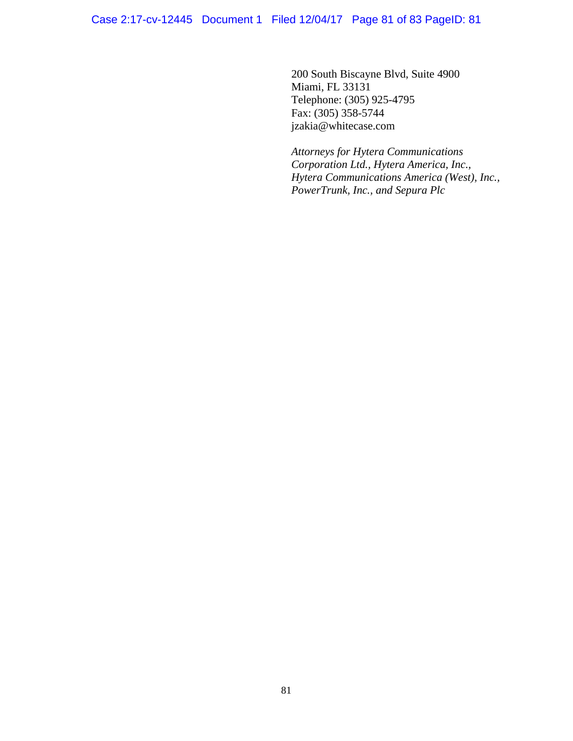200 South Biscayne Blvd, Suite 4900
Miami, FL 33131
Telephone: (305) 925-4795
Fax: (305) 358-5744
jzakia@whitecase.com

*Attorneys for Hytera Communications Corporation Ltd., Hytera America, Inc., Hytera Communications America (West), Inc., PowerTrunk, Inc., and Sepura Plc*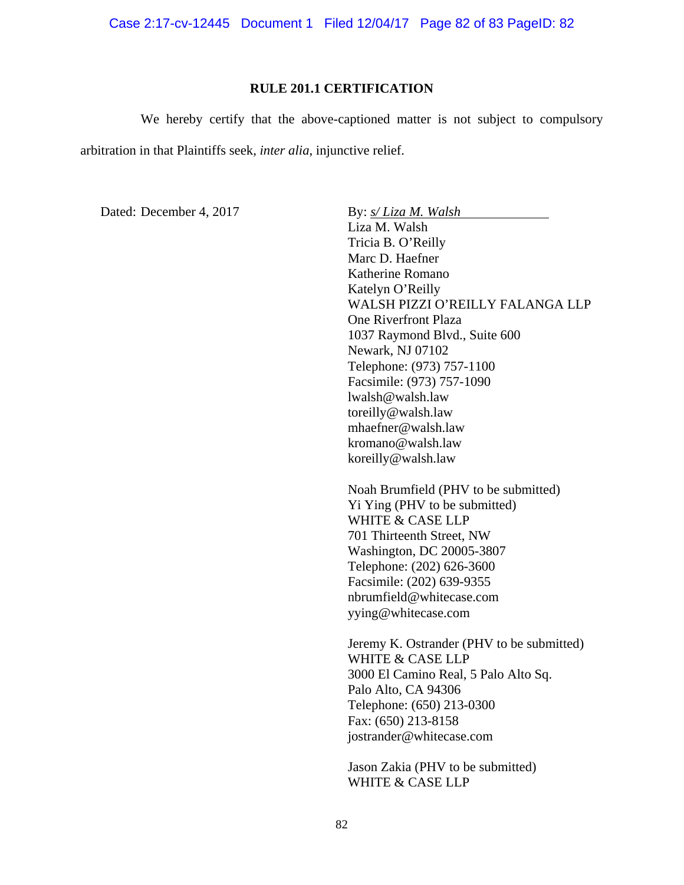**RULE 201.1 CERTIFICATION**

We hereby certify that the above-captioned matter is not subject to compulsory arbitration in that Plaintiffs seek, *inter alia*, injunctive relief.

Dated: December 4, 2017

By: *s/ Liza M. Walsh*
Liza M. Walsh
Tricia B. O'Reilly
Marc D. Haefner
Katherine Romano
Katelyn O'Reilly
WALSH PIZZI O'REILLY FALANGA LLP
One Riverfront Plaza
1037 Raymond Blvd., Suite 600
Newark, NJ 07102
Telephone: (973) 757-1100
Facsimile: (973) 757-1090
lwalsh@walsh.law
toreilly@walsh.law
mhaefner@walsh.law
kromano@walsh.law
koreilly@walsh.law

Noah Brumfield (PHV to be submitted)
Yi Ying (PHV to be submitted)
WHITE & CASE LLP
701 Thirteenth Street, NW
Washington, DC 20005-3807
Telephone: (202) 626-3600
Facsimile: (202) 639-9355
nbrumfield@whitecase.com
yying@whitecase.com

Jeremy K. Ostrander (PHV to be submitted)
WHITE & CASE LLP
3000 El Camino Real, 5 Palo Alto Sq.
Palo Alto, CA 94306
Telephone: (650) 213-0300
Fax: (650) 213-8158
jostrander@whitecase.com

Jason Zakia (PHV to be submitted)
WHITE & CASE LLP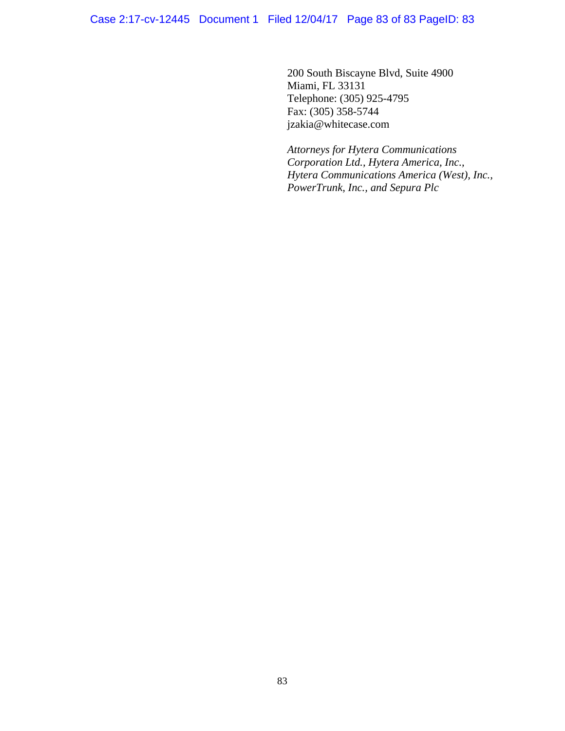200 South Biscayne Blvd, Suite 4900
Miami, FL 33131
Telephone: (305) 925-4795
Fax: (305) 358-5744
jzakia@whitecase.com

*Attorneys for Hytera Communications Corporation Ltd., Hytera America, Inc., Hytera Communications America (West), Inc., PowerTrunk, Inc., and Sepura Plc*